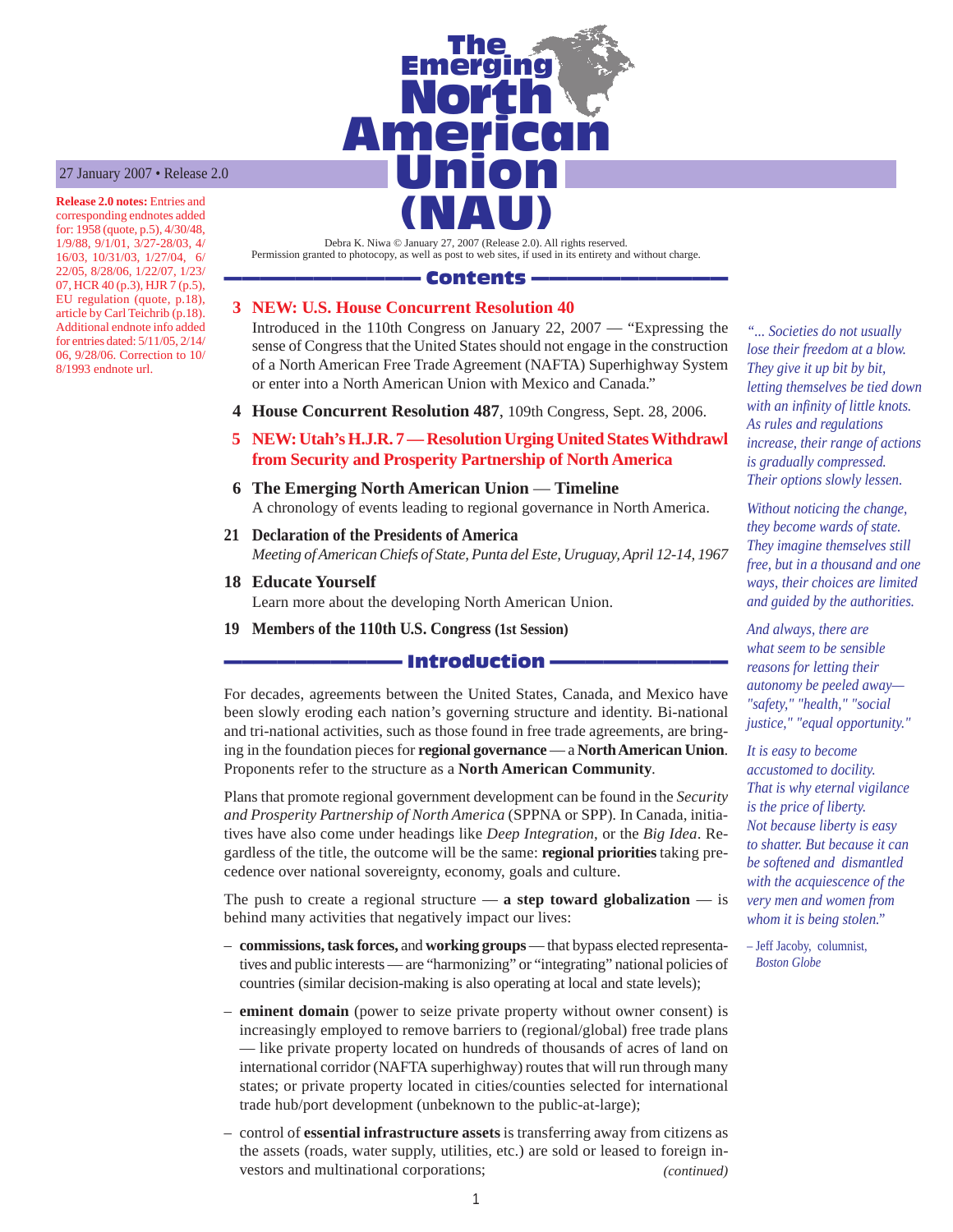# The Emerging North American Union (NAU)

27 January 2007 • Release 2.0

**Release 2.0 notes:** Entries and corresponding endnotes added for: 1958 (quote, p.5), 4/30/48, 1/9/88, 9/1/01, 3/27-28/03, 4/16/03, 10/31/03, 1/27/04, 6/22/05, 8/28/06, 1/22/07, 1/23/07, HCR 40 (p.3), HJR 7 (p.5), EU regulation (quote, p.18), article by Carl Teichrib (p.18). Additional endnote info added for entries dated: 5/11/05, 2/14/06, 9/28/06. Correction to 10/8/1993 endnote url.

Debra K. Niwa © January 27, 2007 (Release 2.0). All rights reserved.
Permission granted to photocopy, as well as post to web sites, if used in its entirety and without charge.

## Contents

**3 NEW: U.S. House Concurrent Resolution 40**
Introduced in the 110th Congress on January 22, 2007 — "Expressing the sense of Congress that the United States should not engage in the construction of a North American Free Trade Agreement (NAFTA) Superhighway System or enter into a North American Union with Mexico and Canada."

**4 House Concurrent Resolution 487**, 109th Congress, Sept. 28, 2006.

**5 NEW: Utah's H.J.R. 7 — Resolution Urging United States Withdrawl from Security and Prosperity Partnership of North America**

**6 The Emerging North American Union — Timeline**
A chronology of events leading to regional governance in North America.

**21 Declaration of the Presidents of America**
*Meeting of American Chiefs of State, Punta del Este, Uruguay, April 12-14, 1967*

**18 Educate Yourself**
Learn more about the developing North American Union.

**19 Members of the 110th U.S. Congress (1st Session)**

## Introduction

For decades, agreements between the United States, Canada, and Mexico have been slowly eroding each nation's governing structure and identity. Bi-national and tri-national activities, such as those found in free trade agreements, are bringing in the foundation pieces for **regional governance** — a **North American Union**. Proponents refer to the structure as a **North American Community**.

Plans that promote regional government development can be found in the *Security and Prosperity Partnership of North America* (SPPNA or SPP). In Canada, initiatives have also come under headings like *Deep Integration*, or the *Big Idea*. Regardless of the title, the outcome will be the same: **regional priorities** taking precedence over national sovereignty, economy, goals and culture.

The push to create a regional structure — **a step toward globalization** — is behind many activities that negatively impact our lives:

– **commissions, task forces,** and **working groups** — that bypass elected representatives and public interests — are "harmonizing" or "integrating" national policies of countries (similar decision-making is also operating at local and state levels);

– **eminent domain** (power to seize private property without owner consent) is increasingly employed to remove barriers to (regional/global) free trade plans — like private property located on hundreds of thousands of acres of land on international corridor (NAFTA superhighway) routes that will run through many states; or private property located in cities/counties selected for international trade hub/port development (unbeknown to the public-at-large);

– control of **essential infrastructure assets** is transferring away from citizens as the assets (roads, water supply, utilities, etc.) are sold or leased to foreign investors and multinational corporations; *(continued)*

*"... Societies do not usually lose their freedom at a blow. They give it up bit by bit, letting themselves be tied down with an infinity of little knots. As rules and regulations increase, their range of actions is gradually compressed. Their options slowly lessen.*

*Without noticing the change, they become wards of state. They imagine themselves still free, but in a thousand and one ways, their choices are limited and guided by the authorities.*

*And always, there are what seem to be sensible reasons for letting their autonomy be peeled away— "safety," "health," "social justice," "equal opportunity."*

*It is easy to become accustomed to docility. That is why eternal vigilance is the price of liberty. Not because liberty is easy to shatter. But because it can be softened and dismantled with the acquiescence of the very men and women from whom it is being stolen."*

– Jeff Jacoby, columnist, *Boston Globe*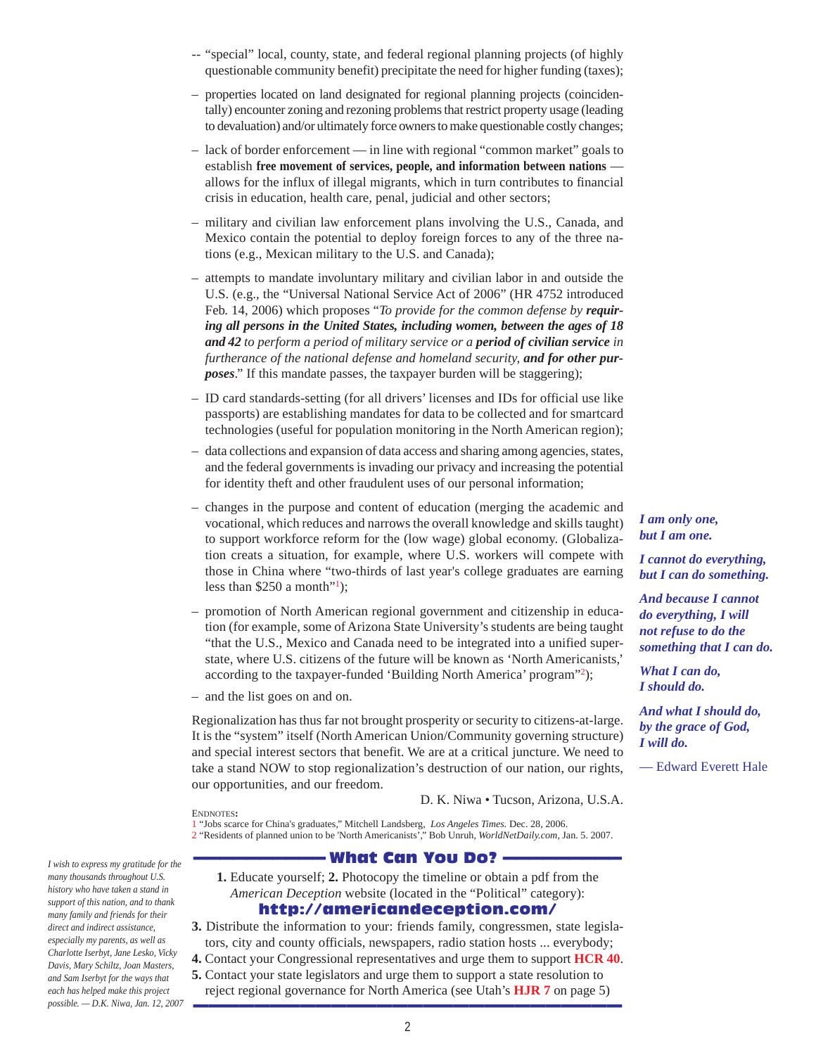– "special" local, county, state, and federal regional planning projects (of highly questionable community benefit) precipitate the need for higher funding (taxes);

– properties located on land designated for regional planning projects (coincidentally) encounter zoning and rezoning problems that restrict property usage (leading to devaluation) and/or ultimately force owners to make questionable costly changes;

– lack of border enforcement — in line with regional "common market" goals to establish **free movement of services, people, and information between nations** — allows for the influx of illegal migrants, which in turn contributes to financial crisis in education, health care, penal, judicial and other sectors;

– military and civilian law enforcement plans involving the U.S., Canada, and Mexico contain the potential to deploy foreign forces to any of the three nations (e.g., Mexican military to the U.S. and Canada);

– attempts to mandate involuntary military and civilian labor in and outside the U.S. (e.g., the "Universal National Service Act of 2006" (HR 4752 introduced Feb. 14, 2006) which proposes "*To provide for the common defense by **requiring all persons in the United States, including women, between the ages of 18 and 42** to perform a period of military service or a **period of civilian service** in furtherance of the national defense and homeland security, **and for other purposes***." If this mandate passes, the taxpayer burden will be staggering);

– ID card standards-setting (for all drivers' licenses and IDs for official use like passports) are establishing mandates for data to be collected and for smartcard technologies (useful for population monitoring in the North American region);

– data collections and expansion of data access and sharing among agencies, states, and the federal governments is invading our privacy and increasing the potential for identity theft and other fraudulent uses of our personal information;

– changes in the purpose and content of education (merging the academic and vocational, which reduces and narrows the overall knowledge and skills taught) to support workforce reform for the (low wage) global economy. (Globalization creats a situation, for example, where U.S. workers will compete with those in China where "two-thirds of last year's college graduates are earning less than $250 a month"[1]);

– promotion of North American regional government and citizenship in education (for example, some of Arizona State University's students are being taught "that the U.S., Mexico and Canada need to be integrated into a unified superstate, where U.S. citizens of the future will be known as 'North Americanists,' according to the taxpayer-funded 'Building North America' program"[2]);

– and the list goes on and on.

Regionalization has thus far not brought prosperity or security to citizens-at-large. It is the "system" itself (North American Union/Community governing structure) and special interest sectors that benefit. We are at a critical juncture. We need to take a stand NOW to stop regionalization's destruction of our nation, our rights, our opportunities, and our freedom.

D. K. Niwa • Tucson, Arizona, U.S.A.

***I am only one, but I am one.***

***I cannot do everything, but I can do something.***

***And because I cannot do everything, I will not refuse to do the something that I can do.***

***What I can do, I should do.***

***And what I should do, by the grace of God, I will do.***

— Edward Everett Hale

ENDNOTES:

1 "Jobs scarce for China's graduates," Mitchell Landsberg, *Los Angeles Times.* Dec. 28, 2006.

2 "Residents of planned union to be 'North Americanists'," Bob Unruh, *WorldNetDaily.com*, Jan. 5. 2007.

## What Can You Do?

**1.** Educate yourself; **2.** Photocopy the timeline or obtain a pdf from the *American Deception* website (located in the "Political" category):

**http://americandeception.com/**

**3.** Distribute the information to your: friends family, congressmen, state legislators, city and county officials, newspapers, radio station hosts ... everybody;

**4.** Contact your Congressional representatives and urge them to support **HCR 40**.

**5.** Contact your state legislators and urge them to support a state resolution to reject regional governance for North America (see Utah's **HJR 7** on page 5)

*I wish to express my gratitude for the many thousands throughout U.S. history who have taken a stand in support of this nation, and to thank many family and friends for their direct and indirect assistance, especially my parents, as well as Charlotte Iserbyt, Jane Lesko, Vicky Davis, Mary Schiltz, Joan Masters, and Sam Iserbyt for the ways that each has helped make this project possible. — D.K. Niwa, Jan. 12, 2007*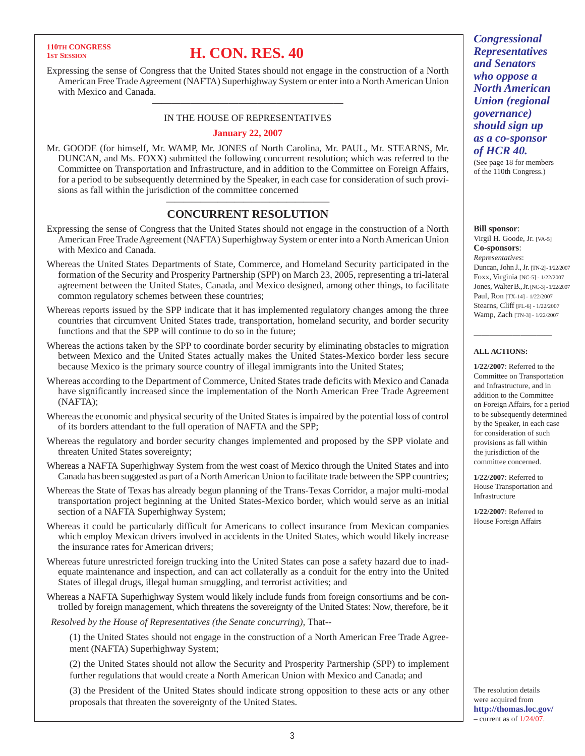**110TH CONGRESS**
**1ST SESSION**

# H. CON. RES. 40

Expressing the sense of Congress that the United States should not engage in the construction of a North American Free Trade Agreement (NAFTA) Superhighway System or enter into a North American Union with Mexico and Canada.

---

IN THE HOUSE OF REPRESENTATIVES

**January 22, 2007**

Mr. GOODE (for himself, Mr. WAMP, Mr. JONES of North Carolina, Mr. PAUL, Mr. STEARNS, Mr. DUNCAN, and Ms. FOXX) submitted the following concurrent resolution; which was referred to the Committee on Transportation and Infrastructure, and in addition to the Committee on Foreign Affairs, for a period to be subsequently determined by the Speaker, in each case for consideration of such provisions as fall within the jurisdiction of the committee concerned

---

## CONCURRENT RESOLUTION

Expressing the sense of Congress that the United States should not engage in the construction of a North American Free Trade Agreement (NAFTA) Superhighway System or enter into a North American Union with Mexico and Canada.

Whereas the United States Departments of State, Commerce, and Homeland Security participated in the formation of the Security and Prosperity Partnership (SPP) on March 23, 2005, representing a tri-lateral agreement between the United States, Canada, and Mexico designed, among other things, to facilitate common regulatory schemes between these countries;

Whereas reports issued by the SPP indicate that it has implemented regulatory changes among the three countries that circumvent United States trade, transportation, homeland security, and border security functions and that the SPP will continue to do so in the future;

Whereas the actions taken by the SPP to coordinate border security by eliminating obstacles to migration between Mexico and the United States actually makes the United States-Mexico border less secure because Mexico is the primary source country of illegal immigrants into the United States;

Whereas according to the Department of Commerce, United States trade deficits with Mexico and Canada have significantly increased since the implementation of the North American Free Trade Agreement (NAFTA);

Whereas the economic and physical security of the United States is impaired by the potential loss of control of its borders attendant to the full operation of NAFTA and the SPP;

Whereas the regulatory and border security changes implemented and proposed by the SPP violate and threaten United States sovereignty;

Whereas a NAFTA Superhighway System from the west coast of Mexico through the United States and into Canada has been suggested as part of a North American Union to facilitate trade between the SPP countries;

Whereas the State of Texas has already begun planning of the Trans-Texas Corridor, a major multi-modal transportation project beginning at the United States-Mexico border, which would serve as an initial section of a NAFTA Superhighway System;

Whereas it could be particularly difficult for Americans to collect insurance from Mexican companies which employ Mexican drivers involved in accidents in the United States, which would likely increase the insurance rates for American drivers;

Whereas future unrestricted foreign trucking into the United States can pose a safety hazard due to inadequate maintenance and inspection, and can act collaterally as a conduit for the entry into the United States of illegal drugs, illegal human smuggling, and terrorist activities; and

Whereas a NAFTA Superhighway System would likely include funds from foreign consortiums and be controlled by foreign management, which threatens the sovereignty of the United States: Now, therefore, be it

*Resolved by the House of Representatives (the Senate concurring)*, That--

(1) the United States should not engage in the construction of a North American Free Trade Agreement (NAFTA) Superhighway System;

(2) the United States should not allow the Security and Prosperity Partnership (SPP) to implement further regulations that would create a North American Union with Mexico and Canada; and

(3) the President of the United States should indicate strong opposition to these acts or any other proposals that threaten the sovereignty of the United States.

---

***Congressional Representatives and Senators who oppose a North American Union (regional governance) should sign up as a co-sponsor of HCR 40.***

(See page 18 for members of the 110th Congress.)

**Bill sponsor**:
Virgil H. Goode, Jr. [VA-5]

**Co-sponsors**:
*Representatives*:
Duncan, John J., Jr. [TN-2] - 1/22/2007
Foxx, Virginia [NC-5] - 1/22/2007
Jones, Walter B., Jr. [NC-3] - 1/22/2007
Paul, Ron [TX-14] - 1/22/2007
Stearns, Cliff [FL-6] - 1/22/2007
Wamp, Zach [TN-3] - 1/22/2007

---

**ALL ACTIONS:**

**1/22/2007**: Referred to the Committee on Transportation and Infrastructure, and in addition to the Committee on Foreign Affairs, for a period to be subsequently determined by the Speaker, in each case for consideration of such provisions as fall within the jurisdiction of the committee concerned.

**1/22/2007**: Referred to House Transportation and Infrastructure

**1/22/2007**: Referred to House Foreign Affairs

The resolution details were acquired from **http://thomas.loc.gov/** – current as of 1/24/07.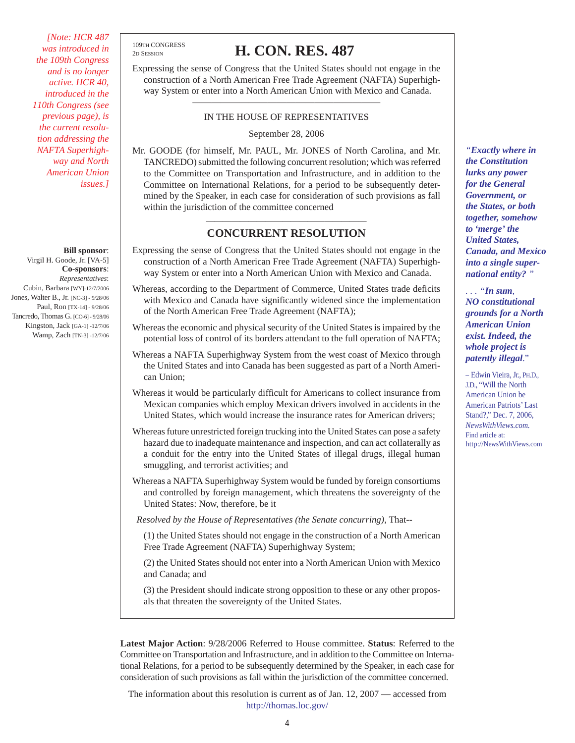*[Note: HCR 487 was introduced in the 109th Congress and is no longer active. HCR 40, introduced in the 110th Congress (see previous page), is the current resolution addressing the NAFTA Superhighway and North American Union issues.]*

109TH CONGRESS
2D SESSION

# H. CON. RES. 487

Expressing the sense of Congress that the United States should not engage in the construction of a North American Free Trade Agreement (NAFTA) Superhighway System or enter into a North American Union with Mexico and Canada.

IN THE HOUSE OF REPRESENTATIVES

September 28, 2006

Mr. GOODE (for himself, Mr. PAUL, Mr. JONES of North Carolina, and Mr. TANCREDO) submitted the following concurrent resolution; which was referred to the Committee on Transportation and Infrastructure, and in addition to the Committee on International Relations, for a period to be subsequently determined by the Speaker, in each case for consideration of such provisions as fall within the jurisdiction of the committee concerned

## CONCURRENT RESOLUTION

Expressing the sense of Congress that the United States should not engage in the construction of a North American Free Trade Agreement (NAFTA) Superhighway System or enter into a North American Union with Mexico and Canada.

Whereas, according to the Department of Commerce, United States trade deficits with Mexico and Canada have significantly widened since the implementation of the North American Free Trade Agreement (NAFTA);

Whereas the economic and physical security of the United States is impaired by the potential loss of control of its borders attendant to the full operation of NAFTA;

Whereas a NAFTA Superhighway System from the west coast of Mexico through the United States and into Canada has been suggested as part of a North American Union;

Whereas it would be particularly difficult for Americans to collect insurance from Mexican companies which employ Mexican drivers involved in accidents in the United States, which would increase the insurance rates for American drivers;

Whereas future unrestricted foreign trucking into the United States can pose a safety hazard due to inadequate maintenance and inspection, and can act collaterally as a conduit for the entry into the United States of illegal drugs, illegal human smuggling, and terrorist activities; and

Whereas a NAFTA Superhighway System would be funded by foreign consortiums and controlled by foreign management, which threatens the sovereignty of the United States: Now, therefore, be it

*Resolved by the House of Representatives (the Senate concurring),* That--

(1) the United States should not engage in the construction of a North American Free Trade Agreement (NAFTA) Superhighway System;

(2) the United States should not enter into a North American Union with Mexico and Canada; and

(3) the President should indicate strong opposition to these or any other proposals that threaten the sovereignty of the United States.

**Bill sponsor**:
Virgil H. Goode, Jr. [VA-5]
**Co-sponsors**:
*Representatives*:
Cubin, Barbara [WY]-12/7/2006
Jones, Walter B., Jr. [NC-3] - 9/28/06
Paul, Ron [TX-14] - 9/28/06
Tancredo, Thomas G. [CO-6] - 9/28/06
Kingston, Jack [GA-1] -12/7/06
Wamp, Zach [TN-3] -12/7/06

***"Exactly where in the Constitution lurks any power for the General Government, or the States, or both together, somehow to 'merge' the United States, Canada, and Mexico into a single supernational entity? "***

*. . . "**In sum, NO constitutional grounds for a North American Union exist. Indeed, the whole project is patently illegal**."*

– Edwin Vieira, Jr., PH.D., J.D., "Will the North American Union be American Patriots' Last Stand?," Dec. 7, 2006, *NewsWithViews.com.* Find article at: http://NewsWithViews.com

**Latest Major Action**: 9/28/2006 Referred to House committee. **Status**: Referred to the Committee on Transportation and Infrastructure, and in addition to the Committee on International Relations, for a period to be subsequently determined by the Speaker, in each case for consideration of such provisions as fall within the jurisdiction of the committee concerned.

The information about this resolution is current as of Jan. 12, 2007 — accessed from http://thomas.loc.gov/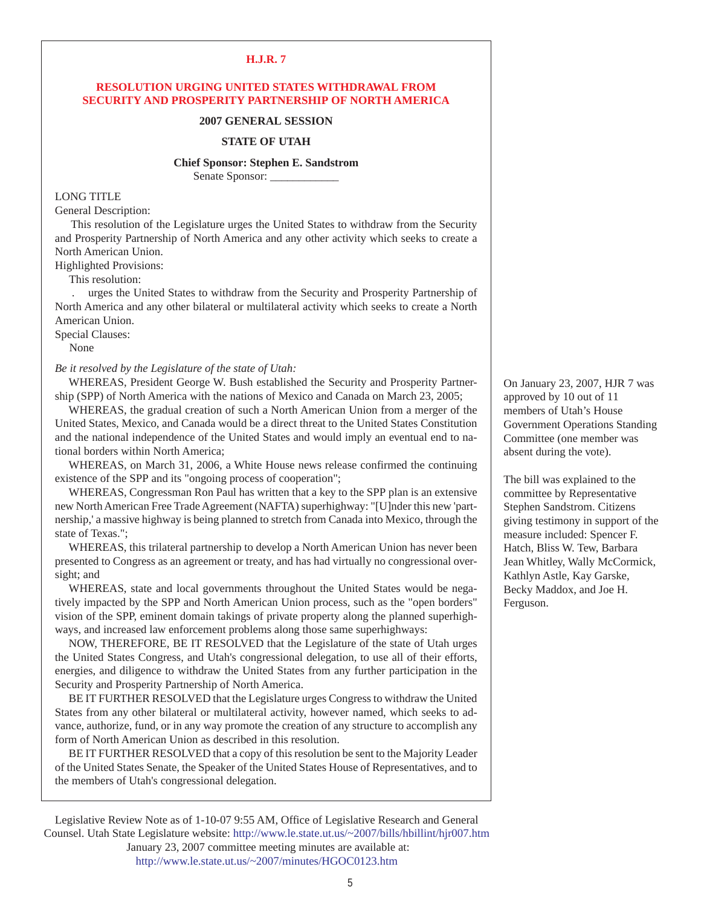**H.J.R. 7**

**RESOLUTION URGING UNITED STATES WITHDRAWAL FROM SECURITY AND PROSPERITY PARTNERSHIP OF NORTH AMERICA**

**2007 GENERAL SESSION**

**STATE OF UTAH**

**Chief Sponsor: Stephen E. Sandstrom**

Senate Sponsor: ____________

LONG TITLE

General Description:

This resolution of the Legislature urges the United States to withdraw from the Security and Prosperity Partnership of North America and any other activity which seeks to create a North American Union.

Highlighted Provisions:

This resolution:

. urges the United States to withdraw from the Security and Prosperity Partnership of North America and any other bilateral or multilateral activity which seeks to create a North American Union.

Special Clauses:

None

*Be it resolved by the Legislature of the state of Utah:*

WHEREAS, President George W. Bush established the Security and Prosperity Partnership (SPP) of North America with the nations of Mexico and Canada on March 23, 2005;

WHEREAS, the gradual creation of such a North American Union from a merger of the United States, Mexico, and Canada would be a direct threat to the United States Constitution and the national independence of the United States and would imply an eventual end to national borders within North America;

WHEREAS, on March 31, 2006, a White House news release confirmed the continuing existence of the SPP and its "ongoing process of cooperation";

WHEREAS, Congressman Ron Paul has written that a key to the SPP plan is an extensive new North American Free Trade Agreement (NAFTA) superhighway: "[U]nder this new 'partnership,' a massive highway is being planned to stretch from Canada into Mexico, through the state of Texas.";

WHEREAS, this trilateral partnership to develop a North American Union has never been presented to Congress as an agreement or treaty, and has had virtually no congressional oversight; and

WHEREAS, state and local governments throughout the United States would be negatively impacted by the SPP and North American Union process, such as the "open borders" vision of the SPP, eminent domain takings of private property along the planned superhighways, and increased law enforcement problems along those same superhighways:

NOW, THEREFORE, BE IT RESOLVED that the Legislature of the state of Utah urges the United States Congress, and Utah's congressional delegation, to use all of their efforts, energies, and diligence to withdraw the United States from any further participation in the Security and Prosperity Partnership of North America.

BE IT FURTHER RESOLVED that the Legislature urges Congress to withdraw the United States from any other bilateral or multilateral activity, however named, which seeks to advance, authorize, fund, or in any way promote the creation of any structure to accomplish any form of North American Union as described in this resolution.

BE IT FURTHER RESOLVED that a copy of this resolution be sent to the Majority Leader of the United States Senate, the Speaker of the United States House of Representatives, and to the members of Utah's congressional delegation.

On January 23, 2007, HJR 7 was approved by 10 out of 11 members of Utah's House Government Operations Standing Committee (one member was absent during the vote).

The bill was explained to the committee by Representative Stephen Sandstrom. Citizens giving testimony in support of the measure included: Spencer F. Hatch, Bliss W. Tew, Barbara Jean Whitley, Wally McCormick, Kathlyn Astle, Kay Garske, Becky Maddox, and Joe H. Ferguson.

Legislative Review Note as of 1-10-07 9:55 AM, Office of Legislative Research and General Counsel. Utah State Legislature website: http://www.le.state.ut.us/~2007/bills/hbillint/hjr007.htm

January 23, 2007 committee meeting minutes are available at: http://www.le.state.ut.us/~2007/minutes/HGOC0123.htm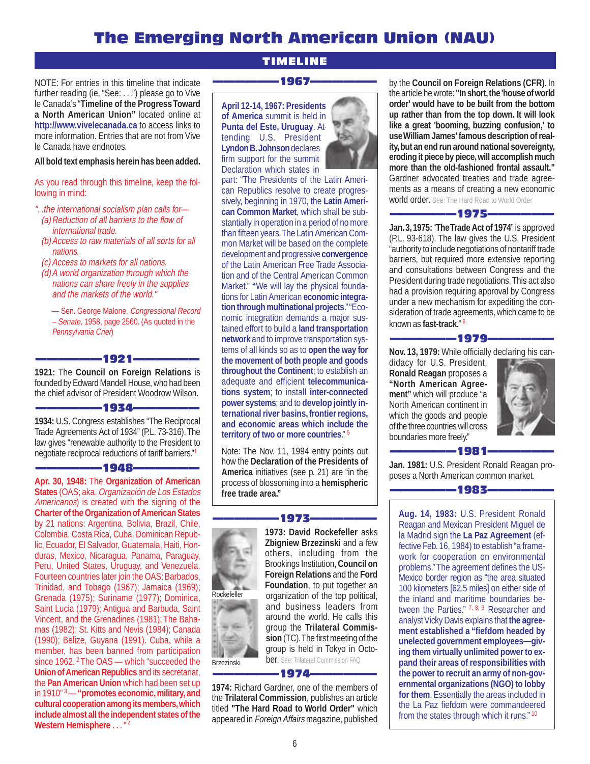# The Emerging North American Union (NAU)

## TIMELINE

NOTE: For entries in this timeline that indicate further reading (ie, "See: . . .") please go to Vive le Canada's "**Timeline of the Progress Toward a North American Union**" located online at **http://www.vivelecanada.ca** to access links to more information. Entries that are not from Vive le Canada have endnotes.

**All bold text emphasis herein has been added.**

As you read through this timeline, keep the following in mind:

*". .the international socialism plan calls for—*
*(a) Reduction of all barriers to the flow of international trade.*
*(b) Access to raw materials of all sorts for all nations.*
*(c) Access to markets for all nations.*
*(d) A world organization through which the nations can share freely in the supplies and the markets of the world."*

— Sen. George Malone, *Congressional Record – Senate*, 1958, page 2560. (As quoted in the *Pennsylvania Crier*)

### 1921

**1921:** The **Council on Foreign Relations** is founded by Edward Mandell House, who had been the chief advisor of President Woodrow Wilson.

### 1934

**1934:** U.S. Congress establishes "The Reciprocal Trade Agreements Act of 1934" (P.L. 73-316). The law gives "renewable authority to the President to negotiate reciprocal reductions of tariff barriers."[1]

### 1948

**Apr. 30, 1948:** The **Organization of American States** (OAS; aka. *Organización de Los Estados Americanos*) is created with the signing of the **Charter of the Organization of American States** by 21 nations: Argentina, Bolivia, Brazil, Chile, Colombia, Costa Rica, Cuba, Dominican Republic, Ecuador, El Salvador, Guatemala, Haiti, Honduras, Mexico, Nicaragua, Panama, Paraguay, Peru, United States, Uruguay, and Venezuela. Fourteen countries later join the OAS: Barbados, Trinidad, and Tobago (1967); Jamaica (1969); Grenada (1975); Suriname (1977); Dominica, Saint Lucia (1979); Antigua and Barbuda, Saint Vincent, and the Grenadines (1981); The Bahamas (1982); St. Kitts and Nevis (1984); Canada (1990); Belize, Guyana (1991). Cuba, while a member, has been banned from participation since 1962. [2] The OAS — which "succeeded the **Union of American Republics** and its secretariat, the **Pan American Union** which had been set up in 1910" [3] — **"promotes economic, military, and cultural cooperation among its members, which include almost all the independent states of the Western Hemisphere . . ."** [4]

### 1967

**April 12-14, 1967: Presidents of America** summit is held in **Punta del Este, Uruguay**. Attending U.S. President **Lyndon B. Johnson** declares firm support for the summit Declaration which states in part: "The Presidents of the Latin American Republics resolve to create progressively, beginning in 1970, the **Latin American Common Market**, which shall be substantially in operation in a period of no more than fifteen years. The Latin American Common Market will be based on the complete development and progressive **convergence** of the Latin American Free Trade Association and of the Central American Common Market." **"**We will lay the physical foundations for Latin American **economic integration through multinational projects**." "Economic integration demands a major sustained effort to build a **land transportation network** and to improve transportation systems of all kinds so as to **open the way for the movement of both people and goods throughout the Continent**; to establish an adequate and efficient **telecommunications system**; to install **inter-connected power systems**; and to **develop jointly international river basins, frontier regions, and economic areas which include the territory of two or more countries**." [5]

Note: The Nov. 11, 1994 entry points out how the **Declaration of the Presidents of America** initiatives (see p. 21) are "in the process of blossoming into a **hemispheric free trade area."**

### 1973

Rockefeller

Brzezinski

**1973: David Rockefeller** asks **Zbigniew Brzezinski** and a few others, including from the Brookings Institution, **Council on Foreign Relations** and the **Ford Foundation**, to put together an organization of the top political, and business leaders from around the world. He calls this group the **Trilateral Commission** (TC). The first meeting of the group is held in Tokyo in October. See: Trilateral Commission FAQ

### 1974

**1974:** Richard Gardner, one of the members of the **Trilateral Commission**, publishes an article titled **"The Hard Road to World Order"** which appeared in *Foreign Affairs* magazine, published by the **Council on Foreign Relations (CFR)**. In the article he wrote: **"In short, the 'house of world order' would have to be built from the bottom up rather than from the top down. It will look like a great 'booming, buzzing confusion,' to use William James' famous description of reality, but an end run around national sovereignty, eroding it piece by piece, will accomplish much more than the old-fashioned frontal assault."** Gardner advocated treaties and trade agreements as a means of creating a new economic world order. See: The Hard Road to World Order

### 1975

**Jan. 3, 1975:** "**The Trade Act of 1974**" is approved (P.L. 93-618). The law gives the U.S. President "authority to include negotiations of nontariff trade barriers, but required more extensive reporting and consultations between Congress and the President during trade negotiations. This act also had a provision requiring approval by Congress under a new mechanism for expediting the consideration of trade agreements, which came to be known as **fast-track**." [6]

### 1979

**Nov. 13, 1979:** While officially declaring his candidacy for U.S. President, **Ronald Reagan** proposes a **"North American Agreement"** which will produce "a North American continent in which the goods and people of the three countries will cross boundaries more freely."

### 1981

**Jan. 1981:** U.S. President Ronald Reagan proposes a North American common market.

### 1983

**Aug. 14, 1983:** U.S. President Ronald Reagan and Mexican President Miguel de la Madrid sign the **La Paz Agreement** (effective Feb. 16, 1984) to establish "a framework for cooperation on environmental problems." The agreement defines the US-Mexico border region as "the area situated 100 kilometers [62.5 miles] on either side of the inland and maritime boundaries between the Parties." [7, 8, 9] Researcher and analyst Vicky Davis explains that **the agreement established a "fiefdom headed by unelected government employees—giving them virtually unlimited power to expand their areas of responsibilities with the power to recruit an army of non-governmental organizations (NGO) to lobby for them**. Essentially the areas included in the La Paz fiefdom were commandeered from the states through which it runs." [10]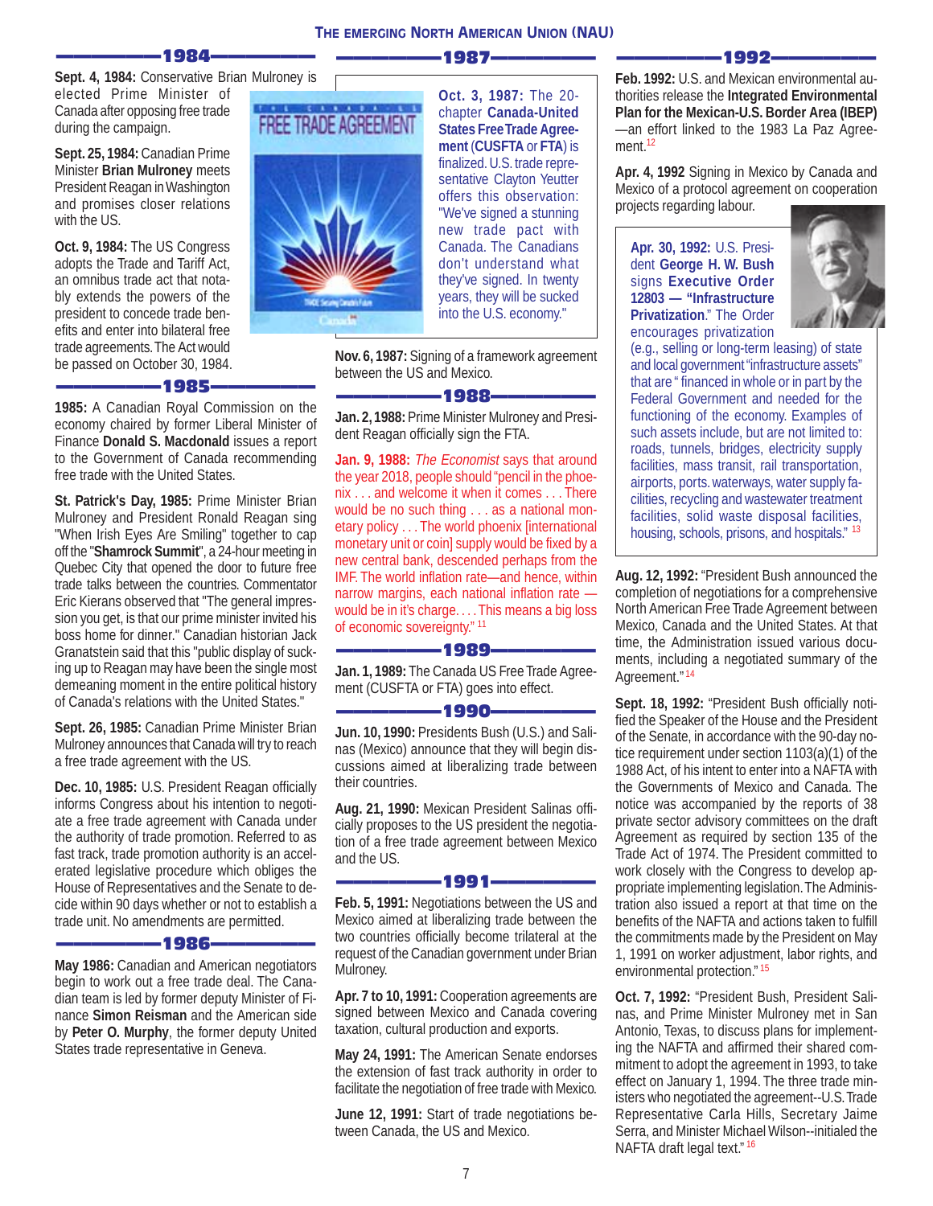## THE EMERGING NORTH AMERICAN UNION (NAU)

### 1984

**Sept. 4, 1984:** Conservative Brian Mulroney is elected Prime Minister of Canada after opposing free trade during the campaign.

**Sept. 25, 1984:** Canadian Prime Minister **Brian Mulroney** meets President Reagan in Washington and promises closer relations with the US.

**Oct. 9, 1984:** The US Congress adopts the Trade and Tariff Act, an omnibus trade act that notably extends the powers of the president to concede trade benefits and enter into bilateral free trade agreements. The Act would be passed on October 30, 1984.

### 1985

**1985:** A Canadian Royal Commission on the economy chaired by former Liberal Minister of Finance **Donald S. Macdonald** issues a report to the Government of Canada recommending free trade with the United States.

**St. Patrick's Day, 1985:** Prime Minister Brian Mulroney and President Ronald Reagan sing "When Irish Eyes Are Smiling" together to cap off the "**Shamrock Summit**", a 24-hour meeting in Quebec City that opened the door to future free trade talks between the countries. Commentator Eric Kierans observed that "The general impression you get, is that our prime minister invited his boss home for dinner." Canadian historian Jack Granatstein said that this "public display of sucking up to Reagan may have been the single most demeaning moment in the entire political history of Canada's relations with the United States."

**Sept. 26, 1985:** Canadian Prime Minister Brian Mulroney announces that Canada will try to reach a free trade agreement with the US.

**Dec. 10, 1985:** U.S. President Reagan officially informs Congress about his intention to negotiate a free trade agreement with Canada under the authority of trade promotion. Referred to as fast track, trade promotion authority is an accelerated legislative procedure which obliges the House of Representatives and the Senate to decide within 90 days whether or not to establish a trade unit. No amendments are permitted.

### 1986

**May 1986:** Canadian and American negotiators begin to work out a free trade deal. The Canadian team is led by former deputy Minister of Finance **Simon Reisman** and the American side by **Peter O. Murphy**, the former deputy United States trade representative in Geneva.

### 1987

**Oct. 3, 1987:** The 20-chapter **Canada-United States Free Trade Agreement** (**CUSFTA** or **FTA**) is finalized. U.S. trade representative Clayton Yeutter offers this observation: "We've signed a stunning new trade pact with Canada. The Canadians don't understand what they've signed. In twenty years, they will be sucked into the U.S. economy."

**Nov. 6, 1987:** Signing of a framework agreement between the US and Mexico.

### 1988

**Jan. 2, 1988:** Prime Minister Mulroney and President Reagan officially sign the FTA.

**Jan. 9, 1988:** *The Economist* says that around the year 2018, people should "pencil in the phoenix . . . and welcome it when it comes . . . There would be no such thing . . . as a national monetary policy . . . The world phoenix [international monetary unit or coin] supply would be fixed by a new central bank, descended perhaps from the IMF. The world inflation rate—and hence, within narrow margins, each national inflation rate — would be in it's charge. . . . This means a big loss of economic sovereignty." [11]

### 1989

**Jan. 1, 1989:** The Canada US Free Trade Agreement (CUSFTA or FTA) goes into effect.

### 1990

**Jun. 10, 1990:** Presidents Bush (U.S.) and Salinas (Mexico) announce that they will begin discussions aimed at liberalizing trade between their countries.

**Aug. 21, 1990:** Mexican President Salinas officially proposes to the US president the negotiation of a free trade agreement between Mexico and the US.

### 1991

**Feb. 5, 1991:** Negotiations between the US and Mexico aimed at liberalizing trade between the two countries officially become trilateral at the request of the Canadian government under Brian Mulroney.

**Apr. 7 to 10, 1991:** Cooperation agreements are signed between Mexico and Canada covering taxation, cultural production and exports.

**May 24, 1991:** The American Senate endorses the extension of fast track authority in order to facilitate the negotiation of free trade with Mexico.

**June 12, 1991:** Start of trade negotiations between Canada, the US and Mexico.

### 1992

**Feb. 1992:** U.S. and Mexican environmental authorities release the **Integrated Environmental Plan for the Mexican-U.S. Border Area (IBEP)** —an effort linked to the 1983 La Paz Agreement.[12]

**Apr. 4, 1992** Signing in Mexico by Canada and Mexico of a protocol agreement on cooperation projects regarding labour.

**Apr. 30, 1992:** U.S. President **George H. W. Bush** signs **Executive Order 12803 — "Infrastructure Privatization**." The Order encourages privatization (e.g., selling or long-term leasing) of state and local government "infrastructure assets" that are " financed in whole or in part by the Federal Government and needed for the functioning of the economy. Examples of such assets include, but are not limited to: roads, tunnels, bridges, electricity supply facilities, mass transit, rail transportation, airports, ports. waterways, water supply facilities, recycling and wastewater treatment facilities, solid waste disposal facilities, housing, schools, prisons, and hospitals." [13]

**Aug. 12, 1992:** "President Bush announced the completion of negotiations for a comprehensive North American Free Trade Agreement between Mexico, Canada and the United States. At that time, the Administration issued various documents, including a negotiated summary of the Agreement." [14]

**Sept. 18, 1992:** "President Bush officially notified the Speaker of the House and the President of the Senate, in accordance with the 90-day notice requirement under section 1103(a)(1) of the 1988 Act, of his intent to enter into a NAFTA with the Governments of Mexico and Canada. The notice was accompanied by the reports of 38 private sector advisory committees on the draft Agreement as required by section 135 of the Trade Act of 1974. The President committed to work closely with the Congress to develop appropriate implementing legislation. The Administration also issued a report at that time on the benefits of the NAFTA and actions taken to fulfill the commitments made by the President on May 1, 1991 on worker adjustment, labor rights, and environmental protection." [15]

**Oct. 7, 1992:** "President Bush, President Salinas, and Prime Minister Mulroney met in San Antonio, Texas, to discuss plans for implementing the NAFTA and affirmed their shared commitment to adopt the agreement in 1993, to take effect on January 1, 1994. The three trade ministers who negotiated the agreement--U.S. Trade Representative Carla Hills, Secretary Jaime Serra, and Minister Michael Wilson--initialed the NAFTA draft legal text." [16]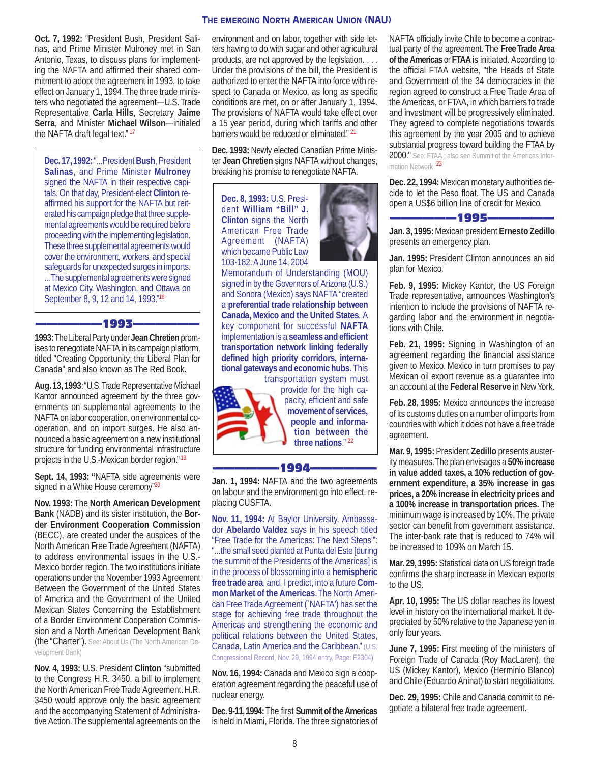**Oct. 7, 1992:** "President Bush, President Salinas, and Prime Minister Mulroney met in San Antonio, Texas, to discuss plans for implementing the NAFTA and affirmed their shared commitment to adopt the agreement in 1993, to take effect on January 1, 1994. The three trade ministers who negotiated the agreement—U.S. Trade Representative **Carla Hills**, Secretary **Jaime Serra**, and Minister **Michael Wilson**—initialed the NAFTA draft legal text."[17]

**Dec. 17, 1992:** "...President **Bush**, President **Salinas**, and Prime Minister **Mulroney** signed the NAFTA in their respective capitals. On that day, President-elect **Clinton** reaffirmed his support for the NAFTA but reiterated his campaign pledge that three supplemental agreements would be required before proceeding with the implementing legislation. These three supplemental agreements would cover the environment, workers, and special safeguards for unexpected surges in imports. ...The supplemental agreements were signed at Mexico City, Washington, and Ottawa on September 8, 9, 12 and 14, 1993."[18]

## 1993

**1993:** The Liberal Party under **Jean Chretien** promises to renegotiate NAFTA in its campaign platform, titled "Creating Opportunity: the Liberal Plan for Canada" and also known as The Red Book.

**Aug. 13, 1993**: "U.S. Trade Representative Michael Kantor announced agreement by the three governments on supplemental agreements to the NAFTA on labor cooperation, on environmental cooperation, and on import surges. He also announced a basic agreement on a new institutional structure for funding environmental infrastructure projects in the U.S.-Mexican border region."[19]

**Sept. 14, 1993: "**NAFTA side agreements were signed in a White House ceremony"[20]

**Nov. 1993:** The **North American Development Bank** (NADB) and its sister institution, the **Border Environment Cooperation Commission** (BECC), are created under the auspices of the North American Free Trade Agreement (NAFTA) to address environmental issues in the U.S.-Mexico border region. The two institutions initiate operations under the November 1993 Agreement Between the Government of the United States of America and the Government of the United Mexican States Concerning the Establishment of a Border Environment Cooperation Commission and a North American Development Bank (the "Charter"). See: About Us (The North American Development Bank)

**Nov. 4, 1993:** U.S. President **Clinton** "submitted to the Congress H.R. 3450, a bill to implement the North American Free Trade Agreement. H.R. 3450 would approve only the basic agreement and the accompanying Statement of Administrative Action. The supplemental agreements on the environment and on labor, together with side letters having to do with sugar and other agricultural products, are not approved by the legislation. . . . Under the provisions of the bill, the President is authorized to enter the NAFTA into force with respect to Canada or Mexico, as long as specific conditions are met, on or after January 1, 1994. The provisions of NAFTA would take effect over a 15 year period, during which tariffs and other barriers would be reduced or eliminated."[21]

**Dec. 1993:** Newly elected Canadian Prime Minister **Jean Chretien** signs NAFTA without changes, breaking his promise to renegotiate NAFTA.

**Dec. 8, 1993:** U.S. President **William "Bill" J. Clinton** signs the North American Free Trade Agreement (NAFTA) which became Public Law 103-182. A June 14, 2004 Memorandum of Understanding (MOU) signed in by the Governors of Arizona (U.S.) and Sonora (Mexico) says NAFTA "created a **preferential trade relationship between Canada, Mexico and the United States**. A key component for successful **NAFTA** implementation is a **seamless and efficient transportation network linking federally defined high priority corridors, international gateways and economic hubs.** This transportation system must provide for the high capacity, efficient and safe **movement of services, people and information between the three nations**."[22]

## 1994

**Jan. 1, 1994:** NAFTA and the two agreements on labour and the environment go into effect, replacing CUSFTA.

**Nov. 11, 1994:** At Baylor University, Ambassador **Abelardo Valdez** says in his speech titled "Free Trade for the Americas: The Next Steps": "...the small seed planted at Punta del Este [during the summit of the Presidents of the Americas] is in the process of blossoming into a **hemispheric free trade area**, and, I predict, into a future **Common Market of the Americas**. The North American Free Trade Agreement (`NAFTA') has set the stage for achieving free trade throughout the Americas and strengthening the economic and political relations between the United States, Canada, Latin America and the Caribbean." (U.S. Congressional Record, Nov. 29, 1994 entry, Page: E2304)

**Nov. 16, 1994:** Canada and Mexico sign a cooperation agreement regarding the peaceful use of nuclear energy.

**Dec. 9-11, 1994:** The first **Summit of the Americas** is held in Miami, Florida. The three signatories of NAFTA officially invite Chile to become a contractual party of the agreement. The **Free Trade Area of the Americas** or **FTAA** is initiated. According to the official FTAA website, "the Heads of State and Government of the 34 democracies in the region agreed to construct a Free Trade Area of the Americas, or FTAA, in which barriers to trade and investment will be progressively eliminated. They agreed to complete negotiations towards this agreement by the year 2005 and to achieve substantial progress toward building the FTAA by 2000." See: FTAA ; also see Summit of the Americas Information Network [23]

**Dec. 22, 1994:** Mexican monetary authorities decide to let the Peso float. The US and Canada open a US$6 billion line of credit for Mexico.

## 1995

**Jan. 3, 1995:** Mexican president **Ernesto Zedillo** presents an emergency plan.

**Jan. 1995:** President Clinton announces an aid plan for Mexico.

**Feb. 9, 1995:** Mickey Kantor, the US Foreign Trade representative, announces Washington's intention to include the provisions of NAFTA regarding labor and the environment in negotiations with Chile.

**Feb. 21, 1995:** Signing in Washington of an agreement regarding the financial assistance given to Mexico. Mexico in turn promises to pay Mexican oil export revenue as a guarantee into an account at the **Federal Reserve** in New York.

**Feb. 28, 1995:** Mexico announces the increase of its customs duties on a number of imports from countries with which it does not have a free trade agreement.

**Mar. 9, 1995:** President **Zedillo** presents austerity measures. The plan envisages a **50% increase in value added taxes, a 10% reduction of government expenditure, a 35% increase in gas prices, a 20% increase in electricity prices and a 100% increase in transportation prices.** The minimum wage is increased by 10%. The private sector can benefit from government assistance. The inter-bank rate that is reduced to 74% will be increased to 109% on March 15.

**Mar. 29, 1995:** Statistical data on US foreign trade confirms the sharp increase in Mexican exports to the US.

**Apr. 10, 1995:** The US dollar reaches its lowest level in history on the international market. It depreciated by 50% relative to the Japanese yen in only four years.

**June 7, 1995:** First meeting of the ministers of Foreign Trade of Canada (Roy MacLaren), the US (Mickey Kantor), Mexico (Herminio Blanco) and Chile (Eduardo Aninat) to start negotiations.

**Dec. 29, 1995:** Chile and Canada commit to negotiate a bilateral free trade agreement.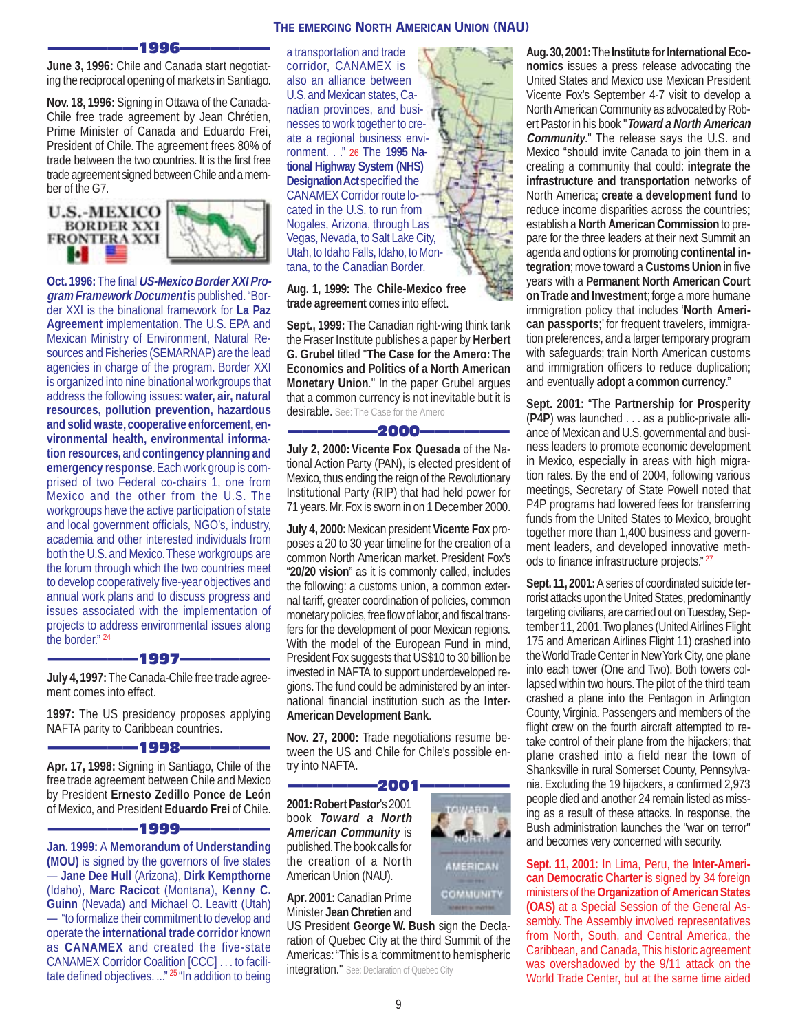## 1996

**June 3, 1996:** Chile and Canada start negotiating the reciprocal opening of markets in Santiago.

**Nov. 18, 1996:** Signing in Ottawa of the Canada-Chile free trade agreement by Jean Chrétien, Prime Minister of Canada and Eduardo Frei, President of Chile. The agreement frees 80% of trade between the two countries. It is the first free trade agreement signed between Chile and a member of the G7.

U.S.-MEXICO BORDER XXI FRONTERA XXI

**Oct. 1996:** The final ***US-Mexico Border XXI Program Framework Document*** is published. "Border XXI is the binational framework for **La Paz Agreement** implementation. The U.S. EPA and Mexican Ministry of Environment, Natural Resources and Fisheries (SEMARNAP) are the lead agencies in charge of the program. Border XXI is organized into nine binational workgroups that address the following issues: **water, air, natural resources, pollution prevention, hazardous and solid waste, cooperative enforcement, environmental health, environmental information resources,** and **contingency planning and emergency response**. Each work group is comprised of two Federal co-chairs 1, one from Mexico and the other from the U.S. The workgroups have the active participation of state and local government officials, NGO's, industry, academia and other interested individuals from both the U.S. and Mexico. These workgroups are the forum through which the two countries meet to develop cooperatively five-year objectives and annual work plans and to discuss progress and issues associated with the implementation of projects to address environmental issues along the border." [24]

## 1997

**July 4, 1997:** The Canada-Chile free trade agreement comes into effect.

**1997:** The US presidency proposes applying NAFTA parity to Caribbean countries.

## 1998

**Apr. 17, 1998:** Signing in Santiago, Chile of the free trade agreement between Chile and Mexico by President **Ernesto Zedillo Ponce de León** of Mexico, and President **Eduardo Frei** of Chile.

## 1999

**Jan. 1999:** A **Memorandum of Understanding (MOU)** is signed by the governors of five states — **Jane Dee Hull** (Arizona), **Dirk Kempthorne** (Idaho), **Marc Racicot** (Montana), **Kenny C. Guinn** (Nevada) and Michael O. Leavitt (Utah) — "to formalize their commitment to develop and operate the **international trade corridor** known as **CANAMEX** and created the five-state CANAMEX Corridor Coalition [CCC] . . . to facilitate defined objectives. ..." [25] "In addition to being a transportation and trade corridor, CANAMEX is also an alliance between U.S. and Mexican states, Canadian provinces, and businesses to work together to create a regional business environment. . ." [26] The **1995 National Highway System (NHS) Designation Act** specified the CANAMEX Corridor route located in the U.S. to run from Nogales, Arizona, through Las Vegas, Nevada, to Salt Lake City, Utah, to Idaho Falls, Idaho, to Montana, to the Canadian Border.

**Aug. 1, 1999:** The **Chile-Mexico free trade agreement** comes into effect.

**Sept., 1999:** The Canadian right-wing think tank the Fraser Institute publishes a paper by **Herbert G. Grubel** titled "**The Case for the Amero: The Economics and Politics of a North American Monetary Union**." In the paper Grubel argues that a common currency is not inevitable but it is desirable. See: The Case for the Amero

## 2000

**July 2, 2000: Vicente Fox Quesada** of the National Action Party (PAN), is elected president of Mexico, thus ending the reign of the Revolutionary Institutional Party (RIP) that had held power for 71 years. Mr. Fox is sworn in on 1 December 2000.

**July 4, 2000:** Mexican president **Vicente Fox** proposes a 20 to 30 year timeline for the creation of a common North American market. President Fox's "**20/20 vision**" as it is commonly called, includes the following: a customs union, a common external tariff, greater coordination of policies, common monetary policies, free flow of labor, and fiscal transfers for the development of poor Mexican regions. With the model of the European Fund in mind, President Fox suggests that US$10 to 30 billion be invested in NAFTA to support underdeveloped regions. The fund could be administered by an international financial institution such as the **Inter-American Development Bank**.

**Nov. 27, 2000:** Trade negotiations resume between the US and Chile for Chile's possible entry into NAFTA.

## 2001

**2001: Robert Pastor**'s 2001 book ***Toward a North American Community*** is published. The book calls for the creation of a North American Union (NAU).

**Apr. 2001:** Canadian Prime Minister **Jean Chretien** and US President **George W. Bush** sign the Declaration of Quebec City at the third Summit of the Americas: "This is a 'commitment to hemispheric integration." See: Declaration of Quebec City

**Aug. 30, 2001:** The **Institute for International Economics** issues a press release advocating the United States and Mexico use Mexican President Vicente Fox's September 4-7 visit to develop a North American Community as advocated by Robert Pastor in his book "***Toward a North American Community***." The release says the U.S. and Mexico "should invite Canada to join them in a creating a community that could: **integrate the infrastructure and transportation** networks of North America; **create a development fund** to reduce income disparities across the countries; establish a **North American Commission** to prepare for the three leaders at their next Summit an agenda and options for promoting **continental integration**; move toward a **Customs Union** in five years with a **Permanent North American Court on Trade and Investment**; forge a more humane immigration policy that includes '**North American passports**;' for frequent travelers, immigration preferences, and a larger temporary program with safeguards; train North American customs and immigration officers to reduce duplication; and eventually **adopt a common currency**."

**Sept. 2001:** "The **Partnership for Prosperity** (**P4P**) was launched . . . as a public-private alliance of Mexican and U.S. governmental and business leaders to promote economic development in Mexico, especially in areas with high migration rates. By the end of 2004, following various meetings, Secretary of State Powell noted that P4P programs had lowered fees for transferring funds from the United States to Mexico, brought together more than 1,400 business and government leaders, and developed innovative methods to finance infrastructure projects." [27]

**Sept. 11, 2001:** A series of coordinated suicide terrorist attacks upon the United States, predominantly targeting civilians, are carried out on Tuesday, September 11, 2001. Two planes (United Airlines Flight 175 and American Airlines Flight 11) crashed into the World Trade Center in New York City, one plane into each tower (One and Two). Both towers collapsed within two hours. The pilot of the third team crashed a plane into the Pentagon in Arlington County, Virginia. Passengers and members of the flight crew on the fourth aircraft attempted to retake control of their plane from the hijackers; that plane crashed into a field near the town of Shanksville in rural Somerset County, Pennsylvania. Excluding the 19 hijackers, a confirmed 2,973 people died and another 24 remain listed as missing as a result of these attacks. In response, the Bush administration launches the "war on terror" and becomes very concerned with security.

**Sept. 11, 2001:** In Lima, Peru, the **Inter-American Democratic Charter** is signed by 34 foreign ministers of the **Organization of American States (OAS)** at a Special Session of the General Assembly. The Assembly involved representatives from North, South, and Central America, the Caribbean, and Canada, This historic agreement was overshadowed by the 9/11 attack on the World Trade Center, but at the same time aided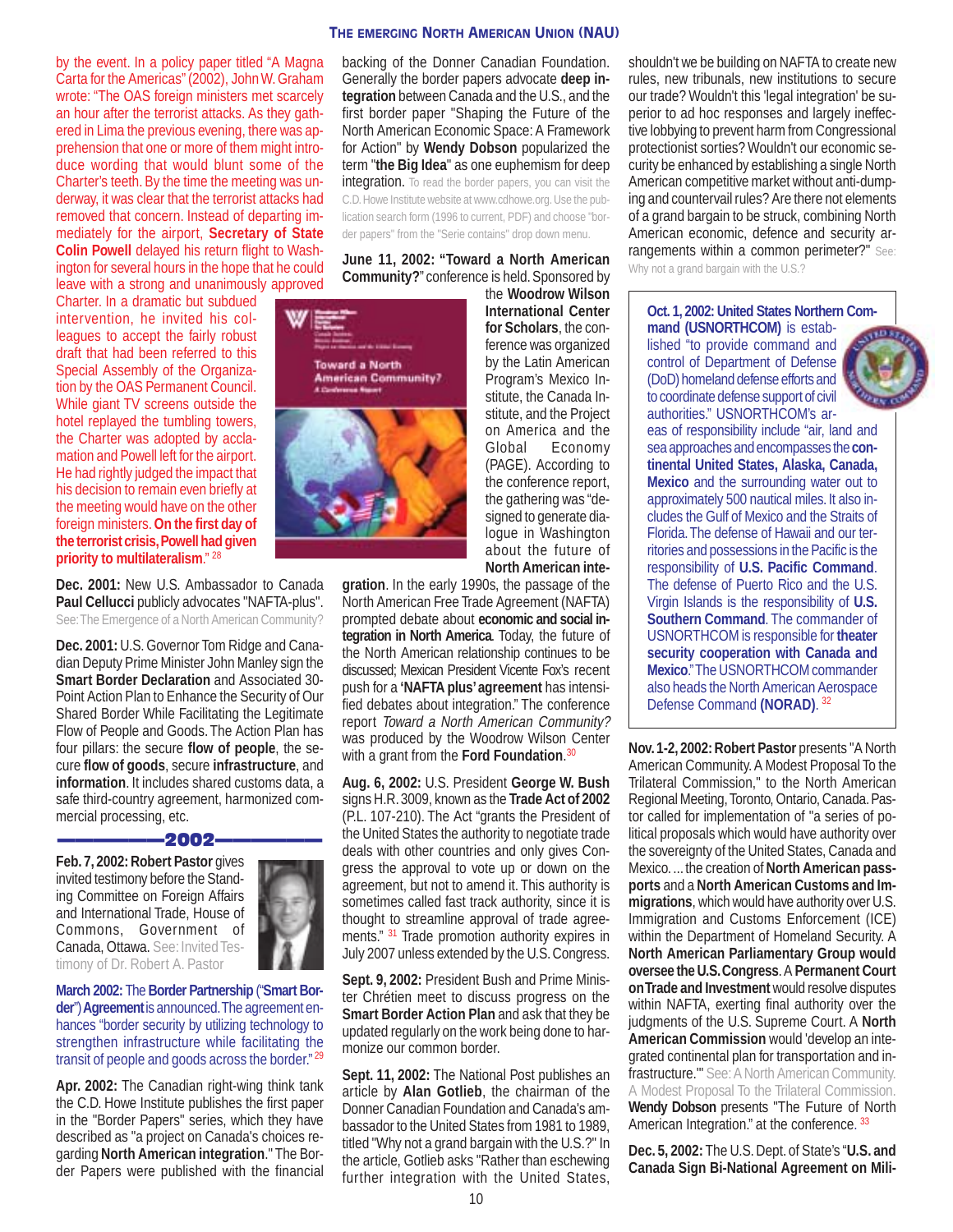by the event. In a policy paper titled "A Magna Carta for the Americas" (2002), John W. Graham wrote: "The OAS foreign ministers met scarcely an hour after the terrorist attacks. As they gathered in Lima the previous evening, there was apprehension that one or more of them might introduce wording that would blunt some of the Charter's teeth. By the time the meeting was underway, it was clear that the terrorist attacks had removed that concern. Instead of departing immediately for the airport, **Secretary of State Colin Powell** delayed his return flight to Washington for several hours in the hope that he could leave with a strong and unanimously approved Charter. In a dramatic but subdued intervention, he invited his colleagues to accept the fairly robust draft that had been referred to this Special Assembly of the Organization by the OAS Permanent Council. While giant TV screens outside the hotel replayed the tumbling towers, the Charter was adopted by acclamation and Powell left for the airport. He had rightly judged the impact that his decision to remain even briefly at the meeting would have on the other foreign ministers. **On the first day of the terrorist crisis, Powell had given priority to multilateralism**." [28]

**Dec. 2001:** New U.S. Ambassador to Canada **Paul Cellucci** publicly advocates "NAFTA-plus". See: The Emergence of a North American Community?

**Dec. 2001:** U.S. Governor Tom Ridge and Canadian Deputy Prime Minister John Manley sign the **Smart Border Declaration** and Associated 30-Point Action Plan to Enhance the Security of Our Shared Border While Facilitating the Legitimate Flow of People and Goods. The Action Plan has four pillars: the secure **flow of people**, the secure **flow of goods**, secure **infrastructure**, and **information**. It includes shared customs data, a safe third-country agreement, harmonized commercial processing, etc.

## 2002

**Feb. 7, 2002: Robert Pastor** gives invited testimony before the Standing Committee on Foreign Affairs and International Trade, House of Commons, Government of Canada, Ottawa. See: Invited Testimony of Dr. Robert A. Pastor

**March 2002:** The **Border Partnership** ("**Smart Border**") **Agreement** is announced. The agreement enhances "border security by utilizing technology to strengthen infrastructure while facilitating the transit of people and goods across the border." [29]

**Apr. 2002:** The Canadian right-wing think tank the C.D. Howe Institute publishes the first paper in the "Border Papers" series, which they have described as "a project on Canada's choices regarding **North American integration**." The Border Papers were published with the financial backing of the Donner Canadian Foundation. Generally the border papers advocate **deep integration** between Canada and the U.S., and the first border paper "Shaping the Future of the North American Economic Space: A Framework for Action" by **Wendy Dobson** popularized the term "**the Big Idea**" as one euphemism for deep integration. To read the border papers, you can visit the C.D. Howe Institute website at www.cdhowe.org. Use the publication search form (1996 to current, PDF) and choose "border papers" from the "Serie contains" drop down menu.

**June 11, 2002: "Toward a North American Community?"** conference is held. Sponsored by the **Woodrow Wilson International Center for Scholars**, the conference was organized by the Latin American Program's Mexico Institute, the Canada Institute, and the Project on America and the Global Economy (PAGE). According to the conference report, the gathering was "designed to generate dialogue in Washington about the future of **North American integration**. In the early 1990s, the passage of the North American Free Trade Agreement (NAFTA) prompted debate about **economic and social integration in North America**. Today, the future of the North American relationship continues to be discussed; Mexican President Vicente Fox's recent push for a **'NAFTA plus' agreement** has intensified debates about integration." The conference report *Toward a North American Community?* was produced by the Woodrow Wilson Center with a grant from the **Ford Foundation**. [30]

**Aug. 6, 2002:** U.S. President **George W. Bush** signs H.R. 3009, known as the **Trade Act of 2002** (P.L. 107-210). The Act "grants the President of the United States the authority to negotiate trade deals with other countries and only gives Congress the approval to vote up or down on the agreement, but not to amend it. This authority is sometimes called fast track authority, since it is thought to streamline approval of trade agreements." [31] Trade promotion authority expires in July 2007 unless extended by the U.S. Congress.

**Sept. 9, 2002:** President Bush and Prime Minister Chrétien meet to discuss progress on the **Smart Border Action Plan** and ask that they be updated regularly on the work being done to harmonize our common border.

**Sept. 11, 2002:** The National Post publishes an article by **Alan Gotlieb**, the chairman of the Donner Canadian Foundation and Canada's ambassador to the United States from 1981 to 1989, titled "Why not a grand bargain with the U.S.?" In the article, Gotlieb asks "Rather than eschewing further integration with the United States, shouldn't we be building on NAFTA to create new rules, new tribunals, new institutions to secure our trade? Wouldn't this 'legal integration' be superior to ad hoc responses and largely ineffective lobbying to prevent harm from Congressional protectionist sorties? Wouldn't our economic security be enhanced by establishing a single North American competitive market without anti-dumping and countervail rules? Are there not elements of a grand bargain to be struck, combining North American economic, defence and security arrangements within a common perimeter?" See: Why not a grand bargain with the U.S.?

**Oct. 1, 2002: United States Northern Command (USNORTHCOM)** is established "to provide command and control of Department of Defense (DoD) homeland defense efforts and to coordinate defense support of civil authorities." USNORTHCOM's areas of responsibility include "air, land and sea approaches and encompasses the **continental United States, Alaska, Canada, Mexico** and the surrounding water out to approximately 500 nautical miles. It also includes the Gulf of Mexico and the Straits of Florida. The defense of Hawaii and our territories and possessions in the Pacific is the responsibility of **U.S. Pacific Command**. The defense of Puerto Rico and the U.S. Virgin Islands is the responsibility of **U.S. Southern Command**. The commander of USNORTHCOM is responsible for **theater security cooperation with Canada and Mexico**." The USNORTHCOM commander also heads the North American Aerospace Defense Command **(NORAD)**. [32]

**Nov. 1-2, 2002: Robert Pastor** presents "A North American Community. A Modest Proposal To the Trilateral Commission," to the North American Regional Meeting, Toronto, Ontario, Canada. Pastor called for implementation of "a series of political proposals which would have authority over the sovereignty of the United States, Canada and Mexico. ... the creation of **North American passports** and a **North American Customs and Immigrations**, which would have authority over U.S. Immigration and Customs Enforcement (ICE) within the Department of Homeland Security. A **North American Parliamentary Group would oversee the U.S. Congress**. A **Permanent Court on Trade and Investment** would resolve disputes within NAFTA, exerting final authority over the judgments of the U.S. Supreme Court. A **North American Commission** would 'develop an integrated continental plan for transportation and infrastructure.'" See: A North American Community. A Modest Proposal To the Trilateral Commission. **Wendy Dobson** presents "The Future of North American Integration." at the conference. [33]

**Dec. 5, 2002:** The U.S. Dept. of State's "**U.S. and Canada Sign Bi-National Agreement on Mili-**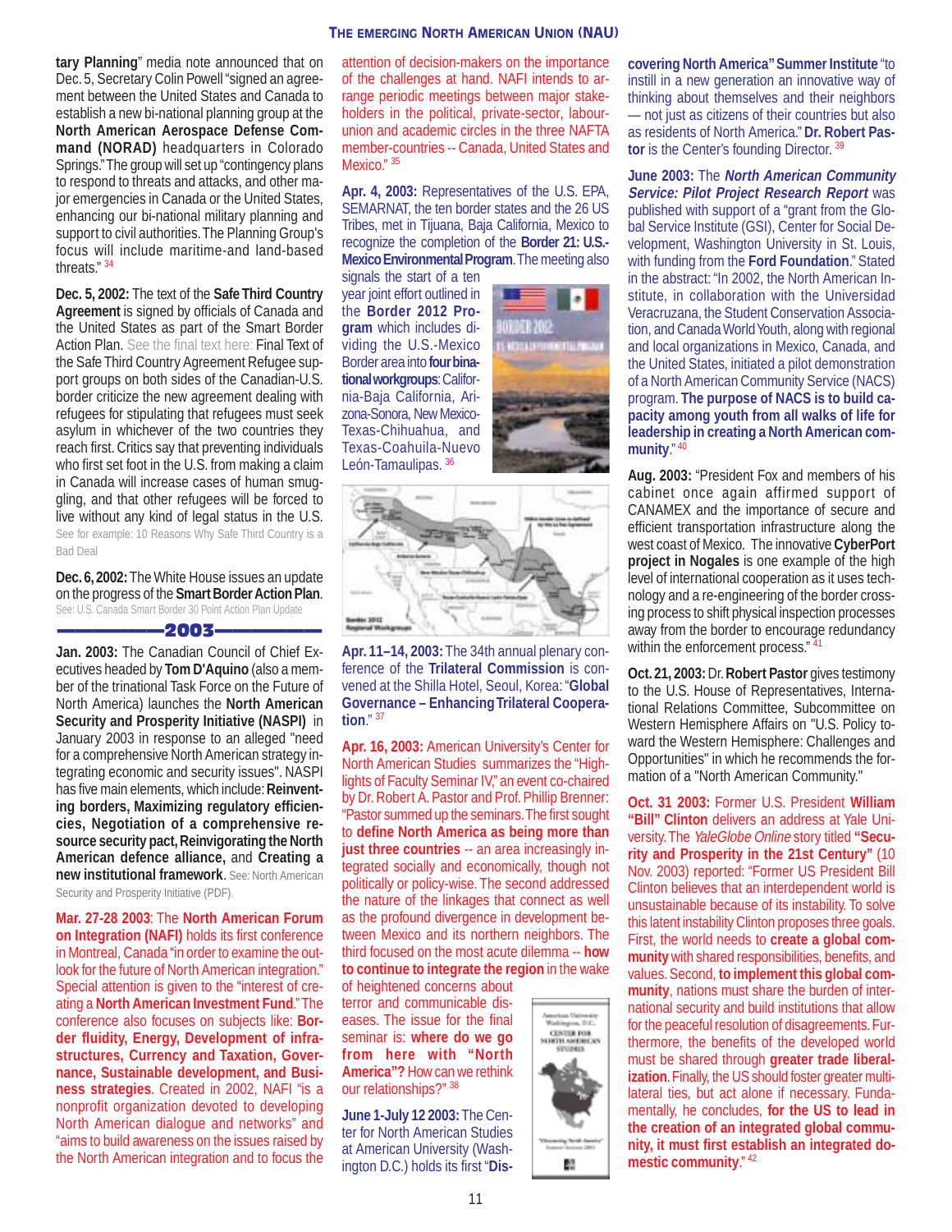tary Planning" media note announced that on Dec. 5, Secretary Colin Powell "signed an agreement between the United States and Canada to establish a new bi-national planning group at the **North American Aerospace Defense Command (NORAD)** headquarters in Colorado Springs." The group will set up "contingency plans to respond to threats and attacks, and other major emergencies in Canada or the United States, enhancing our bi-national military planning and support to civil authorities. The Planning Group's focus will include maritime-and land-based threats." [34]

**Dec. 5, 2002:** The text of the **Safe Third Country Agreement** is signed by officials of Canada and the United States as part of the Smart Border Action Plan. See the final text here: Final Text of the Safe Third Country Agreement Refugee support groups on both sides of the Canadian-U.S. border criticize the new agreement dealing with refugees for stipulating that refugees must seek asylum in whichever of the two countries they reach first. Critics say that preventing individuals who first set foot in the U.S. from making a claim in Canada will increase cases of human smuggling, and that other refugees will be forced to live without any kind of legal status in the U.S. See for example: 10 Reasons Why Safe Third Country is a Bad Deal

**Dec. 6, 2002:** The White House issues an update on the progress of the **Smart Border Action Plan**. See: U.S. Canada Smart Border 30 Point Action Plan Update

## 2003

**Jan. 2003:** The Canadian Council of Chief Executives headed by **Tom D'Aquino** (also a member of the trinational Task Force on the Future of North America) launches the **North American Security and Prosperity Initiative (NASPI)** in January 2003 in response to an alleged "need for a comprehensive North American strategy integrating economic and security issues". NASPI has five main elements, which include: **Reinventing borders, Maximizing regulatory efficiencies, Negotiation of a comprehensive resource security pact, Reinvigorating the North American defence alliance,** and **Creating a new institutional framework**. See: North American Security and Prosperity Initiative (PDF).

**Mar. 27-28 2003**: The **North American Forum on Integration (NAFI)** holds its first conference in Montreal, Canada "in order to examine the outlook for the future of North American integration." Special attention is given to the "interest of creating a **North American Investment Fund**." The conference also focuses on subjects like: **Border fluidity, Energy, Development of infrastructures, Currency and Taxation, Governance, Sustainable development, and Business strategies**. Created in 2002, NAFI "is a nonprofit organization devoted to developing North American dialogue and networks" and "aims to build awareness on the issues raised by the North American integration and to focus the attention of decision-makers on the importance of the challenges at hand. NAFI intends to arrange periodic meetings between major stakeholders in the political, private-sector, labour-union and academic circles in the three NAFTA member-countries -- Canada, United States and Mexico." [35]

**Apr. 4, 2003:** Representatives of the U.S. EPA, SEMARNAT, the ten border states and the 26 US Tribes, met in Tijuana, Baja California, Mexico to recognize the completion of the **Border 21: U.S.-Mexico Environmental Program**. The meeting also signals the start of a ten year joint effort outlined in the **Border 2012 Program** which includes dividing the U.S.-Mexico Border area into **four binational workgroups**: California-Baja California, Arizona-Sonora, New Mexico-Texas-Chihuahua, and Texas-Coahuila-Nuevo León-Tamaulipas. [36]

**Apr. 11–14, 2003:** The 34th annual plenary conference of the **Trilateral Commission** is convened at the Shilla Hotel, Seoul, Korea: "**Global Governance – Enhancing Trilateral Cooperation**." [37]

**Apr. 16, 2003:** American University's Center for North American Studies summarizes the "Highlights of Faculty Seminar IV," an event co-chaired by Dr. Robert A. Pastor and Prof. Phillip Brenner: "Pastor summed up the seminars. The first sought to **define North America as being more than just three countries** -- an area increasingly integrated socially and economically, though not politically or policy-wise. The second addressed the nature of the linkages that connect as well as the profound divergence in development between Mexico and its northern neighbors. The third focused on the most acute dilemma -- **how to continue to integrate the region** in the wake of heightened concerns about terror and communicable diseases. The issue for the final seminar is: **where do we go from here with "North America"?** How can we rethink our relationships?" [38]

**June 1-July 12 2003:** The Center for North American Studies at American University (Washington D.C.) holds its first "**Discovering North America" Summer Institute** "to instill in a new generation an innovative way of thinking about themselves and their neighbors — not just as citizens of their countries but also as residents of North America." **Dr. Robert Pastor** is the Center's founding Director. [39]

**June 2003:** The ***North American Community Service: Pilot Project Research Report*** was published with support of a "grant from the Global Service Institute (GSI), Center for Social Development, Washington University in St. Louis, with funding from the **Ford Foundation**." Stated in the abstract: "In 2002, the North American Institute, in collaboration with the Universidad Veracruzana, the Student Conservation Association, and Canada World Youth, along with regional and local organizations in Mexico, Canada, and the United States, initiated a pilot demonstration of a North American Community Service (NACS) program. **The purpose of NACS is to build capacity among youth from all walks of life for leadership in creating a North American community**." [40]

**Aug. 2003:** "President Fox and members of his cabinet once again affirmed support of CANAMEX and the importance of secure and efficient transportation infrastructure along the west coast of Mexico. The innovative **CyberPort project in Nogales** is one example of the high level of international cooperation as it uses technology and a re-engineering of the border crossing process to shift physical inspection processes away from the border to encourage redundancy within the enforcement process." [41]

**Oct. 21, 2003:** Dr. **Robert Pastor** gives testimony to the U.S. House of Representatives, International Relations Committee, Subcommittee on Western Hemisphere Affairs on "U.S. Policy toward the Western Hemisphere: Challenges and Opportunities" in which he recommends the formation of a "North American Community."

**Oct. 31 2003:** Former U.S. President **William "Bill" Clinton** delivers an address at Yale University. The *YaleGlobe Online* story titled **"Security and Prosperity in the 21st Century"** (10 Nov. 2003) reported: "Former US President Bill Clinton believes that an interdependent world is unsustainable because of its instability. To solve this latent instability Clinton proposes three goals. First, the world needs to **create a global community** with shared responsibilities, benefits, and values. Second, **to implement this global community**, nations must share the burden of international security and build institutions that allow for the peaceful resolution of disagreements. Furthermore, the benefits of the developed world must be shared through **greater trade liberalization**. Finally, the US should foster greater multilateral ties, but act alone if necessary. Fundamentally, he concludes, **for the US to lead in the creation of an integrated global community, it must first establish an integrated domestic community**." [42]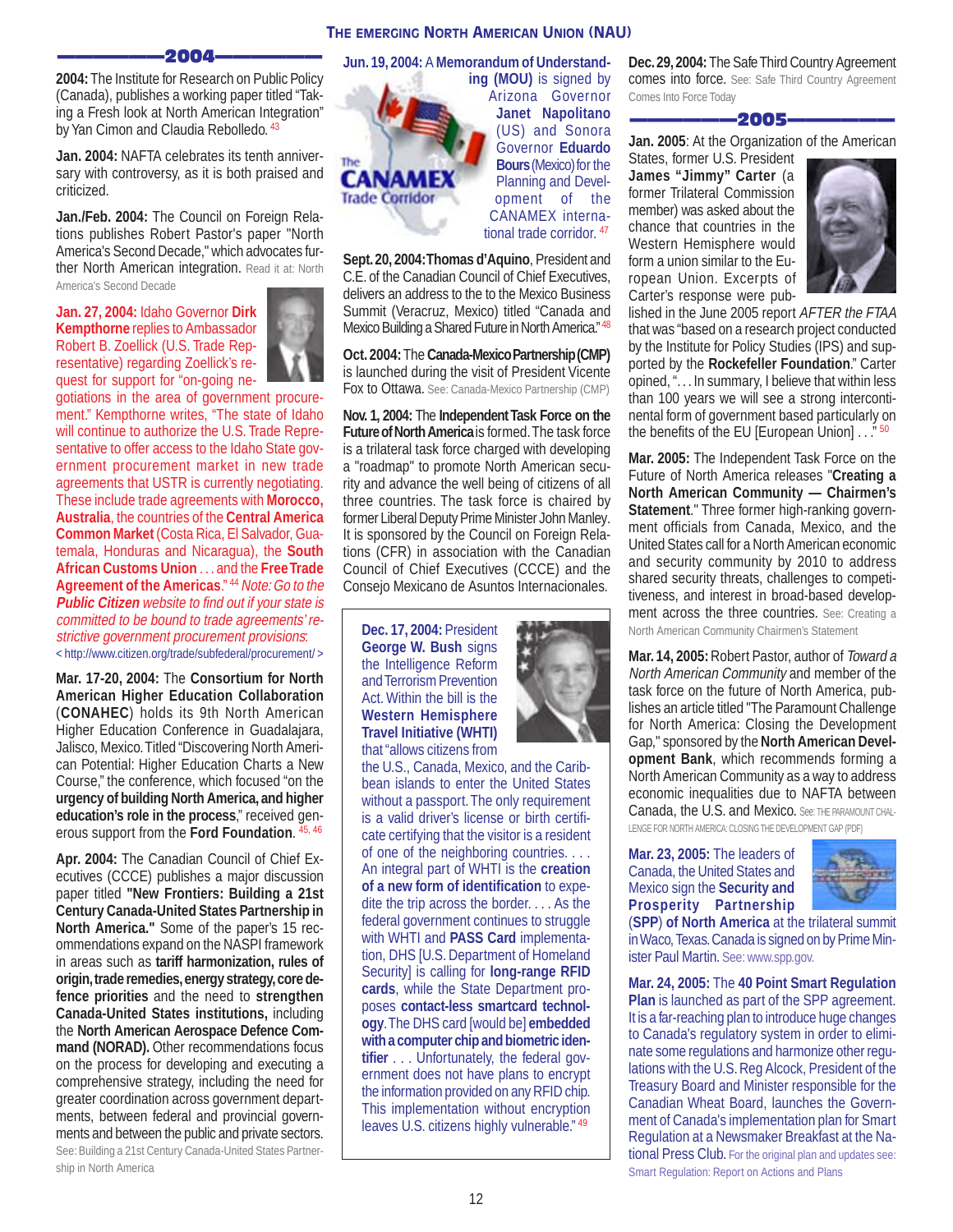## 2004

**2004:** The Institute for Research on Public Policy (Canada), publishes a working paper titled "Taking a Fresh look at North American Integration" by Yan Cimon and Claudia Rebolledo. [43]

**Jan. 2004:** NAFTA celebrates its tenth anniversary with controversy, as it is both praised and criticized.

**Jan./Feb. 2004:** The Council on Foreign Relations publishes Robert Pastor's paper "North America's Second Decade," which advocates further North American integration. Read it at: North America's Second Decade

**Jan. 27, 2004:** Idaho Governor **Dirk Kempthorne** replies to Ambassador Robert B. Zoellick (U.S. Trade Representative) regarding Zoellick's request for support for "on-going negotiations in the area of government procurement." Kempthorne writes, "The state of Idaho will continue to authorize the U.S. Trade Representative to offer access to the Idaho State government procurement market in new trade agreements that USTR is currently negotiating. These include trade agreements with **Morocco, Australia**, the countries of the **Central America Common Market** (Costa Rica, El Salvador, Guatemala, Honduras and Nicaragua), the **South African Customs Union** . . . and the **Free Trade Agreement of the Americas**." [44] *Note: Go to the **Public Citizen** website to find out if your state is committed to be bound to trade agreements' restrictive government procurement provisions*: < http://www.citizen.org/trade/subfederal/procurement/ >

**Mar. 17-20, 2004:** The **Consortium for North American Higher Education Collaboration** (**CONAHEC**) holds its 9th North American Higher Education Conference in Guadalajara, Jalisco, Mexico. Titled "Discovering North American Potential: Higher Education Charts a New Course," the conference, which focused "on the **urgency of building North America, and higher education's role in the process**," received generous support from the **Ford Foundation**. [45, 46]

**Apr. 2004:** The Canadian Council of Chief Executives (CCCE) publishes a major discussion paper titled **"New Frontiers: Building a 21st Century Canada-United States Partnership in North America."** Some of the paper's 15 recommendations expand on the NASPI framework in areas such as **tariff harmonization, rules of origin, trade remedies, energy strategy, core defence priorities** and the need to **strengthen Canada-United States institutions**, including the **North American Aerospace Defence Command (NORAD).** Other recommendations focus on the process for developing and executing a comprehensive strategy, including the need for greater coordination across government departments, between federal and provincial governments and between the public and private sectors. See: Building a 21st Century Canada-United States Partnership in North America

**Jun. 19, 2004:** A **Memorandum of Understanding (MOU)** is signed by Arizona Governor **Janet Napolitano** (US) and Sonora Governor **Eduardo Bours** (Mexico) for the Planning and Development of the CANAMEX international trade corridor. [47]

**Sept. 20, 2004: Thomas d'Aquino**, President and C.E. of the Canadian Council of Chief Executives, delivers an address to the to the Mexico Business Summit (Veracruz, Mexico) titled "Canada and Mexico Building a Shared Future in North America." [48]

**Oct. 2004:** The **Canada-Mexico Partnership (CMP)** is launched during the visit of President Vicente Fox to Ottawa. See: Canada-Mexico Partnership (CMP)

**Nov. 1, 2004:** The **Independent Task Force on the Future of North America** is formed. The task force is a trilateral task force charged with developing a "roadmap" to promote North American security and advance the well being of citizens of all three countries. The task force is chaired by former Liberal Deputy Prime Minister John Manley. It is sponsored by the Council on Foreign Relations (CFR) in association with the Canadian Council of Chief Executives (CCCE) and the Consejo Mexicano de Asuntos Internacionales.

**Dec. 17, 2004:** President **George W. Bush** signs the Intelligence Reform and Terrorism Prevention Act. Within the bill is the **Western Hemisphere Travel Initiative (WHTI)** that "allows citizens from the U.S., Canada, Mexico, and the Caribbean islands to enter the United States without a passport. The only requirement is a valid driver's license or birth certificate certifying that the visitor is a resident of one of the neighboring countries. . . . An integral part of WHTI is the **creation of a new form of identification** to expedite the trip across the border. . . . As the federal government continues to struggle with WHTI and **PASS Card** implementation, DHS [U.S. Department of Homeland Security] is calling for **long-range RFID cards**, while the State Department proposes **contact-less smartcard technology**. The DHS card [would be] **embedded with a computer chip and biometric identifier** . . . Unfortunately, the federal government does not have plans to encrypt the information provided on any RFID chip. This implementation without encryption leaves U.S. citizens highly vulnerable." [49]

**Dec. 29, 2004:** The Safe Third Country Agreement comes into force. See: Safe Third Country Agreement Comes Into Force Today

## 2005

**Jan. 2005**: At the Organization of the American States, former U.S. President **James "Jimmy" Carter** (a former Trilateral Commission member) was asked about the chance that countries in the Western Hemisphere would form a union similar to the European Union. Excerpts of Carter's response were published in the June 2005 report *AFTER the FTAA* that was "based on a research project conducted by the Institute for Policy Studies (IPS) and supported by the **Rockefeller Foundation**." Carter opined, ". . . In summary, I believe that within less than 100 years we will see a strong intercontinental form of government based particularly on the benefits of the EU [European Union] . . ." [50]

**Mar. 2005:** The Independent Task Force on the Future of North America releases "**Creating a North American Community — Chairmen's Statement**." Three former high-ranking government officials from Canada, Mexico, and the United States call for a North American economic and security community by 2010 to address shared security threats, challenges to competitiveness, and interest in broad-based development across the three countries. See: Creating a North American Community Chairmen's Statement

**Mar. 14, 2005:** Robert Pastor, author of *Toward a North American Community* and member of the task force on the future of North America, publishes an article titled "The Paramount Challenge for North America: Closing the Development Gap," sponsored by the **North American Development Bank**, which recommends forming a North American Community as a way to address economic inequalities due to NAFTA between Canada, the U.S. and Mexico. See: THE PARAMOUNT CHALLENGE FOR NORTH AMERICA: CLOSING THE DEVELOPMENT GAP (PDF)

**Mar. 23, 2005:** The leaders of Canada, the United States and Mexico sign the **Security and Prosperity Partnership** (**SPP**) **of North America** at the trilateral summit in Waco, Texas. Canada is signed on by Prime Minister Paul Martin. See: www.spp.gov.

**Mar. 24, 2005:** The **40 Point Smart Regulation Plan** is launched as part of the SPP agreement. It is a far-reaching plan to introduce huge changes to Canada's regulatory system in order to eliminate some regulations and harmonize other regulations with the U.S. Reg Alcock, President of the Treasury Board and Minister responsible for the Canadian Wheat Board, launches the Government of Canada's implementation plan for Smart Regulation at a Newsmaker Breakfast at the National Press Club. For the original plan and updates see: Smart Regulation: Report on Actions and Plans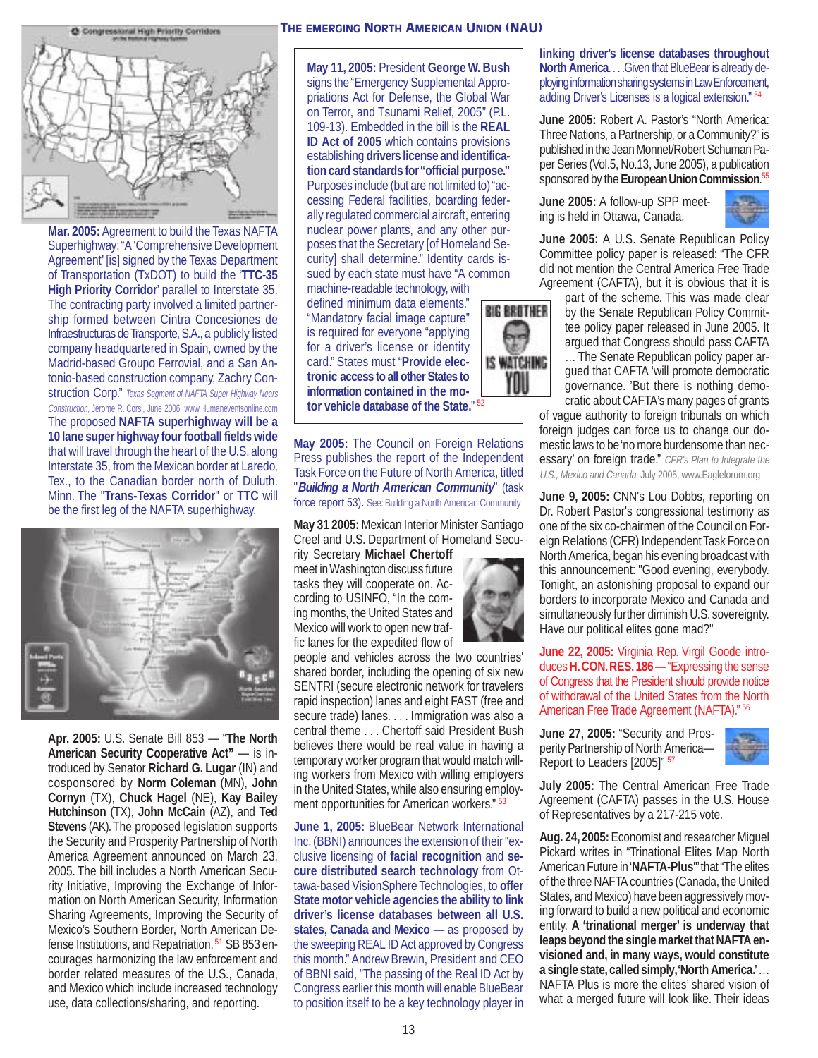## THE EMERGING NORTH AMERICAN UNION (NAU)

**Mar. 2005:** Agreement to build the Texas NAFTA Superhighway: "A 'Comprehensive Development Agreement' [is] signed by the Texas Department of Transportation (TxDOT) to build the '**TTC-35 High Priority Corridor**' parallel to Interstate 35. The contracting party involved a limited partnership formed between Cintra Concesiones de Infraestructuras de Transporte, S.A., a publicly listed company headquartered in Spain, owned by the Madrid-based Groupo Ferrovial, and a San Antonio-based construction company, Zachry Construction Corp." *Texas Segment of NAFTA Super Highway Nears Construction*, Jerome R. Corsi, June 2006, www.Humaneventsonline.com The proposed **NAFTA superhighway will be a 10 lane super highway four football fields wide** that will travel through the heart of the U.S. along Interstate 35, from the Mexican border at Laredo, Tex., to the Canadian border north of Duluth. Minn. The "**Trans-Texas Corridor**" or **TTC** will be the first leg of the NAFTA superhighway.

**Apr. 2005:** U.S. Senate Bill 853 — "**The North American Security Cooperative Act**" — is introduced by Senator **Richard G. Lugar** (IN) and cosponsored by **Norm Coleman** (MN), **John Cornyn** (TX), **Chuck Hagel** (NE), **Kay Bailey Hutchinson** (TX), **John McCain** (AZ), and **Ted Stevens** (AK). The proposed legislation supports the Security and Prosperity Partnership of North America Agreement announced on March 23, 2005. The bill includes a North American Security Initiative, Improving the Exchange of Information on North American Security, Information Sharing Agreements, Improving the Security of Mexico's Southern Border, North American Defense Institutions, and Repatriation.[51] SB 853 encourages harmonizing the law enforcement and border related measures of the U.S., Canada, and Mexico which include increased technology use, data collections/sharing, and reporting.

**May 11, 2005:** President **George W. Bush** signs the "Emergency Supplemental Appropriations Act for Defense, the Global War on Terror, and Tsunami Relief, 2005" (P.L. 109-13). Embedded in the bill is the **REAL ID Act of 2005** which contains provisions establishing **drivers license and identification card standards for "official purpose."** Purposes include (but are not limited to) "accessing Federal facilities, boarding federally regulated commercial aircraft, entering nuclear power plants, and any other purposes that the Secretary [of Homeland Security] shall determine." Identity cards issued by each state must have "A common machine-readable technology, with defined minimum data elements." "Mandatory facial image capture" is required for everyone "applying for a driver's license or identity card." States must "**Provide electronic access to all other States to information contained in the motor vehicle database of the State.**"[52]

**May 2005:** The Council on Foreign Relations Press publishes the report of the Independent Task Force on the Future of North America, titled "***Building a North American Community***" (task force report 53). See: Building a North American Community

**May 31 2005:** Mexican Interior Minister Santiago Creel and U.S. Department of Homeland Security Secretary **Michael Chertoff** meet in Washington discuss future tasks they will cooperate on. According to USINFO, "In the coming months, the United States and Mexico will work to open new traffic lanes for the expedited flow of people and vehicles across the two countries' shared border, including the opening of six new SENTRI (secure electronic network for travelers rapid inspection) lanes and eight FAST (free and secure trade) lanes. . . . Immigration was also a central theme . . . Chertoff said President Bush believes there would be real value in having a temporary worker program that would match willing workers from Mexico with willing employers in the United States, while also ensuring employment opportunities for American workers."[53]

**June 1, 2005:** BlueBear Network International Inc. (BBNI) announces the extension of their "exclusive licensing of **facial recognition** and **secure distributed search technology** from Ottawa-based VisionSphere Technologies, to **offer State motor vehicle agencies the ability to link driver's license databases between all U.S. states, Canada and Mexico** — as proposed by the sweeping REAL ID Act approved by Congress this month." Andrew Brewin, President and CEO of BBNI said, "The passing of the Real ID Act by Congress earlier this month will enable BlueBear to position itself to be a key technology player in **linking driver's license databases throughout North America**. . . .Given that BlueBear is already deploying information sharing systems in Law Enforcement, adding Driver's Licenses is a logical extension."[54]

**June 2005:** Robert A. Pastor's "North America: Three Nations, a Partnership, or a Community?" is published in the Jean Monnet/Robert Schuman Paper Series (Vol.5, No.13, June 2005), a publication sponsored by the **European Union Commission**.[55]

**June 2005:** A follow-up SPP meeting is held in Ottawa, Canada.

**June 2005:** A U.S. Senate Republican Policy Committee policy paper is released: "The CFR did not mention the Central America Free Trade Agreement (CAFTA), but it is obvious that it is part of the scheme. This was made clear by the Senate Republican Policy Committee policy paper released in June 2005. It argued that Congress should pass CAFTA … The Senate Republican policy paper argued that CAFTA 'will promote democratic governance. 'But there is nothing democratic about CAFTA's many pages of grants of vague authority to foreign tribunals on which foreign judges can force us to change our domestic laws to be 'no more burdensome than necessary' on foreign trade." *CFR's Plan to Integrate the U.S., Mexico and Canada*, July 2005, www.Eagleforum.org

**June 9, 2005:** CNN's Lou Dobbs, reporting on Dr. Robert Pastor's congressional testimony as one of the six co-chairmen of the Council on Foreign Relations (CFR) Independent Task Force on North America, began his evening broadcast with this announcement: "Good evening, everybody. Tonight, an astonishing proposal to expand our borders to incorporate Mexico and Canada and simultaneously further diminish U.S. sovereignty. Have our political elites gone mad?"

**June 22, 2005:** Virginia Rep. Virgil Goode introduces **H. CON. RES. 186** — "Expressing the sense of Congress that the President should provide notice of withdrawal of the United States from the North American Free Trade Agreement (NAFTA)."[56]

**June 27, 2005:** "Security and Prosperity Partnership of North America—Report to Leaders [2005]"[57]

**July 2005:** The Central American Free Trade Agreement (CAFTA) passes in the U.S. House of Representatives by a 217-215 vote.

**Aug. 24, 2005:** Economist and researcher Miguel Pickard writes in "Trinational Elites Map North American Future in '**NAFTA-Plus**'" that "The elites of the three NAFTA countries (Canada, the United States, and Mexico) have been aggressively moving forward to build a new political and economic entity. **A 'trinational merger' is underway that leaps beyond the single market that NAFTA envisioned and, in many ways, would constitute a single state, called simply, 'North America.'** … NAFTA Plus is more the elites' shared vision of what a merged future will look like. Their ideas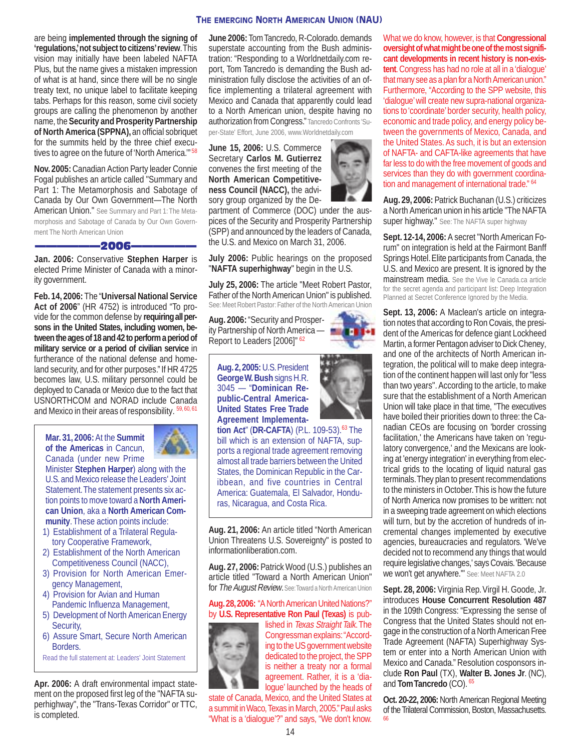are being **implemented through the signing of 'regulations,' not subject to citizens' review**. This vision may initially have been labeled NAFTA Plus, but the name gives a mistaken impression of what is at hand, since there will be no single treaty text, no unique label to facilitate keeping tabs. Perhaps for this reason, some civil society groups are calling the phenomenon by another name, the **Security and Prosperity Partnership of North America (SPPNA),** an official sobriquet for the summits held by the three chief executives to agree on the future of 'North America.'"[58]

**Nov. 2005:** Canadian Action Party leader Connie Fogal publishes an article called "Summary and Part 1: The Metamorphosis and Sabotage of Canada by Our Own Government—The North American Union." See Summary and Part 1: The Metamorphosis and Sabotage of Canada by Our Own Government The North American Union

## 2006

**Jan. 2006:** Conservative **Stephen Harper** is elected Prime Minister of Canada with a minority government.

**Feb. 14, 2006:** The "**Universal National Service Act of 2006**" (HR 4752) is introduced "To provide for the common defense by **requiring all persons in the United States, including women, between the ages of 18 and 42 to perform a period of military service or a period of civilian service** in furtherance of the national defense and homeland security, and for other purposes." If HR 4725 becomes law, U.S. military personnel could be deployed to Canada or Mexico due to the fact that USNORTHCOM and NORAD include Canada and Mexico in their areas of responsibility.[59, 60, 61]

**Mar. 31, 2006:** At the **Summit of the Americas** in Cancun, Canada (under new Prime Minister **Stephen Harper**) along with the U.S. and Mexico release the Leaders' Joint Statement. The statement presents six action points to move toward a **North American Union**, aka a **North American Community**. These action points include:

1) Establishment of a Trilateral Regulatory Cooperative Framework,
2) Establishment of the North American Competitiveness Council (NACC),
3) Provision for North American Emergency Management,
4) Provision for Avian and Human Pandemic Influenza Management,
5) Development of North American Energy Security,
6) Assure Smart, Secure North American Borders.

Read the full statement at: Leaders' Joint Statement

**Apr. 2006:** A draft environmental impact statement on the proposed first leg of the "NAFTA superhighway", the "Trans-Texas Corridor" or TTC, is completed.

**June 2006:** Tom Tancredo, R-Colorado. demands superstate accounting from the Bush administration: "Responding to a Worldnetdaily.com report, Tom Tancredo is demanding the Bush administration fully disclose the activities of an office implementing a trilateral agreement with Mexico and Canada that apparently could lead to a North American union, despite having no authorization from Congress." Tancredo Confronts 'Super-State' Effort, June 2006, www.Worldnetdaily.com

**June 15, 2006:** U.S. Commerce Secretary **Carlos M. Gutierrez** convenes the first meeting of the **North American Competitiveness Council (NACC),** the advisory group organized by the Department of Commerce (DOC) under the auspices of the Security and Prosperity Partnership (SPP) and announced by the leaders of Canada, the U.S. and Mexico on March 31, 2006.

**July 2006:** Public hearings on the proposed "**NAFTA superhighway**" begin in the U.S.

**July 25, 2006:** The article "Meet Robert Pastor, Father of the North American Union" is published. See: Meet Robert Pastor: Father of the North American Union

**Aug. 2006:** "Security and Prosperity Partnership of North America — Report to Leaders [2006]"[62]

**Aug. 2, 2005:** U.S. President **George W. Bush** signs H.R. 3045 — "**Dominican Republic-Central America-United States Free Trade Agreement Implementation Act**" (**DR-CAFTA**) (P.L. 109-53).[63] The bill which is an extension of NAFTA, supports a regional trade agreement removing almost all trade barriers between the United States, the Dominican Republic in the Caribbean, and five countries in Central America: Guatemala, El Salvador, Honduras, Nicaragua, and Costa Rica.

**Aug. 21, 2006:** An article titled "North American Union Threatens U.S. Sovereignty" is posted to informationliberation.com.

**Aug. 27, 2006:** Patrick Wood (U.S.) publishes an article titled "Toward a North American Union" for *The August Review*. See: Toward a North American Union

**Aug. 28, 2006:** "A North American United Nations?" by **U.S. Representative Ron Paul (Texas)** is published in *Texas Straight Talk*. The Congressman explains: "According to the US government website dedicated to the project, the SPP is neither a treaty nor a formal agreement. Rather, it is a 'dialogue' launched by the heads of state of Canada, Mexico, and the United States at a summit in Waco, Texas in March, 2005." Paul asks "What is a 'dialogue'?" and says, "We don't know. What we do know, however, is that **Congressional oversight of what might be one of the most significant developments in recent history is non-existent**. Congress has had no role at all in a 'dialogue' that many see as a plan for a North American union." Furthermore, "According to the SPP website, this 'dialogue' will create new supra-national organizations to 'coordinate' border security, health policy, economic and trade policy, and energy policy between the governments of Mexico, Canada, and the United States. As such, it is but an extension of NAFTA- and CAFTA-like agreements that have far less to do with the free movement of goods and services than they do with government coordination and management of international trade."[64]

**Aug. 29, 2006:** Patrick Buchanan (U.S.) criticizes a North American union in his article "The NAFTA super highway." See: The NAFTA super highway

**Sept. 12-14, 2006:** A secret "North American Forum" on integration is held at the Fairmont Banff Springs Hotel. Elite participants from Canada, the U.S. and Mexico are present. It is ignored by the mainstream media. See the Vive le Canada.ca article for the secret agenda and participant list: Deep Integration Planned at Secret Conference Ignored by the Media.

**Sept. 13, 2006:** A Maclean's article on integration notes that according to Ron Covais, the president of the Americas for defence giant Lockheed Martin, a former Pentagon adviser to Dick Cheney, and one of the architects of North American integration, the political will to make deep integration of the continent happen will last only for "less than two years". According to the article, to make sure that the establishment of a North American Union will take place in that time, "The executives have boiled their priorities down to three: the Canadian CEOs are focusing on 'border crossing facilitation,' the Americans have taken on 'regulatory convergence,' and the Mexicans are looking at 'energy integration' in everything from electrical grids to the locating of liquid natural gas terminals. They plan to present recommendations to the ministers in October. This is how the future of North America now promises to be written: not in a sweeping trade agreement on which elections will turn, but by the accretion of hundreds of incremental changes implemented by executive agencies, bureaucracies and regulators. 'We've decided not to recommend any things that would require legislative changes,' says Covais. 'Because we won't get anywhere.'" See: Meet NAFTA 2.0

**Sept. 28, 2006:** Virginia Rep. Virgil H. Goode, Jr. introduces **House Concurrent Resolution 487** in the 109th Congress: "Expressing the sense of Congress that the United States should not engage in the construction of a North American Free Trade Agreement (NAFTA) Superhighway System or enter into a North American Union with Mexico and Canada." Resolution cosponsors include **Ron Paul** (TX), **Walter B. Jones Jr**. (NC), and **Tom Tancredo** (CO).[65]

**Oct. 20-22, 2006:** North American Regional Meeting of the Trilateral Commission, Boston, Massachusetts.[66]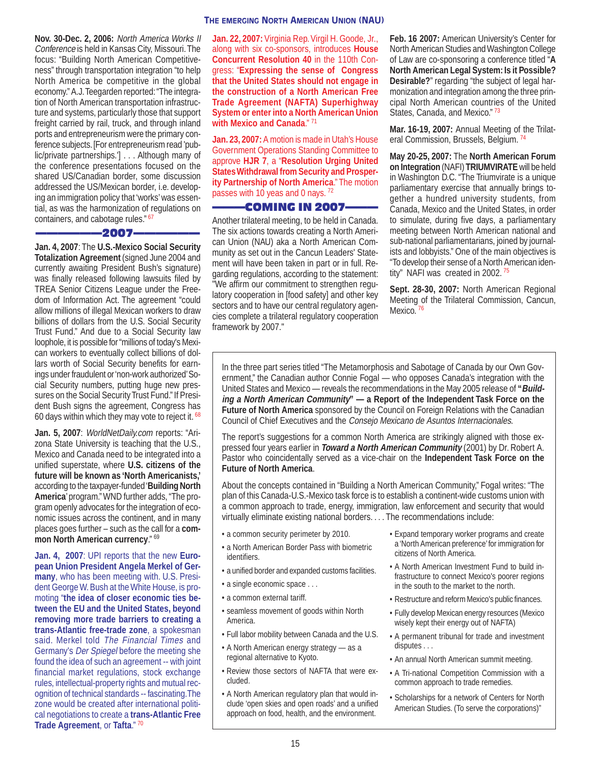**Nov. 30-Dec. 2, 2006:** *North America Works II Conference* is held in Kansas City, Missouri. The focus: "Building North American Competitiveness" through transportation integration "to help North America be competitive in the global economy." A.J. Teegarden reported: "The integration of North American transportation infrastructure and systems, particularly those that support freight carried by rail, truck, and through inland ports and entrepreneurism were the primary conference subjects. [For entrepreneurism read 'public/private partnerships.'] . . . Although many of the conference presentations focused on the shared US/Canadian border, some discussion addressed the US/Mexican border, i.e. developing an immigration policy that 'works' was essential, as was the harmonization of regulations on containers, and cabotage rules." [67]

## 2007

**Jan. 4, 2007**: The **U.S.-Mexico Social Security Totalization Agreement** (signed June 2004 and currently awaiting President Bush's signature) was finally released following lawsuits filed by TREA Senior Citizens League under the Freedom of Information Act. The agreement "could allow millions of illegal Mexican workers to draw billions of dollars from the U.S. Social Security Trust Fund." And due to a Social Security law loophole, it is possible for "millions of today's Mexican workers to eventually collect billions of dollars worth of Social Security benefits for earnings under fraudulent or 'non-work authorized' Social Security numbers, putting huge new pressures on the Social Security Trust Fund." If President Bush signs the agreement, Congress has 60 days within which they may vote to reject it. [68]

**Jan. 5, 2007**: *WorldNetDaily.com* reports: "Arizona State University is teaching that the U.S., Mexico and Canada need to be integrated into a unified superstate, where **U.S. citizens of the future will be known as 'North Americanists,'** according to the taxpayer-funded '**Building North America**' program." WND further adds, "The program openly advocates for the integration of economic issues across the continent, and in many places goes further – such as the call for a **common North American currency**." [69]

**Jan. 4, 2007**: UPI reports that the new **European Union President Angela Merkel of Germany**, who has been meeting with. U.S. President George W. Bush at the White House, is promoting "**the idea of closer economic ties between the EU and the United States, beyond removing more trade barriers to creating a trans-Atlantic free-trade zone**, a spokesman said. Merkel told *The Financial Times* and Germany's *Der Spiegel* before the meeting she found the idea of such an agreement -- with joint financial market regulations, stock exchange rules, intellectual-property rights and mutual recognition of technical standards -- fascinating. The zone would be created after international political negotiations to create a **trans-Atlantic Free Trade Agreement**, or **Tafta**." [70]

**Jan. 22, 2007:** Virginia Rep. Virgil H. Goode, Jr., along with six co-sponsors, introduces **House Concurrent Resolution 40** in the 110th Congress: "**Expressing the sense of Congress that the United States should not engage in the construction of a North American Free Trade Agreement (NAFTA) Superhighway System or enter into a North American Union with Mexico and Canada**." [71]

**Jan. 23, 2007:** A motion is made in Utah's House Government Operations Standing Committee to approve **HJR 7**, a "**Resolution Urging United States Withdrawal from Security and Prosperity Partnership of North America**." The motion passes with 10 yeas and 0 nays. [72]

## COMING IN 2007

Another trilateral meeting, to be held in Canada. The six actions towards creating a North American Union (NAU) aka a North American Community as set out in the Cancun Leaders' Statement will have been taken in part or in full. Regarding regulations, according to the statement: "We affirm our commitment to strengthen regulatory cooperation in [food safety] and other key sectors and to have our central regulatory agencies complete a trilateral regulatory cooperation framework by 2007."

**Feb. 16 2007:** American University's Center for North American Studies and Washington College of Law are co-sponsoring a conference titled "**A North American Legal System: Is it Possible? Desirable?**" regarding "the subject of legal harmonization and integration among the three principal North American countries of the United States, Canada, and Mexico." [73]

**Mar. 16-19, 2007:** Annual Meeting of the Trilateral Commission, Brussels, Belgium. [74]

**May 20-25, 2007:** The **North American Forum on Integration** (NAFI) **TRIUMVIRATE** will be held in Washington D.C. "The Triumvirate is a unique parliamentary exercise that annually brings together a hundred university students, from Canada, Mexico and the United States, in order to simulate, during five days, a parliamentary meeting between North American national and sub-national parliamentarians, joined by journalists and lobbyists." One of the main objectives is "To develop their sense of a North American identity" NAFI was created in 2002. [75]

**Sept. 28-30, 2007:** North American Regional Meeting of the Trilateral Commission, Cancun, Mexico. [76]

---

In the three part series titled "The Metamorphosis and Sabotage of Canada by our Own Government," the Canadian author Connie Fogal — who opposes Canada's integration with the United States and Mexico — reveals the recommendations in the May 2005 release of **"*Building a North American Community*" — a Report of the Independent Task Force on the Future of North America** sponsored by the Council on Foreign Relations with the Canadian Council of Chief Executives and the *Consejo Mexicano de Asuntos Internacionales*.

The report's suggestions for a common North America are strikingly aligned with those expressed four years earlier in ***Toward a North American Community*** (2001) by Dr. Robert A. Pastor who coincidentally served as a vice-chair on the **Independent Task Force on the Future of North America**.

About the concepts contained in "Building a North American Community," Fogal writes: "The plan of this Canada-U.S.-Mexico task force is to establish a continent-wide customs union with a common approach to trade, energy, immigration, law enforcement and security that would virtually eliminate existing national borders. . . . The recommendations include:

- a common security perimeter by 2010.
- a North American Border Pass with biometric identifiers.
- a unified border and expanded customs facilities.
- a single economic space . . .
- a common external tariff.
- seamless movement of goods within North America.
- Full labor mobility between Canada and the U.S.
- A North American energy strategy — as a regional alternative to Kyoto.
- Review those sectors of NAFTA that were excluded.
- A North American regulatory plan that would include 'open skies and open roads' and a unified approach on food, health, and the environment.
- Expand temporary worker programs and create a 'North American preference' for immigration for citizens of North America.
- A North American Investment Fund to build infrastructure to connect Mexico's poorer regions in the south to the market to the north.
- Restructure and reform Mexico's public finances.
- Fully develop Mexican energy resources (Mexico wisely kept their energy out of NAFTA)
- A permanent tribunal for trade and investment disputes . . .
- An annual North American summit meeting.
- A Tri-national Competition Commission with a common approach to trade remedies.
- Scholarships for a network of Centers for North American Studies. (To serve the corporations)"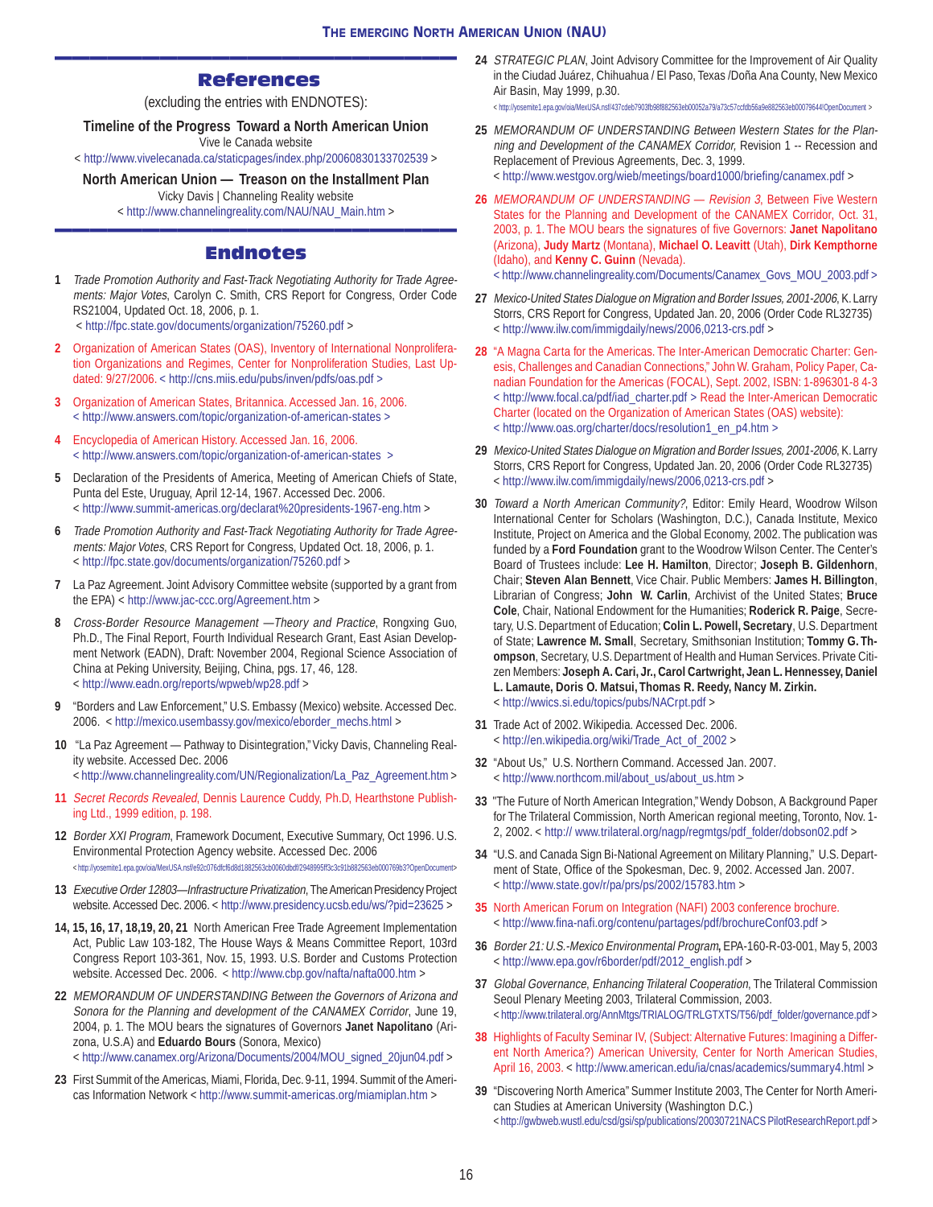## References

(excluding the entries with ENDNOTES):

**Timeline of the Progress Toward a North American Union**
Vive le Canada website
< http://www.vivelecanada.ca/staticpages/index.php/20060830133702539 >

**North American Union — Treason on the Installment Plan**
Vicky Davis | Channeling Reality website
< http://www.channelingreality.com/NAU/NAU_Main.htm >

## Endnotes

**1** *Trade Promotion Authority and Fast-Track Negotiating Authority for Trade Agreements: Major Votes*, Carolyn C. Smith, CRS Report for Congress, Order Code RS21004, Updated Oct. 18, 2006, p. 1.
< http://fpc.state.gov/documents/organization/75260.pdf >

**2** Organization of American States (OAS), Inventory of International Nonproliferation Organizations and Regimes, Center for Nonproliferation Studies, Last Updated: 9/27/2006. < http://cns.miis.edu/pubs/inven/pdfs/oas.pdf >

**3** Organization of American States, Britannica. Accessed Jan. 16, 2006.
< http://www.answers.com/topic/organization-of-american-states >

**4** Encyclopedia of American History. Accessed Jan. 16, 2006.
< http://www.answers.com/topic/organization-of-american-states >

**5** Declaration of the Presidents of America, Meeting of American Chiefs of State, Punta del Este, Uruguay, April 12-14, 1967. Accessed Dec. 2006.
< http://www.summit-americas.org/declarat%20presidents-1967-eng.htm >

**6** *Trade Promotion Authority and Fast-Track Negotiating Authority for Trade Agreements: Major Votes*, CRS Report for Congress, Updated Oct. 18, 2006, p. 1.
< http://fpc.state.gov/documents/organization/75260.pdf >

**7** La Paz Agreement. Joint Advisory Committee website (supported by a grant from the EPA) < http://www.jac-ccc.org/Agreement.htm >

**8** *Cross-Border Resource Management —Theory and Practice*, Rongxing Guo, Ph.D., The Final Report, Fourth Individual Research Grant, East Asian Development Network (EADN), Draft: November 2004, Regional Science Association of China at Peking University, Beijing, China, pgs. 17, 46, 128.
< http://www.eadn.org/reports/wpweb/wp28.pdf >

**9** "Borders and Law Enforcement," U.S. Embassy (Mexico) website. Accessed Dec. 2006. < http://mexico.usembassy.gov/mexico/eborder_mechs.html >

**10** "La Paz Agreement — Pathway to Disintegration," Vicky Davis, Channeling Reality website. Accessed Dec. 2006
< http://www.channelingreality.com/UN/Regionalization/La_Paz_Agreement.htm >

**11** *Secret Records Revealed*, Dennis Laurence Cuddy, Ph.D, Hearthstone Publishing Ltd., 1999 edition, p. 198.

**12** *Border XXI Program*, Framework Document, Executive Summary, Oct 1996. U.S. Environmental Protection Agency website. Accessed Dec. 2006
< http://yosemite1.epa.gov/oia/MexUSA.nsf/e92c076dfcf6d8d1882563cb0060dbdf/2948995ff3c3c91b882563eb000769b3?OpenDocument>

**13** *Executive Order 12803—Infrastructure Privatization*, The American Presidency Project website. Accessed Dec. 2006. < http://www.presidency.ucsb.edu/ws/?pid=23625 >

**14, 15, 16, 17, 18,19, 20, 21** North American Free Trade Agreement Implementation Act, Public Law 103-182, The House Ways & Means Committee Report, 103rd Congress Report 103-361, Nov. 15, 1993. U.S. Border and Customs Protection website. Accessed Dec. 2006. < http://www.cbp.gov/nafta/nafta000.htm >

**22** *MEMORANDUM OF UNDERSTANDING Between the Governors of Arizona and Sonora for the Planning and development of the CANAMEX Corridor*, June 19, 2004, p. 1. The MOU bears the signatures of Governors **Janet Napolitano** (Arizona, U.S.A) and **Eduardo Bours** (Sonora, Mexico)
< http://www.canamex.org/Arizona/Documents/2004/MOU_signed_20jun04.pdf >

**23** First Summit of the Americas, Miami, Florida, Dec. 9-11, 1994. Summit of the Americas Information Network < http://www.summit-americas.org/miamiplan.htm >

**24** *STRATEGIC PLAN*, Joint Advisory Committee for the Improvement of Air Quality in the Ciudad Juárez, Chihuahua / El Paso, Texas /Doña Ana County, New Mexico Air Basin, May 1999, p.30.
< http://yosemite1.epa.gov/oia/MexUSA.nsf/437cdeb7903fb98f882563eb00052a79/a73c57ccfdb56a9e882563eb00079644!OpenDocument >

**25** *MEMORANDUM OF UNDERSTANDING Between Western States for the Planning and Development of the CANAMEX Corridor,* Revision 1 -- Recession and Replacement of Previous Agreements, Dec. 3, 1999.
< http://www.westgov.org/wieb/meetings/board1000/briefing/canamex.pdf >

**26** *MEMORANDUM OF UNDERSTANDING — Revision 3*, Between Five Western States for the Planning and Development of the CANAMEX Corridor, Oct. 31, 2003, p. 1. The MOU bears the signatures of five Governors: **Janet Napolitano** (Arizona), **Judy Martz** (Montana), **Michael O. Leavitt** (Utah), **Dirk Kempthorne** (Idaho), and **Kenny C. Guinn** (Nevada).
< http://www.channelingreality.com/Documents/Canamex_Govs_MOU_2003.pdf >

**27** *Mexico-United States Dialogue on Migration and Border Issues, 2001-2006*, K. Larry Storrs, CRS Report for Congress, Updated Jan. 20, 2006 (Order Code RL32735)
< http://www.ilw.com/immigdaily/news/2006,0213-crs.pdf >

**28** "A Magna Carta for the Americas. The Inter-American Democratic Charter: Genesis, Challenges and Canadian Connections," John W. Graham, Policy Paper, Canadian Foundation for the Americas (FOCAL), Sept. 2002, ISBN: 1-896301-8 4-3
< http://www.focal.ca/pdf/iad_charter.pdf > Read the Inter-American Democratic Charter (located on the Organization of American States (OAS) website):
< http://www.oas.org/charter/docs/resolution1_en_p4.htm >

**29** *Mexico-United States Dialogue on Migration and Border Issues, 2001-2006*, K. Larry Storrs, CRS Report for Congress, Updated Jan. 20, 2006 (Order Code RL32735)
< http://www.ilw.com/immigdaily/news/2006,0213-crs.pdf >

**30** *Toward a North American Community?*, Editor: Emily Heard, Woodrow Wilson International Center for Scholars (Washington, D.C.), Canada Institute, Mexico Institute, Project on America and the Global Economy, 2002. The publication was funded by a **Ford Foundation** grant to the Woodrow Wilson Center. The Center's Board of Trustees include: **Lee H. Hamilton**, Director; **Joseph B. Gildenhorn**, Chair; **Steven Alan Bennett**, Vice Chair. Public Members: **James H. Billington**, Librarian of Congress; **John W. Carlin**, Archivist of the United States; **Bruce Cole**, Chair, National Endowment for the Humanities; **Roderick R. Paige**, Secretary, U.S. Department of Education; **Colin L. Powell, Secretary**, U.S. Department of State; **Lawrence M. Small**, Secretary, Smithsonian Institution; **Tommy G. Thompson**, Secretary, U.S. Department of Health and Human Services. Private Citizen Members: **Joseph A. Cari, Jr., Carol Cartwright, Jean L. Hennessey, Daniel L. Lamaute, Doris O. Matsui, Thomas R. Reedy, Nancy M. Zirkin.**
< http://wwics.si.edu/topics/pubs/NACrpt.pdf >

**31** Trade Act of 2002. Wikipedia. Accessed Dec. 2006.
< http://en.wikipedia.org/wiki/Trade_Act_of_2002 >

**32** "About Us," U.S. Northern Command. Accessed Jan. 2007.
< http://www.northcom.mil/about_us/about_us.htm >

**33** "The Future of North American Integration," Wendy Dobson, A Background Paper for The Trilateral Commission, North American regional meeting, Toronto, Nov. 1-2, 2002. < http:// www.trilateral.org/nagp/regmtgs/pdf_folder/dobson02.pdf >

**34** "U.S. and Canada Sign Bi-National Agreement on Military Planning," U.S. Department of State, Office of the Spokesman, Dec. 9, 2002. Accessed Jan. 2007.
< http://www.state.gov/r/pa/prs/ps/2002/15783.htm >

**35** North American Forum on Integration (NAFI) 2003 conference brochure.
< http://www.fina-nafi.org/contenu/partages/pdf/brochureConf03.pdf >

**36** *Border 21: U.S.-Mexico Environmental Program*, EPA-160-R-03-001, May 5, 2003
< http://www.epa.gov/r6border/pdf/2012_english.pdf >

**37** *Global Governance, Enhancing Trilateral Cooperation*, The Trilateral Commission Seoul Plenary Meeting 2003, Trilateral Commission, 2003.
< http://www.trilateral.org/AnnMtgs/TRIALOG/TRLGTXTS/T56/pdf_folder/governance.pdf >

**38** Highlights of Faculty Seminar IV, (Subject: Alternative Futures: Imagining a Different North America?) American University, Center for North American Studies, April 16, 2003. < http://www.american.edu/ia/cnas/academics/summary4.html >

**39** "Discovering North America" Summer Institute 2003, The Center for North American Studies at American University (Washington D.C.)
< http://gwbweb.wustl.edu/csd/gsi/sp/publications/20030721NACS PilotResearchReport.pdf >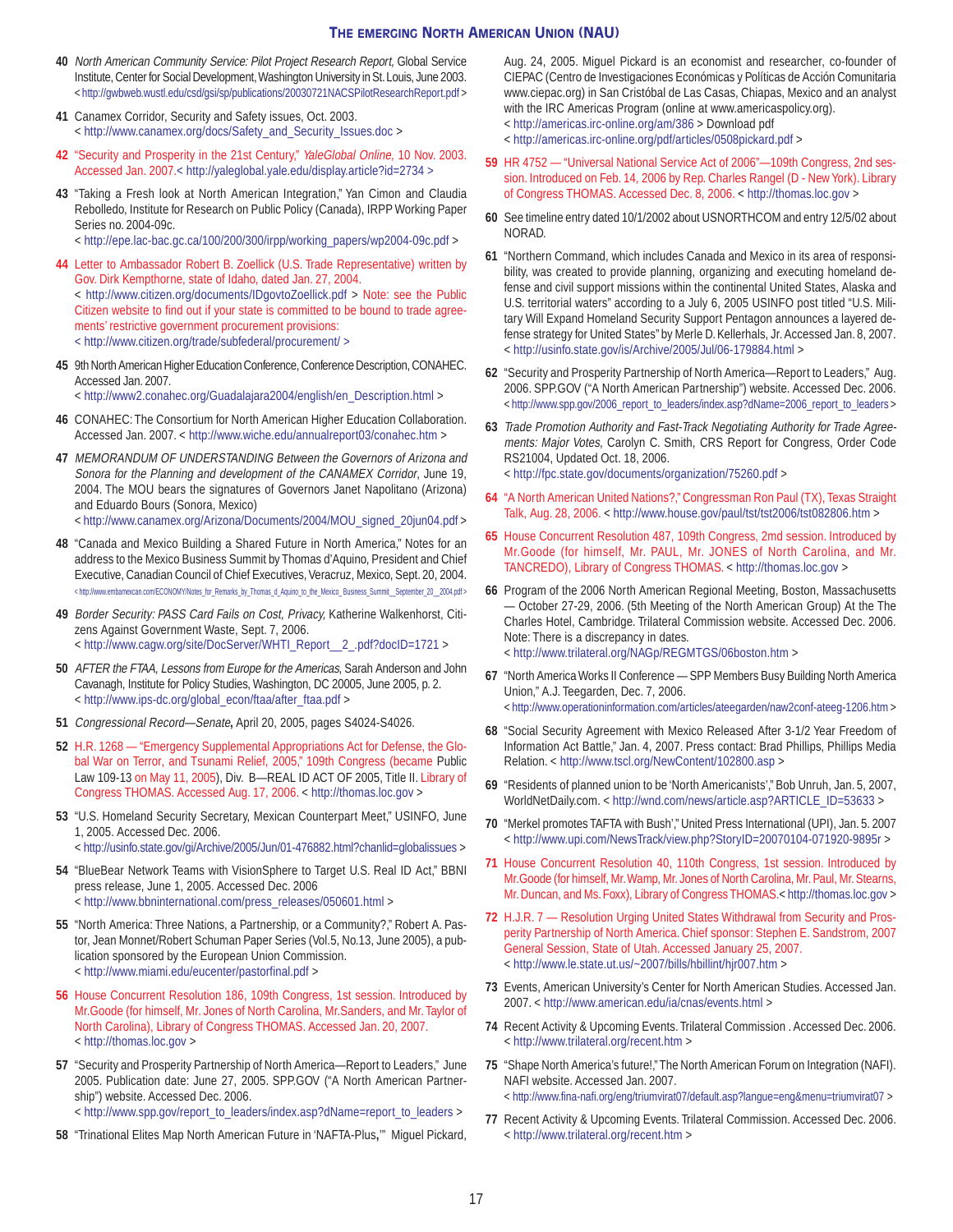40 *North American Community Service: Pilot Project Research Report,* Global Service Institute, Center for Social Development, Washington University in St. Louis, June 2003. < http://gwbweb.wustl.edu/csd/gsi/sp/publications/20030721NACSPilotResearchReport.pdf >

41 Canamex Corridor, Security and Safety issues, Oct. 2003. < http://www.canamex.org/docs/Safety_and_Security_Issues.doc >

42 "Security and Prosperity in the 21st Century," *YaleGlobal Online*, 10 Nov. 2003. Accessed Jan. 2007.< http://yaleglobal.yale.edu/display.article?id=2734 >

43 "Taking a Fresh look at North American Integration," Yan Cimon and Claudia Rebolledo, Institute for Research on Public Policy (Canada), IRPP Working Paper Series no. 2004-09c. < http://epe.lac-bac.gc.ca/100/200/300/irpp/working_papers/wp2004-09c.pdf >

44 Letter to Ambassador Robert B. Zoellick (U.S. Trade Representative) written by Gov. Dirk Kempthorne, state of Idaho, dated Jan. 27, 2004. < http://www.citizen.org/documents/IDgovtoZoellick.pdf > Note: see the Public Citizen website to find out if your state is committed to be bound to trade agreements' restrictive government procurement provisions: < http://www.citizen.org/trade/subfederal/procurement/ >

45 9th North American Higher Education Conference, Conference Description, CONAHEC. Accessed Jan. 2007. < http://www2.conahec.org/Guadalajara2004/english/en_Description.html >

46 CONAHEC: The Consortium for North American Higher Education Collaboration. Accessed Jan. 2007. < http://www.wiche.edu/annualreport03/conahec.htm >

47 *MEMORANDUM OF UNDERSTANDING Between the Governors of Arizona and Sonora for the Planning and development of the CANAMEX Corridor*, June 19, 2004. The MOU bears the signatures of Governors Janet Napolitano (Arizona) and Eduardo Bours (Sonora, Mexico) < http://www.canamex.org/Arizona/Documents/2004/MOU_signed_20jun04.pdf >

48 "Canada and Mexico Building a Shared Future in North America," Notes for an address to the Mexico Business Summit by Thomas d'Aquino, President and Chief Executive, Canadian Council of Chief Executives, Veracruz, Mexico, Sept. 20, 2004. < http://www.embamexcan.com/ECONOMY/Notes_for_Remarks_by_Thomas_d_Aquino_to_the_Mexico_Business_Summit__September_20__2004.pdf >

49 *Border Security: PASS Card Fails on Cost, Privacy,* Katherine Walkenhorst, Citizens Against Government Waste, Sept. 7, 2006. < http://www.cagw.org/site/DocServer/WHTI_Report__2_.pdf?docID=1721 >

50 *AFTER the FTAA, Lessons from Europe for the Americas*, Sarah Anderson and John Cavanagh, Institute for Policy Studies, Washington, DC 20005, June 2005, p. 2. < http://www.ips-dc.org/global_econ/ftaa/after_ftaa.pdf >

51 *Congressional Record—Senate***,** April 20, 2005, pages S4024-S4026.

52 H.R. 1268 — "Emergency Supplemental Appropriations Act for Defense, the Global War on Terror, and Tsunami Relief, 2005," 109th Congress (became Public Law 109-13 on May 11, 2005), Div. B—REAL ID ACT OF 2005, Title II. Library of Congress THOMAS. Accessed Aug. 17, 2006. < http://thomas.loc.gov >

53 "U.S. Homeland Security Secretary, Mexican Counterpart Meet," USINFO, June 1, 2005. Accessed Dec. 2006. < http://usinfo.state.gov/gi/Archive/2005/Jun/01-476882.html?chanlid=globalissues >

54 "BlueBear Network Teams with VisionSphere to Target U.S. Real ID Act," BBNI press release, June 1, 2005. Accessed Dec. 2006 < http://www.bbninternational.com/press_releases/050601.html >

55 "North America: Three Nations, a Partnership, or a Community?," Robert A. Pastor, Jean Monnet/Robert Schuman Paper Series (Vol.5, No.13, June 2005), a publication sponsored by the European Union Commission. < http://www.miami.edu/eucenter/pastorfinal.pdf >

56 House Concurrent Resolution 186, 109th Congress, 1st session. Introduced by Mr.Goode (for himself, Mr. Jones of North Carolina, Mr.Sanders, and Mr. Taylor of North Carolina), Library of Congress THOMAS. Accessed Jan. 20, 2007. < http://thomas.loc.gov >

57 "Security and Prosperity Partnership of North America—Report to Leaders," June 2005. Publication date: June 27, 2005. SPP.GOV ("A North American Partnership") website. Accessed Dec. 2006. < http://www.spp.gov/report_to_leaders/index.asp?dName=report_to_leaders >

58 "Trinational Elites Map North American Future in 'NAFTA-Plus**,**'" Miguel Pickard, Aug. 24, 2005. Miguel Pickard is an economist and researcher, co-founder of CIEPAC (Centro de Investigaciones Económicas y Políticas de Acción Comunitaria www.ciepac.org) in San Cristóbal de Las Casas, Chiapas, Mexico and an analyst with the IRC Americas Program (online at www.americaspolicy.org). < http://americas.irc-online.org/am/386 > Download pdf < http://americas.irc-online.org/pdf/articles/0508pickard.pdf >

59 HR 4752 — "Universal National Service Act of 2006"—109th Congress, 2nd session. Introduced on Feb. 14, 2006 by Rep. Charles Rangel (D - New York). Library of Congress THOMAS. Accessed Dec. 8, 2006. < http://thomas.loc.gov >

60 See timeline entry dated 10/1/2002 about USNORTHCOM and entry 12/5/02 about NORAD.

61 "Northern Command, which includes Canada and Mexico in its area of responsibility, was created to provide planning, organizing and executing homeland defense and civil support missions within the continental United States, Alaska and U.S. territorial waters" according to a July 6, 2005 USINFO post titled "U.S. Military Will Expand Homeland Security Support Pentagon announces a layered defense strategy for United States" by Merle D. Kellerhals, Jr. Accessed Jan. 8, 2007. < http://usinfo.state.gov/is/Archive/2005/Jul/06-179884.html >

62 "Security and Prosperity Partnership of North America—Report to Leaders," Aug. 2006. SPP.GOV ("A North American Partnership") website. Accessed Dec. 2006. < http://www.spp.gov/2006_report_to_leaders/index.asp?dName=2006_report_to_leaders >

63 *Trade Promotion Authority and Fast-Track Negotiating Authority for Trade Agreements: Major Votes*, Carolyn C. Smith, CRS Report for Congress, Order Code RS21004, Updated Oct. 18, 2006. < http://fpc.state.gov/documents/organization/75260.pdf >

64 "A North American United Nations?," Congressman Ron Paul (TX), Texas Straight Talk, Aug. 28, 2006. < http://www.house.gov/paul/tst/tst2006/tst082806.htm >

65 House Concurrent Resolution 487, 109th Congress, 2md session. Introduced by Mr.Goode (for himself, Mr. PAUL, Mr. JONES of North Carolina, and Mr. TANCREDO), Library of Congress THOMAS. < http://thomas.loc.gov >

66 Program of the 2006 North American Regional Meeting, Boston, Massachusetts — October 27-29, 2006. (5th Meeting of the North American Group) At the The Charles Hotel, Cambridge. Trilateral Commission website. Accessed Dec. 2006. Note: There is a discrepancy in dates. < http://www.trilateral.org/NAGp/REGMTGS/06boston.htm >

67 "North America Works II Conference — SPP Members Busy Building North America Union," A.J. Teegarden, Dec. 7, 2006. < http://www.operationinformation.com/articles/ateegarden/naw2conf-ateeg-1206.htm >

68 "Social Security Agreement with Mexico Released After 3-1/2 Year Freedom of Information Act Battle," Jan. 4, 2007. Press contact: Brad Phillips, Phillips Media Relation. < http://www.tscl.org/NewContent/102800.asp >

69 "Residents of planned union to be 'North Americanists'," Bob Unruh, Jan. 5, 2007, WorldNetDaily.com. < http://wnd.com/news/article.asp?ARTICLE_ID=53633 >

70 "Merkel promotes TAFTA with Bush'," United Press International (UPI), Jan. 5. 2007 < http://www.upi.com/NewsTrack/view.php?StoryID=20070104-071920-9895r >

71 House Concurrent Resolution 40, 110th Congress, 1st session. Introduced by Mr.Goode (for himself, Mr. Wamp, Mr. Jones of North Carolina, Mr. Paul, Mr. Stearns, Mr. Duncan, and Ms. Foxx), Library of Congress THOMAS.< http://thomas.loc.gov >

72 H.J.R. 7 — Resolution Urging United States Withdrawal from Security and Prosperity Partnership of North America. Chief sponsor: Stephen E. Sandstrom, 2007 General Session, State of Utah. Accessed January 25, 2007. < http://www.le.state.ut.us/~2007/bills/hbillint/hjr007.htm >

73 Events, American University's Center for North American Studies. Accessed Jan. 2007. < http://www.american.edu/ia/cnas/events.html >

74 Recent Activity & Upcoming Events. Trilateral Commission . Accessed Dec. 2006. < http://www.trilateral.org/recent.htm >

75 "Shape North America's future!," The North American Forum on Integration (NAFI). NAFI website. Accessed Jan. 2007. < http://www.fina-nafi.org/eng/triumvirat07/default.asp?langue=eng&menu=triumvirat07 >

77 Recent Activity & Upcoming Events. Trilateral Commission. Accessed Dec. 2006. < http://www.trilateral.org/recent.htm >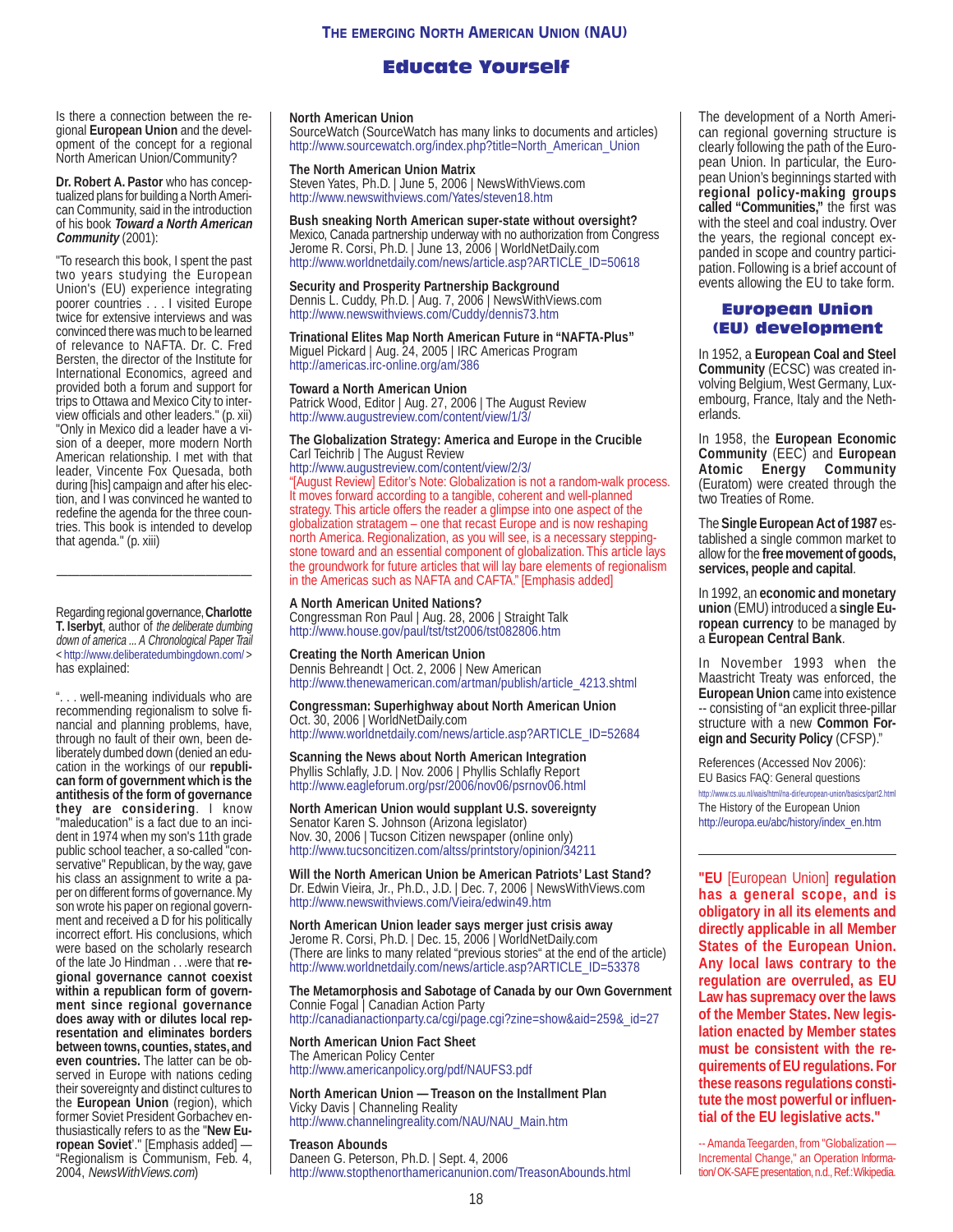# Educate Yourself

Is there a connection between the regional **European Union** and the development of the concept for a regional North American Union/Community?

**Dr. Robert A. Pastor** who has conceptualized plans for building a North American Community, said in the introduction of his book ***Toward a North American Community*** (2001):

"To research this book, I spent the past two years studying the European Union's (EU) experience integrating poorer countries . . . I visited Europe twice for extensive interviews and was convinced there was much to be learned of relevance to NAFTA. Dr. C. Fred Bersten, the director of the Institute for International Economics, agreed and provided both a forum and support for trips to Ottawa and Mexico City to interview officials and other leaders." (p. xii) "Only in Mexico did a leader have a vision of a deeper, more modern North American relationship. I met with that leader, Vincente Fox Quesada, both during [his] campaign and after his election, and I was convinced he wanted to redefine the agenda for the three countries. This book is intended to develop that agenda." (p. xiii)

---

Regarding regional governance, **Charlotte T. Iserbyt**, author of *the deliberate dumbing down of america ... A Chronological Paper Trail* < http://www.deliberatedumbingdown.com/ > has explained:

". . . well-meaning individuals who are recommending regionalism to solve financial and planning problems, have, through no fault of their own, been deliberately dumbed down (denied an education in the workings of our **republican form of government which is the antithesis of the form of governance they are considering**. I know "maleducation" is a fact due to an incident in 1974 when my son's 11th grade public school teacher, a so-called "conservative" Republican, by the way, gave his class an assignment to write a paper on different forms of governance. My son wrote his paper on regional government and received a D for his politically incorrect effort. His conclusions, which were based on the scholarly research of the late Jo Hindman . . .were that **regional governance cannot coexist within a republican form of government since regional governance does away with or dilutes local representation and eliminates borders between towns, counties, states, and even countries.** The latter can be observed in Europe with nations ceding their sovereignty and distinct cultures to the **European Union** (region), which former Soviet President Gorbachev enthusiastically refers to as the "**New European Soviet**'." [Emphasis added] — "Regionalism is Communism, Feb. 4, 2004, *NewsWithViews.com*)

**North American Union**
SourceWatch (SourceWatch has many links to documents and articles)
http://www.sourcewatch.org/index.php?title=North_American_Union

**The North American Union Matrix**
Steven Yates, Ph.D. | June 5, 2006 | NewsWithViews.com
http://www.newswithviews.com/Yates/steven18.htm

**Bush sneaking North American super-state without oversight?**
Mexico, Canada partnership underway with no authorization from Congress
Jerome R. Corsi, Ph.D. | June 13, 2006 | WorldNetDaily.com
http://www.worldnetdaily.com/news/article.asp?ARTICLE_ID=50618

**Security and Prosperity Partnership Background**
Dennis L. Cuddy, Ph.D. | Aug. 7, 2006 | NewsWithViews.com
http://www.newswithviews.com/Cuddy/dennis73.htm

**Trinational Elites Map North American Future in "NAFTA-Plus"**
Miguel Pickard | Aug. 24, 2005 | IRC Americas Program
http://americas.irc-online.org/am/386

**Toward a North American Union**
Patrick Wood, Editor | Aug. 27, 2006 | The August Review
http://www.augustreview.com/content/view/1/3/

**The Globalization Strategy: America and Europe in the Crucible**
Carl Teichrib | The August Review
http://www.augustreview.com/content/view/2/3/
"[August Review] Editor's Note: Globalization is not a random-walk process. It moves forward according to a tangible, coherent and well-planned strategy. This article offers the reader a glimpse into one aspect of the globalization stratagem – one that recast Europe and is now reshaping north America. Regionalization, as you will see, is a necessary stepping-stone toward and an essential component of globalization. This article lays the groundwork for future articles that will lay bare elements of regionalism in the Americas such as NAFTA and CAFTA." [Emphasis added]

**A North American United Nations?**
Congressman Ron Paul | Aug. 28, 2006 | Straight Talk
http://www.house.gov/paul/tst/tst2006/tst082806.htm

**Creating the North American Union**
Dennis Behreandt | Oct. 2, 2006 | New American
http://www.thenewamerican.com/artman/publish/article_4213.shtml

**Congressman: Superhighway about North American Union**
Oct. 30, 2006 | WorldNetDaily.com
http://www.worldnetdaily.com/news/article.asp?ARTICLE_ID=52684

**Scanning the News about North American Integration**
Phyllis Schlafly, J.D. | Nov. 2006 | Phyllis Schlafly Report
http://www.eagleforum.org/psr/2006/nov06/psrnov06.html

**North American Union would supplant U.S. sovereignty**
Senator Karen S. Johnson (Arizona legislator)
Nov. 30, 2006 | Tucson Citizen newspaper (online only)
http://www.tucsoncitizen.com/altss/printstory/opinion/34211

**Will the North American Union be American Patriots' Last Stand?**
Dr. Edwin Vieira, Jr., Ph.D., J.D. | Dec. 7, 2006 | NewsWithViews.com
http://www.newswithviews.com/Vieira/edwin49.htm

**North American Union leader says merger just crisis away**
Jerome R. Corsi, Ph.D. | Dec. 15, 2006 | WorldNetDaily.com
(There are links to many related "previous stories" at the end of the article)
http://www.worldnetdaily.com/news/article.asp?ARTICLE_ID=53378

**The Metamorphosis and Sabotage of Canada by our Own Government**
Connie Fogal | Canadian Action Party
http://canadianactionparty.ca/cgi/page.cgi?zine=show&aid=259&_id=27

**North American Union Fact Sheet**
The American Policy Center
http://www.americanpolicy.org/pdf/NAUFS3.pdf

**North American Union — Treason on the Installment Plan**
Vicky Davis | Channeling Reality
http://www.channelingreality.com/NAU/NAU_Main.htm

**Treason Abounds**
Daneen G. Peterson, Ph.D. | Sept. 4, 2006
http://www.stopthenorthamericanunion.com/TreasonAbounds.html

The development of a North American regional governing structure is clearly following the path of the European Union. In particular, the European Union's beginnings started with **regional policy-making groups called "Communities,"** the first was with the steel and coal industry. Over the years, the regional concept expanded in scope and country participation. Following is a brief account of events allowing the EU to take form.

## European Union (EU) development

In 1952, a **European Coal and Steel Community** (ECSC) was created involving Belgium, West Germany, Luxembourg, France, Italy and the Netherlands.

In 1958, the **European Economic Community** (EEC) and **European Atomic Energy Community** (Euratom) were created through the two Treaties of Rome.

The **Single European Act of 1987** established a single common market to allow for the **free movement of goods, services, people and capital**.

In 1992, an **economic and monetary union** (EMU) introduced a **single European currency** to be managed by a **European Central Bank**.

In November 1993 when the Maastricht Treaty was enforced, the **European Union** came into existence -- consisting of "an explicit three-pillar structure with a new **Common Foreign and Security Policy** (CFSP)."

References (Accessed Nov 2006):
EU Basics FAQ: General questions
http://www.cs.uu.nl/wais/html/na-dir/european-union/basics/part2.html
The History of the European Union
http://europa.eu/abc/history/index_en.htm

---

**"EU** [European Union] **regulation has a general scope, and is obligatory in all its elements and directly applicable in all Member States of the European Union. Any local laws contrary to the regulation are overruled, as EU Law has supremacy over the laws of the Member States. New legislation enacted by Member states must be consistent with the requirements of EU regulations. For these reasons regulations constitute the most powerful or influential of the EU legislative acts."**

-- Amanda Teegarden, from "Globalization — Incremental Change," an Operation Information/ OK-SAFE presentation, n.d., Ref.: Wikipedia.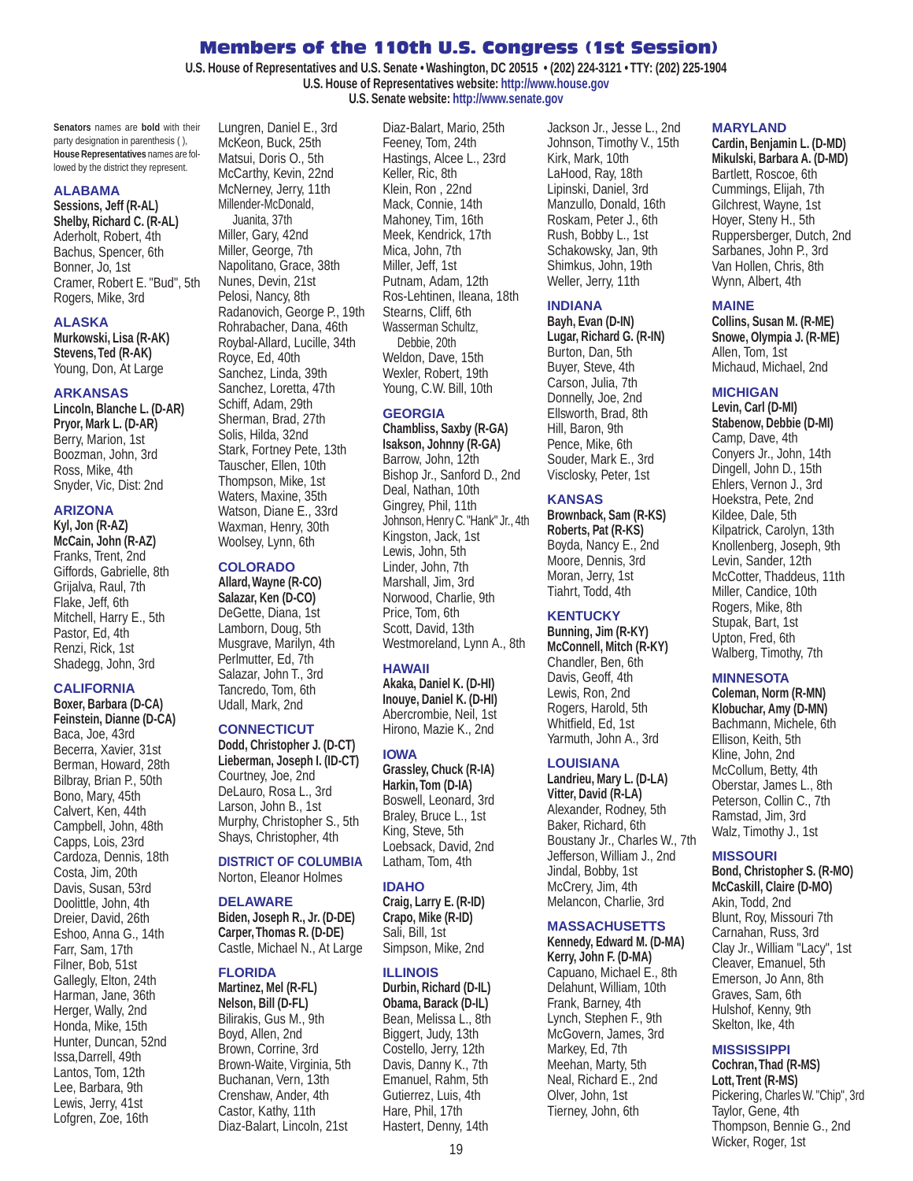# Members of the 110th U.S. Congress (1st Session)

**U.S. House of Representatives and U.S. Senate • Washington, DC 20515 • (202) 224-3121 • TTY: (202) 225-1904**
**U.S. House of Representatives website: http://www.house.gov**
**U.S. Senate website: http://www.senate.gov**

**Senators** names are **bold** with their party designation in parenthesis ( ), **House Representatives** names are followed by the district they represent.

### ALABAMA
**Sessions, Jeff (R-AL)**
**Shelby, Richard C. (R-AL)**
Aderholt, Robert, 4th
Bachus, Spencer, 6th
Bonner, Jo, 1st
Cramer, Robert E. "Bud", 5th
Rogers, Mike, 3rd

### ALASKA
**Murkowski, Lisa (R-AK)**
**Stevens, Ted (R-AK)**
Young, Don, At Large

### ARKANSAS
**Lincoln, Blanche L. (D-AR)**
**Pryor, Mark L. (D-AR)**
Berry, Marion, 1st
Boozman, John, 3rd
Ross, Mike, 4th
Snyder, Vic, Dist: 2nd

### ARIZONA
**Kyl, Jon (R-AZ)**
**McCain, John (R-AZ)**
Franks, Trent, 2nd
Giffords, Gabrielle, 8th
Grijalva, Raul, 7th
Flake, Jeff, 6th
Mitchell, Harry E., 5th
Pastor, Ed, 4th
Renzi, Rick, 1st
Shadegg, John, 3rd

### CALIFORNIA
**Boxer, Barbara (D-CA)**
**Feinstein, Dianne (D-CA)**
Baca, Joe, 43rd
Becerra, Xavier, 31st
Berman, Howard, 28th
Bilbray, Brian P., 50th
Bono, Mary, 45th
Calvert, Ken, 44th
Campbell, John, 48th
Capps, Lois, 23rd
Cardoza, Dennis, 18th
Costa, Jim, 20th
Davis, Susan, 53rd
Doolittle, John, 4th
Dreier, David, 26th
Eshoo, Anna G., 14th
Farr, Sam, 17th
Filner, Bob, 51st
Gallegly, Elton, 24th
Harman, Jane, 36th
Herger, Wally, 2nd
Honda, Mike, 15th
Hunter, Duncan, 52nd
Issa,Darrell, 49th
Lantos, Tom, 12th
Lee, Barbara, 9th
Lewis, Jerry, 41st
Lofgren, Zoe, 16th
Lungren, Daniel E., 3rd
McKeon, Buck, 25th
Matsui, Doris O., 5th
McCarthy, Kevin, 22nd
McNerney, Jerry, 11th
Millender-McDonald, Juanita, 37th
Miller, Gary, 42nd
Miller, George, 7th
Napolitano, Grace, 38th
Nunes, Devin, 21st
Pelosi, Nancy, 8th
Radanovich, George P., 19th
Rohrabacher, Dana, 46th
Roybal-Allard, Lucille, 34th
Royce, Ed, 40th
Sanchez, Linda, 39th
Sanchez, Loretta, 47th
Schiff, Adam, 29th
Sherman, Brad, 27th
Solis, Hilda, 32nd
Stark, Fortney Pete, 13th
Tauscher, Ellen, 10th
Thompson, Mike, 1st
Waters, Maxine, 35th
Watson, Diane E., 33rd
Waxman, Henry, 30th
Woolsey, Lynn, 6th

### COLORADO
**Allard, Wayne (R-CO)**
**Salazar, Ken (D-CO)**
DeGette, Diana, 1st
Lamborn, Doug, 5th
Musgrave, Marilyn, 4th
Perlmutter, Ed, 7th
Salazar, John T., 3rd
Tancredo, Tom, 6th
Udall, Mark, 2nd

### CONNECTICUT
**Dodd, Christopher J. (D-CT)**
**Lieberman, Joseph I. (ID-CT)**
Courtney, Joe, 2nd
DeLauro, Rosa L., 3rd
Larson, John B., 1st
Murphy, Christopher S., 5th
Shays, Christopher, 4th

### DISTRICT OF COLUMBIA
Norton, Eleanor Holmes

### DELAWARE
**Biden, Joseph R., Jr. (D-DE)**
**Carper, Thomas R. (D-DE)**
Castle, Michael N., At Large

### FLORIDA
**Martinez, Mel (R-FL)**
**Nelson, Bill (D-FL)**
Bilirakis, Gus M., 9th
Boyd, Allen, 2nd
Brown, Corrine, 3rd
Brown-Waite, Virginia, 5th
Buchanan, Vern, 13th
Crenshaw, Ander, 4th
Castor, Kathy, 11th
Diaz-Balart, Lincoln, 21st
Diaz-Balart, Mario, 25th
Feeney, Tom, 24th
Hastings, Alcee L., 23rd
Keller, Ric, 8th
Klein, Ron , 22nd
Mack, Connie, 14th
Mahoney, Tim, 16th
Meek, Kendrick, 17th
Mica, John, 7th
Miller, Jeff, 1st
Putnam, Adam, 12th
Ros-Lehtinen, Ileana, 18th
Stearns, Cliff, 6th
Wasserman Schultz, Debbie, 20th
Weldon, Dave, 15th
Wexler, Robert, 19th
Young, C.W. Bill, 10th

### GEORGIA
**Chambliss, Saxby (R-GA)**
**Isakson, Johnny (R-GA)**
Barrow, John, 12th
Bishop Jr., Sanford D., 2nd
Deal, Nathan, 10th
Gingrey, Phil, 11th
Johnson, Henry C. "Hank" Jr., 4th
Kingston, Jack, 1st
Lewis, John, 5th
Linder, John, 7th
Marshall, Jim, 3rd
Norwood, Charlie, 9th
Price, Tom, 6th
Scott, David, 13th
Westmoreland, Lynn A., 8th

### HAWAII
**Akaka, Daniel K. (D-HI)**
**Inouye, Daniel K. (D-HI)**
Abercrombie, Neil, 1st
Hirono, Mazie K., 2nd

### IOWA
**Grassley, Chuck (R-IA)**
**Harkin, Tom (D-IA)**
Boswell, Leonard, 3rd
Braley, Bruce L., 1st
King, Steve, 5th
Loebsack, David, 2nd
Latham, Tom, 4th

### IDAHO
**Craig, Larry E. (R-ID)**
**Crapo, Mike (R-ID)**
Sali, Bill, 1st
Simpson, Mike, 2nd

### ILLINOIS
**Durbin, Richard (D-IL)**
**Obama, Barack (D-IL)**
Bean, Melissa L., 8th
Biggert, Judy, 13th
Costello, Jerry, 12th
Davis, Danny K., 7th
Emanuel, Rahm, 5th
Gutierrez, Luis, 4th
Hare, Phil, 17th
Hastert, Denny, 14th
Jackson Jr., Jesse L., 2nd
Johnson, Timothy V., 15th
Kirk, Mark, 10th
LaHood, Ray, 18th
Lipinski, Daniel, 3rd
Manzullo, Donald, 16th
Roskam, Peter J., 6th
Rush, Bobby L., 1st
Schakowsky, Jan, 9th
Shimkus, John, 19th
Weller, Jerry, 11th

### INDIANA
**Bayh, Evan (D-IN)**
**Lugar, Richard G. (R-IN)**
Burton, Dan, 5th
Buyer, Steve, 4th
Carson, Julia, 7th
Donnelly, Joe, 2nd
Ellsworth, Brad, 8th
Hill, Baron, 9th
Pence, Mike, 6th
Souder, Mark E., 3rd
Visclosky, Peter, 1st

### KANSAS
**Brownback, Sam (R-KS)**
**Roberts, Pat (R-KS)**
Boyda, Nancy E., 2nd
Moore, Dennis, 3rd
Moran, Jerry, 1st
Tiahrt, Todd, 4th

### KENTUCKY
**Bunning, Jim (R-KY)**
**McConnell, Mitch (R-KY)**
Chandler, Ben, 6th
Davis, Geoff, 4th
Lewis, Ron, 2nd
Rogers, Harold, 5th
Whitfield, Ed, 1st
Yarmuth, John A., 3rd

### LOUISIANA
**Landrieu, Mary L. (D-LA)**
**Vitter, David (R-LA)**
Alexander, Rodney, 5th
Baker, Richard, 6th
Boustany Jr., Charles W., 7th
Jefferson, William J., 2nd
Jindal, Bobby, 1st
McCrery, Jim, 4th
Melancon, Charlie, 3rd

### MASSACHUSETTS
**Kennedy, Edward M. (D-MA)**
**Kerry, John F. (D-MA)**
Capuano, Michael E., 8th
Delahunt, William, 10th
Frank, Barney, 4th
Lynch, Stephen F., 9th
McGovern, James, 3rd
Markey, Ed, 7th
Meehan, Marty, 5th
Neal, Richard E., 2nd
Olver, John, 1st
Tierney, John, 6th

### MARYLAND
**Cardin, Benjamin L. (D-MD)**
**Mikulski, Barbara A. (D-MD)**
Bartlett, Roscoe, 6th
Cummings, Elijah, 7th
Gilchrest, Wayne, 1st
Hoyer, Steny H., 5th
Ruppersberger, Dutch, 2nd
Sarbanes, John P., 3rd
Van Hollen, Chris, 8th
Wynn, Albert, 4th

### MAINE
**Collins, Susan M. (R-ME)**
**Snowe, Olympia J. (R-ME)**
Allen, Tom, 1st
Michaud, Michael, 2nd

### MICHIGAN
**Levin, Carl (D-MI)**
**Stabenow, Debbie (D-MI)**
Camp, Dave, 4th
Conyers Jr., John, 14th
Dingell, John D., 15th
Ehlers, Vernon J., 3rd
Hoekstra, Pete, 2nd
Kildee, Dale, 5th
Kilpatrick, Carolyn, 13th
Knollenberg, Joseph, 9th
Levin, Sander, 12th
McCotter, Thaddeus, 11th
Miller, Candice, 10th
Rogers, Mike, 8th
Stupak, Bart, 1st
Upton, Fred, 6th
Walberg, Timothy, 7th

### MINNESOTA
**Coleman, Norm (R-MN)**
**Klobuchar, Amy (D-MN)**
Bachmann, Michele, 6th
Ellison, Keith, 5th
Kline, John, 2nd
McCollum, Betty, 4th
Oberstar, James L., 8th
Peterson, Collin C., 7th
Ramstad, Jim, 3rd
Walz, Timothy J., 1st

### MISSOURI
**Bond, Christopher S. (R-MO)**
**McCaskill, Claire (D-MO)**
Akin, Todd, 2nd
Blunt, Roy, Missouri 7th
Carnahan, Russ, 3rd
Clay Jr., William "Lacy", 1st
Cleaver, Emanuel, 5th
Emerson, Jo Ann, 8th
Graves, Sam, 6th
Hulshof, Kenny, 9th
Skelton, Ike, 4th

### MISSISSIPPI
**Cochran, Thad (R-MS)**
**Lott, Trent (R-MS)**
Pickering, Charles W. "Chip", 3rd
Taylor, Gene, 4th
Thompson, Bennie G., 2nd
Wicker, Roger, 1st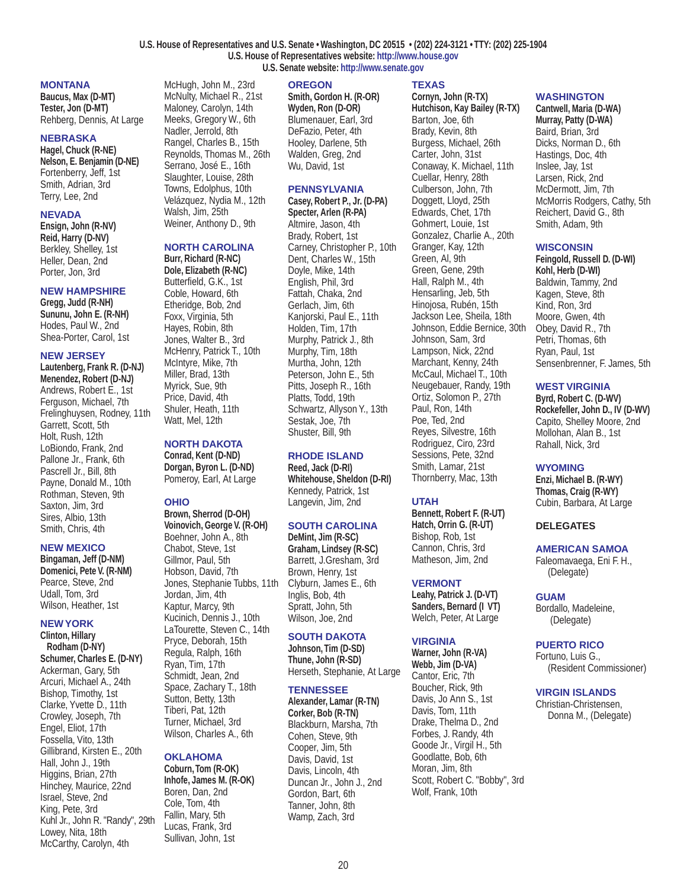U.S. House of Representatives and U.S. Senate • Washington, DC 20515 • (202) 224-3121 • TTY: (202) 225-1904
U.S. House of Representatives website: http://www.house.gov
U.S. Senate website: http://www.senate.gov

## MONTANA

**Baucus, Max (D-MT)**
**Tester, Jon (D-MT)**
Rehberg, Dennis, At Large

## NEBRASKA

**Hagel, Chuck (R-NE)**
**Nelson, E. Benjamin (D-NE)**
Fortenberry, Jeff, 1st
Smith, Adrian, 3rd
Terry, Lee, 2nd

## NEVADA

**Ensign, John (R-NV)**
**Reid, Harry (D-NV)**
Berkley, Shelley, 1st
Heller, Dean, 2nd
Porter, Jon, 3rd

## NEW HAMPSHIRE

**Gregg, Judd (R-NH)**
**Sununu, John E. (R-NH)**
Hodes, Paul W., 2nd
Shea-Porter, Carol, 1st

## NEW JERSEY

**Lautenberg, Frank R. (D-NJ)**
**Menendez, Robert (D-NJ)**
Andrews, Robert E., 1st
Ferguson, Michael, 7th
Frelinghuysen, Rodney, 11th
Garrett, Scott, 5th
Holt, Rush, 12th
LoBiondo, Frank, 2nd
Pallone Jr., Frank, 6th
Pascrell Jr., Bill, 8th
Payne, Donald M., 10th
Rothman, Steven, 9th
Saxton, Jim, 3rd
Sires, Albio, 13th
Smith, Chris, 4th

## NEW MEXICO

**Bingaman, Jeff (D-NM)**
**Domenici, Pete V. (R-NM)**
Pearce, Steve, 2nd
Udall, Tom, 3rd
Wilson, Heather, 1st

## NEW YORK

**Clinton, Hillary Rodham (D-NY)**
**Schumer, Charles E. (D-NY)**
Ackerman, Gary, 5th
Arcuri, Michael A., 24th
Bishop, Timothy, 1st
Clarke, Yvette D., 11th
Crowley, Joseph, 7th
Engel, Eliot, 17th
Fossella, Vito, 13th
Gillibrand, Kirsten E., 20th
Hall, John J., 19th
Higgins, Brian, 27th
Hinchey, Maurice, 22nd
Israel, Steve, 2nd
King, Pete, 3rd
Kuhl Jr., John R. "Randy", 29th
Lowey, Nita, 18th
McCarthy, Carolyn, 4th
McHugh, John M., 23rd
McNulty, Michael R., 21st
Maloney, Carolyn, 14th
Meeks, Gregory W., 6th
Nadler, Jerrold, 8th
Rangel, Charles B., 15th
Reynolds, Thomas M., 26th
Serrano, José E., 16th
Slaughter, Louise, 28th
Towns, Edolphus, 10th
Velázquez, Nydia M., 12th
Walsh, Jim, 25th
Weiner, Anthony D., 9th

## NORTH CAROLINA

**Burr, Richard (R-NC)**
**Dole, Elizabeth (R-NC)**
Butterfield, G.K., 1st
Coble, Howard, 6th
Etheridge, Bob, 2nd
Foxx, Virginia, 5th
Hayes, Robin, 8th
Jones, Walter B., 3rd
McHenry, Patrick T., 10th
McIntyre, Mike, 7th
Miller, Brad, 13th
Myrick, Sue, 9th
Price, David, 4th
Shuler, Heath, 11th
Watt, Mel, 12th

## NORTH DAKOTA

**Conrad, Kent (D-ND)**
**Dorgan, Byron L. (D-ND)**
Pomeroy, Earl, At Large

## OHIO

**Brown, Sherrod (D-OH)**
**Voinovich, George V. (R-OH)**
Boehner, John A., 8th
Chabot, Steve, 1st
Gillmor, Paul, 5th
Hobson, David, 7th
Jones, Stephanie Tubbs, 11th
Jordan, Jim, 4th
Kaptur, Marcy, 9th
Kucinich, Dennis J., 10th
LaTourette, Steven C., 14th
Pryce, Deborah, 15th
Regula, Ralph, 16th
Ryan, Tim, 17th
Schmidt, Jean, 2nd
Space, Zachary T., 18th
Sutton, Betty, 13th
Tiberi, Pat, 12th
Turner, Michael, 3rd
Wilson, Charles A., 6th

## OKLAHOMA

**Coburn, Tom (R-OK)**
**Inhofe, James M. (R-OK)**
Boren, Dan, 2nd
Cole, Tom, 4th
Fallin, Mary, 5th
Lucas, Frank, 3rd
Sullivan, John, 1st

## OREGON

**Smith, Gordon H. (R-OR)**
**Wyden, Ron (D-OR)**
Blumenauer, Earl, 3rd
DeFazio, Peter, 4th
Hooley, Darlene, 5th
Walden, Greg, 2nd
Wu, David, 1st

## PENNSYLVANIA

**Casey, Robert P., Jr. (D-PA)**
**Specter, Arlen (R-PA)**
Altmire, Jason, 4th
Brady, Robert, 1st
Carney, Christopher P., 10th
Dent, Charles W., 15th
Doyle, Mike, 14th
English, Phil, 3rd
Fattah, Chaka, 2nd
Gerlach, Jim, 6th
Kanjorski, Paul E., 11th
Holden, Tim, 17th
Murphy, Patrick J., 8th
Murphy, Tim, 18th
Murtha, John, 12th
Peterson, John E., 5th
Pitts, Joseph R., 16th
Platts, Todd, 19th
Schwartz, Allyson Y., 13th
Sestak, Joe, 7th
Shuster, Bill, 9th

## RHODE ISLAND

**Reed, Jack (D-RI)**
**Whitehouse, Sheldon (D-RI)**
Kennedy, Patrick, 1st
Langevin, Jim, 2nd

## SOUTH CAROLINA

**DeMint, Jim (R-SC)**
**Graham, Lindsey (R-SC)**
Barrett, J.Gresham, 3rd
Brown, Henry, 1st
Clyburn, James E., 6th
Inglis, Bob, 4th
Spratt, John, 5th
Wilson, Joe, 2nd

## SOUTH DAKOTA

**Johnson, Tim (D-SD)**
**Thune, John (R-SD)**
Herseth, Stephanie, At Large

## TENNESSEE

**Alexander, Lamar (R-TN)**
**Corker, Bob (R-TN)**
Blackburn, Marsha, 7th
Cohen, Steve, 9th
Cooper, Jim, 5th
Davis, David, 1st
Davis, Lincoln, 4th
Duncan Jr., John J., 2nd
Gordon, Bart, 6th
Tanner, John, 8th
Wamp, Zach, 3rd

## TEXAS

**Cornyn, John (R-TX)**
**Hutchison, Kay Bailey (R-TX)**
Barton, Joe, 6th
Brady, Kevin, 8th
Burgess, Michael, 26th
Carter, John, 31st
Conaway, K. Michael, 11th
Cuellar, Henry, 28th
Culberson, John, 7th
Doggett, Lloyd, 25th
Edwards, Chet, 17th
Gohmert, Louie, 1st
Gonzalez, Charlie A., 20th
Granger, Kay, 12th
Green, Al, 9th
Green, Gene, 29th
Hall, Ralph M., 4th
Hensarling, Jeb, 5th
Hinojosa, Rubén, 15th
Jackson Lee, Sheila, 18th
Johnson, Eddie Bernice, 30th
Johnson, Sam, 3rd
Lampson, Nick, 22nd
Marchant, Kenny, 24th
McCaul, Michael T., 10th
Neugebauer, Randy, 19th
Ortiz, Solomon P., 27th
Paul, Ron, 14th
Poe, Ted, 2nd
Reyes, Silvestre, 16th
Rodriguez, Ciro, 23rd
Sessions, Pete, 32nd
Smith, Lamar, 21st
Thornberry, Mac, 13th

## UTAH

**Bennett, Robert F. (R-UT)**
**Hatch, Orrin G. (R-UT)**
Bishop, Rob, 1st
Cannon, Chris, 3rd
Matheson, Jim, 2nd

## VERMONT

**Leahy, Patrick J. (D-VT)**
**Sanders, Bernard (I VT)**
Welch, Peter, At Large

## VIRGINIA

**Warner, John (R-VA)**
**Webb, Jim (D-VA)**
Cantor, Eric, 7th
Boucher, Rick, 9th
Davis, Jo Ann S., 1st
Davis, Tom, 11th
Drake, Thelma D., 2nd
Forbes, J. Randy, 4th
Goode Jr., Virgil H., 5th
Goodlatte, Bob, 6th
Moran, Jim, 8th
Scott, Robert C. "Bobby", 3rd
Wolf, Frank, 10th

## WASHINGTON

**Cantwell, Maria (D-WA)**
**Murray, Patty (D-WA)**
Baird, Brian, 3rd
Dicks, Norman D., 6th
Hastings, Doc, 4th
Inslee, Jay, 1st
Larsen, Rick, 2nd
McDermott, Jim, 7th
McMorris Rodgers, Cathy, 5th
Reichert, David G., 8th
Smith, Adam, 9th

## WISCONSIN

**Feingold, Russell D. (D-WI)**
**Kohl, Herb (D-WI)**
Baldwin, Tammy, 2nd
Kagen, Steve, 8th
Kind, Ron, 3rd
Moore, Gwen, 4th
Obey, David R., 7th
Petri, Thomas, 6th
Ryan, Paul, 1st
Sensenbrenner, F. James, 5th

## WEST VIRGINIA

**Byrd, Robert C. (D-WV)**
**Rockefeller, John D., IV (D-WV)**
Capito, Shelley Moore, 2nd
Mollohan, Alan B., 1st
Rahall, Nick, 3rd

## WYOMING

**Enzi, Michael B. (R-WY)**
**Thomas, Craig (R-WY)**
Cubin, Barbara, At Large

## DELEGATES

## AMERICAN SAMOA

Faleomavaega, Eni F. H., (Delegate)

## GUAM

Bordallo, Madeleine, (Delegate)

## PUERTO RICO

Fortuno, Luis G., (Resident Commissioner)

## VIRGIN ISLANDS

Christian-Christensen, Donna M., (Delegate)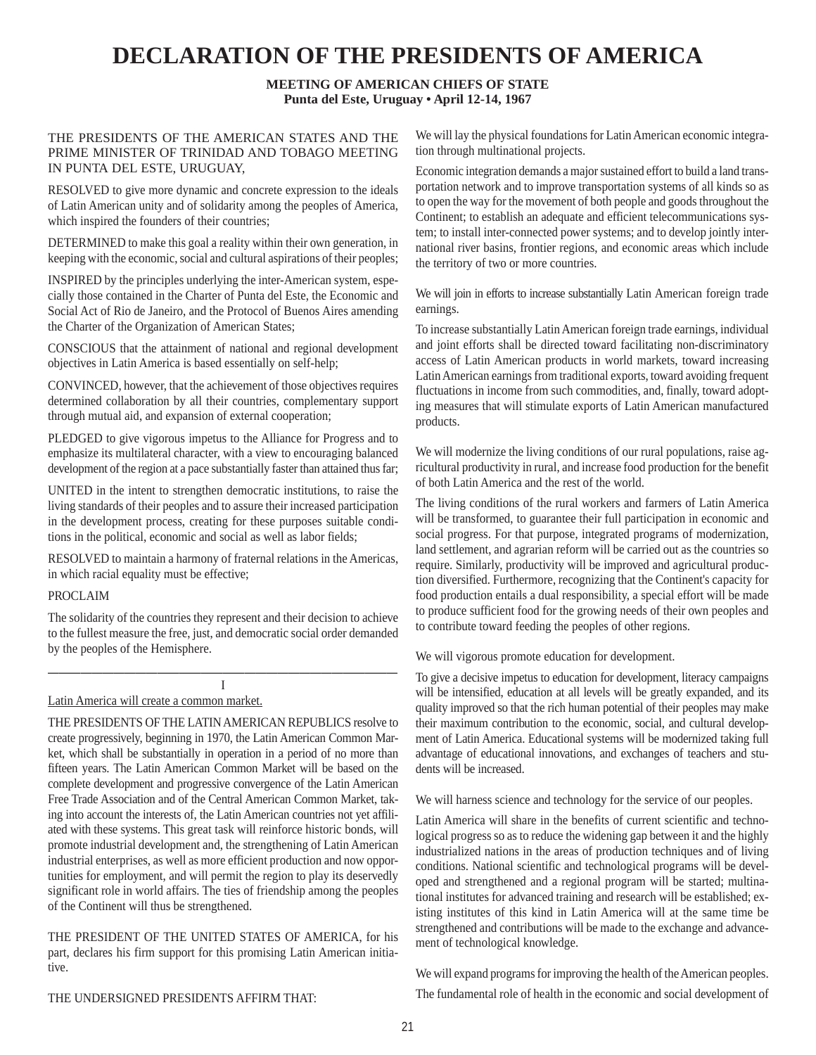# DECLARATION OF THE PRESIDENTS OF AMERICA

**MEETING OF AMERICAN CHIEFS OF STATE**
**Punta del Este, Uruguay • April 12-14, 1967**

THE PRESIDENTS OF THE AMERICAN STATES AND THE PRIME MINISTER OF TRINIDAD AND TOBAGO MEETING IN PUNTA DEL ESTE, URUGUAY,

RESOLVED to give more dynamic and concrete expression to the ideals of Latin American unity and of solidarity among the peoples of America, which inspired the founders of their countries;

DETERMINED to make this goal a reality within their own generation, in keeping with the economic, social and cultural aspirations of their peoples;

INSPIRED by the principles underlying the inter-American system, especially those contained in the Charter of Punta del Este, the Economic and Social Act of Rio de Janeiro, and the Protocol of Buenos Aires amending the Charter of the Organization of American States;

CONSCIOUS that the attainment of national and regional development objectives in Latin America is based essentially on self-help;

CONVINCED, however, that the achievement of those objectives requires determined collaboration by all their countries, complementary support through mutual aid, and expansion of external cooperation;

PLEDGED to give vigorous impetus to the Alliance for Progress and to emphasize its multilateral character, with a view to encouraging balanced development of the region at a pace substantially faster than attained thus far;

UNITED in the intent to strengthen democratic institutions, to raise the living standards of their peoples and to assure their increased participation in the development process, creating for these purposes suitable conditions in the political, economic and social as well as labor fields;

RESOLVED to maintain a harmony of fraternal relations in the Americas, in which racial equality must be effective;

PROCLAIM

The solidarity of the countries they represent and their decision to achieve to the fullest measure the free, just, and democratic social order demanded by the peoples of the Hemisphere.

---

I

Latin America will create a common market.

THE PRESIDENTS OF THE LATIN AMERICAN REPUBLICS resolve to create progressively, beginning in 1970, the Latin American Common Market, which shall be substantially in operation in a period of no more than fifteen years. The Latin American Common Market will be based on the complete development and progressive convergence of the Latin American Free Trade Association and of the Central American Common Market, taking into account the interests of, the Latin American countries not yet affiliated with these systems. This great task will reinforce historic bonds, will promote industrial development and, the strengthening of Latin American industrial enterprises, as well as more efficient production and now opportunities for employment, and will permit the region to play its deservedly significant role in world affairs. The ties of friendship among the peoples of the Continent will thus be strengthened.

THE PRESIDENT OF THE UNITED STATES OF AMERICA, for his part, declares his firm support for this promising Latin American initiative.

THE UNDERSIGNED PRESIDENTS AFFIRM THAT:

We will lay the physical foundations for Latin American economic integration through multinational projects.

Economic integration demands a major sustained effort to build a land transportation network and to improve transportation systems of all kinds so as to open the way for the movement of both people and goods throughout the Continent; to establish an adequate and efficient telecommunications system; to install inter-connected power systems; and to develop jointly international river basins, frontier regions, and economic areas which include the territory of two or more countries.

We will join in efforts to increase substantially Latin American foreign trade earnings.

To increase substantially Latin American foreign trade earnings, individual and joint efforts shall be directed toward facilitating non-discriminatory access of Latin American products in world markets, toward increasing Latin American earnings from traditional exports, toward avoiding frequent fluctuations in income from such commodities, and, finally, toward adopting measures that will stimulate exports of Latin American manufactured products.

We will modernize the living conditions of our rural populations, raise agricultural productivity in rural, and increase food production for the benefit of both Latin America and the rest of the world.

The living conditions of the rural workers and farmers of Latin America will be transformed, to guarantee their full participation in economic and social progress. For that purpose, integrated programs of modernization, land settlement, and agrarian reform will be carried out as the countries so require. Similarly, productivity will be improved and agricultural production diversified. Furthermore, recognizing that the Continent's capacity for food production entails a dual responsibility, a special effort will be made to produce sufficient food for the growing needs of their own peoples and to contribute toward feeding the peoples of other regions.

We will vigorous promote education for development.

To give a decisive impetus to education for development, literacy campaigns will be intensified, education at all levels will be greatly expanded, and its quality improved so that the rich human potential of their peoples may make their maximum contribution to the economic, social, and cultural development of Latin America. Educational systems will be modernized taking full advantage of educational innovations, and exchanges of teachers and students will be increased.

We will harness science and technology for the service of our peoples.

Latin America will share in the benefits of current scientific and technological progress so as to reduce the widening gap between it and the highly industrialized nations in the areas of production techniques and of living conditions. National scientific and technological programs will be developed and strengthened and a regional program will be started; multinational institutes for advanced training and research will be established; existing institutes of this kind in Latin America will at the same time be strengthened and contributions will be made to the exchange and advancement of technological knowledge.

We will expand programs for improving the health of the American peoples.

The fundamental role of health in the economic and social development of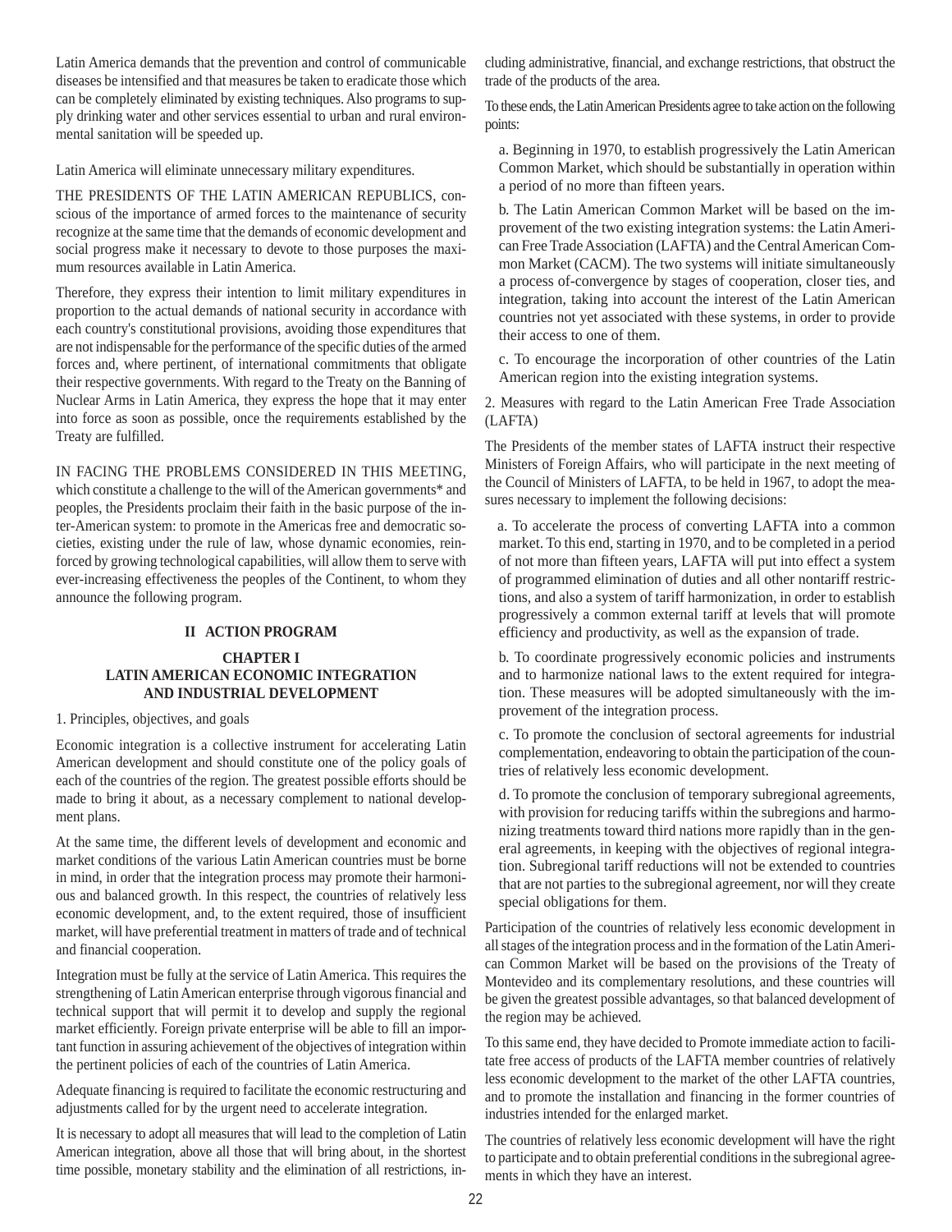Latin America demands that the prevention and control of communicable diseases be intensified and that measures be taken to eradicate those which can be completely eliminated by existing techniques. Also programs to supply drinking water and other services essential to urban and rural environmental sanitation will be speeded up.

Latin America will eliminate unnecessary military expenditures.

THE PRESIDENTS OF THE LATIN AMERICAN REPUBLICS, conscious of the importance of armed forces to the maintenance of security recognize at the same time that the demands of economic development and social progress make it necessary to devote to those purposes the maximum resources available in Latin America.

Therefore, they express their intention to limit military expenditures in proportion to the actual demands of national security in accordance with each country's constitutional provisions, avoiding those expenditures that are not indispensable for the performance of the specific duties of the armed forces and, where pertinent, of international commitments that obligate their respective governments. With regard to the Treaty on the Banning of Nuclear Arms in Latin America, they express the hope that it may enter into force as soon as possible, once the requirements established by the Treaty are fulfilled.

IN FACING THE PROBLEMS CONSIDERED IN THIS MEETING, which constitute a challenge to the will of the American governments* and peoples, the Presidents proclaim their faith in the basic purpose of the inter-American system: to promote in the Americas free and democratic societies, existing under the rule of law, whose dynamic economies, reinforced by growing technological capabilities, will allow them to serve with ever-increasing effectiveness the peoples of the Continent, to whom they announce the following program.

## II ACTION PROGRAM

### CHAPTER I
### LATIN AMERICAN ECONOMIC INTEGRATION AND INDUSTRIAL DEVELOPMENT

1. Principles, objectives, and goals

Economic integration is a collective instrument for accelerating Latin American development and should constitute one of the policy goals of each of the countries of the region. The greatest possible efforts should be made to bring it about, as a necessary complement to national development plans.

At the same time, the different levels of development and economic and market conditions of the various Latin American countries must be borne in mind, in order that the integration process may promote their harmonious and balanced growth. In this respect, the countries of relatively less economic development, and, to the extent required, those of insufficient market, will have preferential treatment in matters of trade and of technical and financial cooperation.

Integration must be fully at the service of Latin America. This requires the strengthening of Latin American enterprise through vigorous financial and technical support that will permit it to develop and supply the regional market efficiently. Foreign private enterprise will be able to fill an important function in assuring achievement of the objectives of integration within the pertinent policies of each of the countries of Latin America.

Adequate financing is required to facilitate the economic restructuring and adjustments called for by the urgent need to accelerate integration.

It is necessary to adopt all measures that will lead to the completion of Latin American integration, above all those that will bring about, in the shortest time possible, monetary stability and the elimination of all restrictions, including administrative, financial, and exchange restrictions, that obstruct the trade of the products of the area.

To these ends, the Latin American Presidents agree to take action on the following points:

a. Beginning in 1970, to establish progressively the Latin American Common Market, which should be substantially in operation within a period of no more than fifteen years.

b. The Latin American Common Market will be based on the improvement of the two existing integration systems: the Latin American Free Trade Association (LAFTA) and the Central American Common Market (CACM). The two systems will initiate simultaneously a process of-convergence by stages of cooperation, closer ties, and integration, taking into account the interest of the Latin American countries not yet associated with these systems, in order to provide their access to one of them.

c. To encourage the incorporation of other countries of the Latin American region into the existing integration systems.

2. Measures with regard to the Latin American Free Trade Association (LAFTA)

The Presidents of the member states of LAFTA instruct their respective Ministers of Foreign Affairs, who will participate in the next meeting of the Council of Ministers of LAFTA, to be held in 1967, to adopt the measures necessary to implement the following decisions:

a. To accelerate the process of converting LAFTA into a common market. To this end, starting in 1970, and to be completed in a period of not more than fifteen years, LAFTA will put into effect a system of programmed elimination of duties and all other nontariff restrictions, and also a system of tariff harmonization, in order to establish progressively a common external tariff at levels that will promote efficiency and productivity, as well as the expansion of trade.

b. To coordinate progressively economic policies and instruments and to harmonize national laws to the extent required for integration. These measures will be adopted simultaneously with the improvement of the integration process.

c. To promote the conclusion of sectoral agreements for industrial complementation, endeavoring to obtain the participation of the countries of relatively less economic development.

d. To promote the conclusion of temporary subregional agreements, with provision for reducing tariffs within the subregions and harmonizing treatments toward third nations more rapidly than in the general agreements, in keeping with the objectives of regional integration. Subregional tariff reductions will not be extended to countries that are not parties to the subregional agreement, nor will they create special obligations for them.

Participation of the countries of relatively less economic development in all stages of the integration process and in the formation of the Latin American Common Market will be based on the provisions of the Treaty of Montevideo and its complementary resolutions, and these countries will be given the greatest possible advantages, so that balanced development of the region may be achieved.

To this same end, they have decided to Promote immediate action to facilitate free access of products of the LAFTA member countries of relatively less economic development to the market of the other LAFTA countries, and to promote the installation and financing in the former countries of industries intended for the enlarged market.

The countries of relatively less economic development will have the right to participate and to obtain preferential conditions in the subregional agreements in which they have an interest.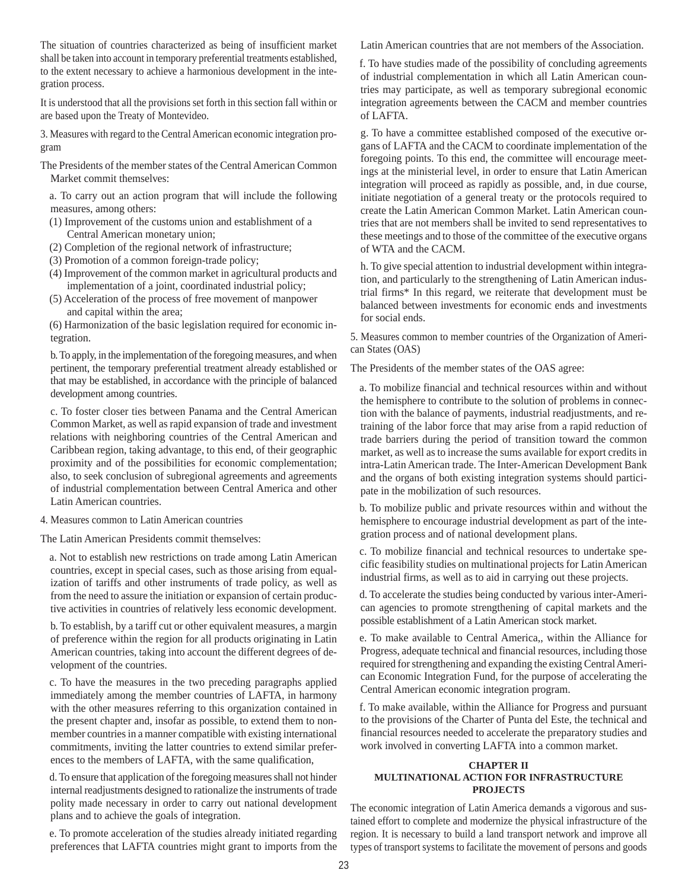The situation of countries characterized as being of insufficient market shall be taken into account in temporary preferential treatments established, to the extent necessary to achieve a harmonious development in the integration process.

It is understood that all the provisions set forth in this section fall within or are based upon the Treaty of Montevideo.

3. Measures with regard to the Central American economic integration program

The Presidents of the member states of the Central American Common Market commit themselves:

a. To carry out an action program that will include the following measures, among others:

(1) Improvement of the customs union and establishment of a Central American monetary union;
(2) Completion of the regional network of infrastructure;
(3) Promotion of a common foreign-trade policy;
(4) Improvement of the common market in agricultural products and implementation of a joint, coordinated industrial policy;
(5) Acceleration of the process of free movement of manpower and capital within the area;
(6) Harmonization of the basic legislation required for economic integration.

b. To apply, in the implementation of the foregoing measures, and when pertinent, the temporary preferential treatment already established or that may be established, in accordance with the principle of balanced development among countries.

c. To foster closer ties between Panama and the Central American Common Market, as well as rapid expansion of trade and investment relations with neighboring countries of the Central American and Caribbean region, taking advantage, to this end, of their geographic proximity and of the possibilities for economic complementation; also, to seek conclusion of subregional agreements and agreements of industrial complementation between Central America and other Latin American countries.

4. Measures common to Latin American countries

The Latin American Presidents commit themselves:

a. Not to establish new restrictions on trade among Latin American countries, except in special cases, such as those arising from equalization of tariffs and other instruments of trade policy, as well as from the need to assure the initiation or expansion of certain productive activities in countries of relatively less economic development.

b. To establish, by a tariff cut or other equivalent measures, a margin of preference within the region for all products originating in Latin American countries, taking into account the different degrees of development of the countries.

c. To have the measures in the two preceding paragraphs applied immediately among the member countries of LAFTA, in harmony with the other measures referring to this organization contained in the present chapter and, insofar as possible, to extend them to nonmember countries in a manner compatible with existing international commitments, inviting the latter countries to extend similar preferences to the members of LAFTA, with the same qualification,

d. To ensure that application of the foregoing measures shall not hinder internal readjustments designed to rationalize the instruments of trade polity made necessary in order to carry out national development plans and to achieve the goals of integration.

e. To promote acceleration of the studies already initiated regarding preferences that LAFTA countries might grant to imports from the Latin American countries that are not members of the Association.

f. To have studies made of the possibility of concluding agreements of industrial complementation in which all Latin American countries may participate, as well as temporary subregional economic integration agreements between the CACM and member countries of LAFTA.

g. To have a committee established composed of the executive organs of LAFTA and the CACM to coordinate implementation of the foregoing points. To this end, the committee will encourage meetings at the ministerial level, in order to ensure that Latin American integration will proceed as rapidly as possible, and, in due course, initiate negotiation of a general treaty or the protocols required to create the Latin American Common Market. Latin American countries that are not members shall be invited to send representatives to these meetings and to those of the committee of the executive organs of WTA and the CACM.

h. To give special attention to industrial development within integration, and particularly to the strengthening of Latin American industrial firms* In this regard, we reiterate that development must be balanced between investments for economic ends and investments for social ends.

5. Measures common to member countries of the Organization of American States (OAS)

The Presidents of the member states of the OAS agree:

a. To mobilize financial and technical resources within and without the hemisphere to contribute to the solution of problems in connection with the balance of payments, industrial readjustments, and retraining of the labor force that may arise from a rapid reduction of trade barriers during the period of transition toward the common market, as well as to increase the sums available for export credits in intra-Latin American trade. The Inter-American Development Bank and the organs of both existing integration systems should participate in the mobilization of such resources.

b. To mobilize public and private resources within and without the hemisphere to encourage industrial development as part of the integration process and of national development plans.

c. To mobilize financial and technical resources to undertake specific feasibility studies on multinational projects for Latin American industrial firms, as well as to aid in carrying out these projects.

d. To accelerate the studies being conducted by various inter-American agencies to promote strengthening of capital markets and the possible establishment of a Latin American stock market.

e. To make available to Central America,, within the Alliance for Progress, adequate technical and financial resources, including those required for strengthening and expanding the existing Central American Economic Integration Fund, for the purpose of accelerating the Central American economic integration program.

f. To make available, within the Alliance for Progress and pursuant to the provisions of the Charter of Punta del Este, the technical and financial resources needed to accelerate the preparatory studies and work involved in converting LAFTA into a common market.

## CHAPTER II
## MULTINATIONAL ACTION FOR INFRASTRUCTURE PROJECTS

The economic integration of Latin America demands a vigorous and sustained effort to complete and modernize the physical infrastructure of the region. It is necessary to build a land transport network and improve all types of transport systems to facilitate the movement of persons and goods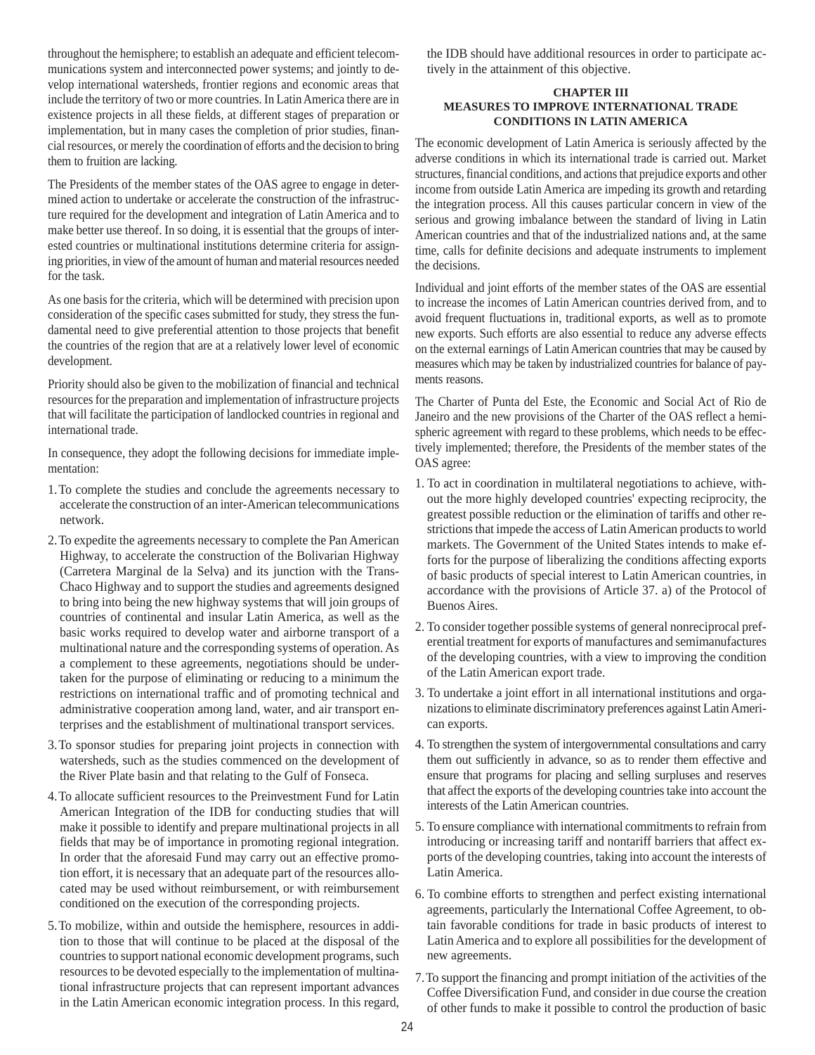throughout the hemisphere; to establish an adequate and efficient telecommunications system and interconnected power systems; and jointly to develop international watersheds, frontier regions and economic areas that include the territory of two or more countries. In Latin America there are in existence projects in all these fields, at different stages of preparation or implementation, but in many cases the completion of prior studies, financial resources, or merely the coordination of efforts and the decision to bring them to fruition are lacking.

The Presidents of the member states of the OAS agree to engage in determined action to undertake or accelerate the construction of the infrastructure required for the development and integration of Latin America and to make better use thereof. In so doing, it is essential that the groups of interested countries or multinational institutions determine criteria for assigning priorities, in view of the amount of human and material resources needed for the task.

As one basis for the criteria, which will be determined with precision upon consideration of the specific cases submitted for study, they stress the fundamental need to give preferential attention to those projects that benefit the countries of the region that are at a relatively lower level of economic development.

Priority should also be given to the mobilization of financial and technical resources for the preparation and implementation of infrastructure projects that will facilitate the participation of landlocked countries in regional and international trade.

In consequence, they adopt the following decisions for immediate implementation:

1. To complete the studies and conclude the agreements necessary to accelerate the construction of an inter-American telecommunications network.
2. To expedite the agreements necessary to complete the Pan American Highway, to accelerate the construction of the Bolivarian Highway (Carretera Marginal de la Selva) and its junction with the Trans-Chaco Highway and to support the studies and agreements designed to bring into being the new highway systems that will join groups of countries of continental and insular Latin America, as well as the basic works required to develop water and airborne transport of a multinational nature and the corresponding systems of operation. As a complement to these agreements, negotiations should be undertaken for the purpose of eliminating or reducing to a minimum the restrictions on international traffic and of promoting technical and administrative cooperation among land, water, and air transport enterprises and the establishment of multinational transport services.
3. To sponsor studies for preparing joint projects in connection with watersheds, such as the studies commenced on the development of the River Plate basin and that relating to the Gulf of Fonseca.
4. To allocate sufficient resources to the Preinvestment Fund for Latin American Integration of the IDB for conducting studies that will make it possible to identify and prepare multinational projects in all fields that may be of importance in promoting regional integration. In order that the aforesaid Fund may carry out an effective promotion effort, it is necessary that an adequate part of the resources allocated may be used without reimbursement, or with reimbursement conditioned on the execution of the corresponding projects.
5. To mobilize, within and outside the hemisphere, resources in addition to those that will continue to be placed at the disposal of the countries to support national economic development programs, such resources to be devoted especially to the implementation of multinational infrastructure projects that can represent important advances in the Latin American economic integration process. In this regard, the IDB should have additional resources in order to participate actively in the attainment of this objective.

## CHAPTER III
## MEASURES TO IMPROVE INTERNATIONAL TRADE CONDITIONS IN LATIN AMERICA

The economic development of Latin America is seriously affected by the adverse conditions in which its international trade is carried out. Market structures, financial conditions, and actions that prejudice exports and other income from outside Latin America are impeding its growth and retarding the integration process. All this causes particular concern in view of the serious and growing imbalance between the standard of living in Latin American countries and that of the industrialized nations and, at the same time, calls for definite decisions and adequate instruments to implement the decisions.

Individual and joint efforts of the member states of the OAS are essential to increase the incomes of Latin American countries derived from, and to avoid frequent fluctuations in, traditional exports, as well as to promote new exports. Such efforts are also essential to reduce any adverse effects on the external earnings of Latin American countries that may be caused by measures which may be taken by industrialized countries for balance of payments reasons.

The Charter of Punta del Este, the Economic and Social Act of Rio de Janeiro and the new provisions of the Charter of the OAS reflect a hemispheric agreement with regard to these problems, which needs to be effectively implemented; therefore, the Presidents of the member states of the OAS agree:

1. To act in coordination in multilateral negotiations to achieve, without the more highly developed countries' expecting reciprocity, the greatest possible reduction or the elimination of tariffs and other restrictions that impede the access of Latin American products to world markets. The Government of the United States intends to make efforts for the purpose of liberalizing the conditions affecting exports of basic products of special interest to Latin American countries, in accordance with the provisions of Article 37. a) of the Protocol of Buenos Aires.
2. To consider together possible systems of general nonreciprocal preferential treatment for exports of manufactures and semimanufactures of the developing countries, with a view to improving the condition of the Latin American export trade.
3. To undertake a joint effort in all international institutions and organizations to eliminate discriminatory preferences against Latin American exports.
4. To strengthen the system of intergovernmental consultations and carry them out sufficiently in advance, so as to render them effective and ensure that programs for placing and selling surpluses and reserves that affect the exports of the developing countries take into account the interests of the Latin American countries.
5. To ensure compliance with international commitments to refrain from introducing or increasing tariff and nontariff barriers that affect exports of the developing countries, taking into account the interests of Latin America.
6. To combine efforts to strengthen and perfect existing international agreements, particularly the International Coffee Agreement, to obtain favorable conditions for trade in basic products of interest to Latin America and to explore all possibilities for the development of new agreements.
7. To support the financing and prompt initiation of the activities of the Coffee Diversification Fund, and consider in due course the creation of other funds to make it possible to control the production of basic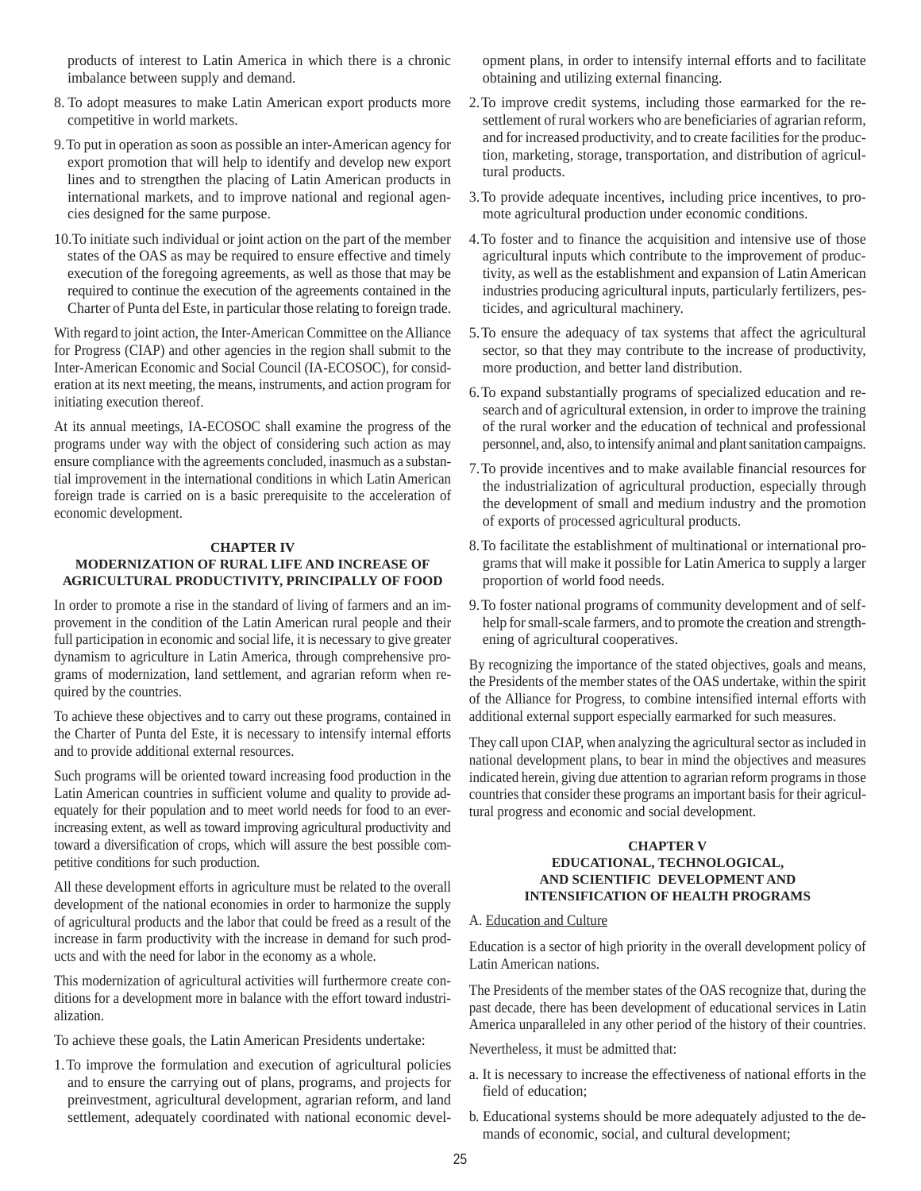products of interest to Latin America in which there is a chronic imbalance between supply and demand.

8. To adopt measures to make Latin American export products more competitive in world markets.

9. To put in operation as soon as possible an inter-American agency for export promotion that will help to identify and develop new export lines and to strengthen the placing of Latin American products in international markets, and to improve national and regional agencies designed for the same purpose.

10. To initiate such individual or joint action on the part of the member states of the OAS as may be required to ensure effective and timely execution of the foregoing agreements, as well as those that may be required to continue the execution of the agreements contained in the Charter of Punta del Este, in particular those relating to foreign trade.

With regard to joint action, the Inter-American Committee on the Alliance for Progress (CIAP) and other agencies in the region shall submit to the Inter-American Economic and Social Council (IA-ECOSOC), for consideration at its next meeting, the means, instruments, and action program for initiating execution thereof.

At its annual meetings, IA-ECOSOC shall examine the progress of the programs under way with the object of considering such action as may ensure compliance with the agreements concluded, inasmuch as a substantial improvement in the international conditions in which Latin American foreign trade is carried on is a basic prerequisite to the acceleration of economic development.

## CHAPTER IV
## MODERNIZATION OF RURAL LIFE AND INCREASE OF AGRICULTURAL PRODUCTIVITY, PRINCIPALLY OF FOOD

In order to promote a rise in the standard of living of farmers and an improvement in the condition of the Latin American rural people and their full participation in economic and social life, it is necessary to give greater dynamism to agriculture in Latin America, through comprehensive programs of modernization, land settlement, and agrarian reform when required by the countries.

To achieve these objectives and to carry out these programs, contained in the Charter of Punta del Este, it is necessary to intensify internal efforts and to provide additional external resources.

Such programs will be oriented toward increasing food production in the Latin American countries in sufficient volume and quality to provide adequately for their population and to meet world needs for food to an ever-increasing extent, as well as toward improving agricultural productivity and toward a diversification of crops, which will assure the best possible competitive conditions for such production.

All these development efforts in agriculture must be related to the overall development of the national economies in order to harmonize the supply of agricultural products and the labor that could be freed as a result of the increase in farm productivity with the increase in demand for such products and with the need for labor in the economy as a whole.

This modernization of agricultural activities will furthermore create conditions for a development more in balance with the effort toward industrialization.

To achieve these goals, the Latin American Presidents undertake:

1. To improve the formulation and execution of agricultural policies and to ensure the carrying out of plans, programs, and projects for preinvestment, agricultural development, agrarian reform, and land settlement, adequately coordinated with national economic development plans, in order to intensify internal efforts and to facilitate obtaining and utilizing external financing.

2. To improve credit systems, including those earmarked for the resettlement of rural workers who are beneficiaries of agrarian reform, and for increased productivity, and to create facilities for the production, marketing, storage, transportation, and distribution of agricultural products.

3. To provide adequate incentives, including price incentives, to promote agricultural production under economic conditions.

4. To foster and to finance the acquisition and intensive use of those agricultural inputs which contribute to the improvement of productivity, as well as the establishment and expansion of Latin American industries producing agricultural inputs, particularly fertilizers, pesticides, and agricultural machinery.

5. To ensure the adequacy of tax systems that affect the agricultural sector, so that they may contribute to the increase of productivity, more production, and better land distribution.

6. To expand substantially programs of specialized education and research and of agricultural extension, in order to improve the training of the rural worker and the education of technical and professional personnel, and, also, to intensify animal and plant sanitation campaigns.

7. To provide incentives and to make available financial resources for the industrialization of agricultural production, especially through the development of small and medium industry and the promotion of exports of processed agricultural products.

8. To facilitate the establishment of multinational or international programs that will make it possible for Latin America to supply a larger proportion of world food needs.

9. To foster national programs of community development and of self-help for small-scale farmers, and to promote the creation and strengthening of agricultural cooperatives.

By recognizing the importance of the stated objectives, goals and means, the Presidents of the member states of the OAS undertake, within the spirit of the Alliance for Progress, to combine intensified internal efforts with additional external support especially earmarked for such measures.

They call upon CIAP, when analyzing the agricultural sector as included in national development plans, to bear in mind the objectives and measures indicated herein, giving due attention to agrarian reform programs in those countries that consider these programs an important basis for their agricultural progress and economic and social development.

## CHAPTER V
## EDUCATIONAL, TECHNOLOGICAL, AND SCIENTIFIC DEVELOPMENT AND INTENSIFICATION OF HEALTH PROGRAMS

A. Education and Culture

Education is a sector of high priority in the overall development policy of Latin American nations.

The Presidents of the member states of the OAS recognize that, during the past decade, there has been development of educational services in Latin America unparalleled in any other period of the history of their countries.

Nevertheless, it must be admitted that:

a. It is necessary to increase the effectiveness of national efforts in the field of education;

b. Educational systems should be more adequately adjusted to the demands of economic, social, and cultural development;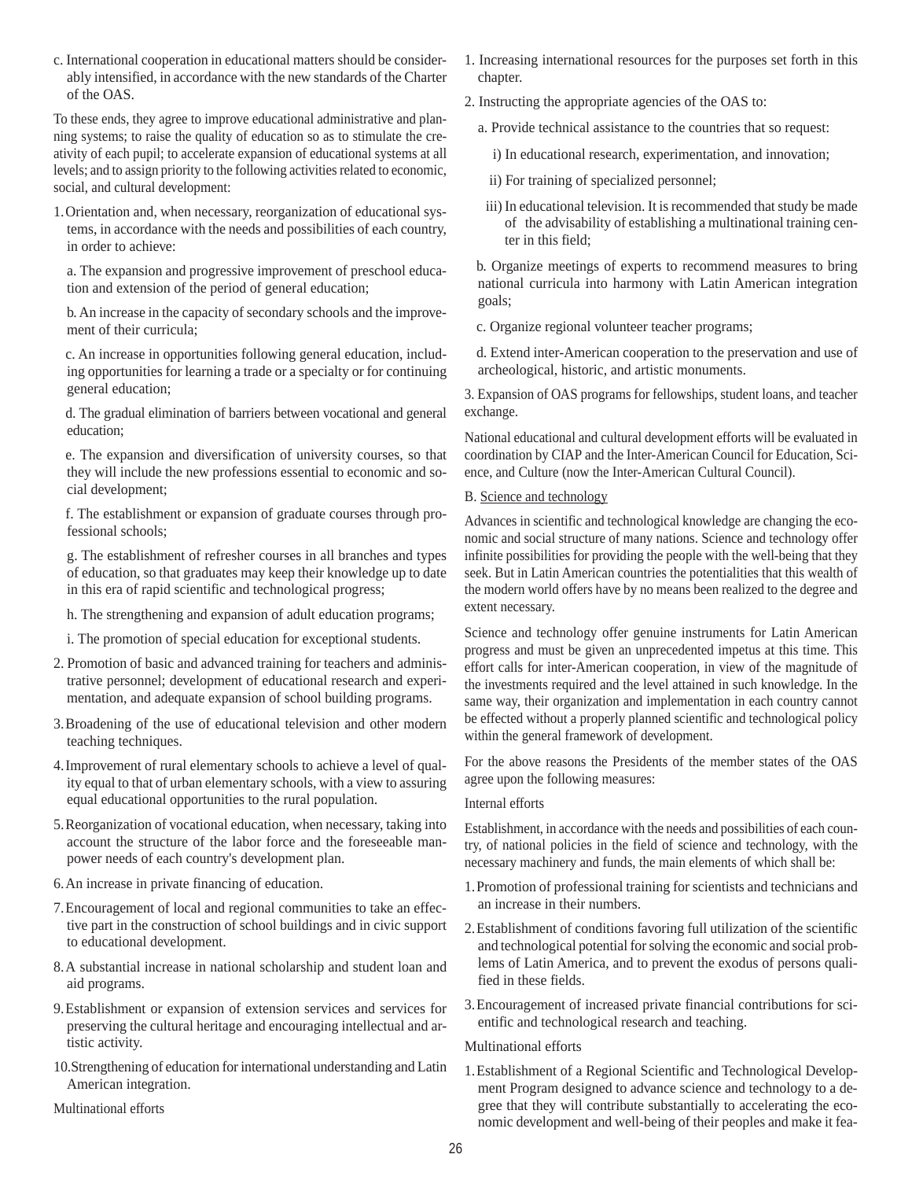c. International cooperation in educational matters should be considerably intensified, in accordance with the new standards of the Charter of the OAS.

To these ends, they agree to improve educational administrative and planning systems; to raise the quality of education so as to stimulate the creativity of each pupil; to accelerate expansion of educational systems at all levels; and to assign priority to the following activities related to economic, social, and cultural development:

1. Orientation and, when necessary, reorganization of educational systems, in accordance with the needs and possibilities of each country, in order to achieve:

   a. The expansion and progressive improvement of preschool education and extension of the period of general education;

   b. An increase in the capacity of secondary schools and the improvement of their curricula;

   c. An increase in opportunities following general education, including opportunities for learning a trade or a specialty or for continuing general education;

   d. The gradual elimination of barriers between vocational and general education;

   e. The expansion and diversification of university courses, so that they will include the new professions essential to economic and social development;

   f. The establishment or expansion of graduate courses through professional schools;

   g. The establishment of refresher courses in all branches and types of education, so that graduates may keep their knowledge up to date in this era of rapid scientific and technological progress;

   h. The strengthening and expansion of adult education programs;

   i. The promotion of special education for exceptional students.

2. Promotion of basic and advanced training for teachers and administrative personnel; development of educational research and experimentation, and adequate expansion of school building programs.

3. Broadening of the use of educational television and other modern teaching techniques.

4. Improvement of rural elementary schools to achieve a level of quality equal to that of urban elementary schools, with a view to assuring equal educational opportunities to the rural population.

5. Reorganization of vocational education, when necessary, taking into account the structure of the labor force and the foreseeable manpower needs of each country's development plan.

6. An increase in private financing of education.

7. Encouragement of local and regional communities to take an effective part in the construction of school buildings and in civic support to educational development.

8. A substantial increase in national scholarship and student loan and aid programs.

9. Establishment or expansion of extension services and services for preserving the cultural heritage and encouraging intellectual and artistic activity.

10. Strengthening of education for international understanding and Latin American integration.

Multinational efforts

1. Increasing international resources for the purposes set forth in this chapter.

2. Instructing the appropriate agencies of the OAS to:

   a. Provide technical assistance to the countries that so request:

      i) In educational research, experimentation, and innovation;

      ii) For training of specialized personnel;

      iii) In educational television. It is recommended that study be made of the advisability of establishing a multinational training center in this field;

   b. Organize meetings of experts to recommend measures to bring national curricula into harmony with Latin American integration goals;

   c. Organize regional volunteer teacher programs;

   d. Extend inter-American cooperation to the preservation and use of archeological, historic, and artistic monuments.

3. Expansion of OAS programs for fellowships, student loans, and teacher exchange.

National educational and cultural development efforts will be evaluated in coordination by CIAP and the Inter-American Council for Education, Science, and Culture (now the Inter-American Cultural Council).

B. Science and technology

Advances in scientific and technological knowledge are changing the economic and social structure of many nations. Science and technology offer infinite possibilities for providing the people with the well-being that they seek. But in Latin American countries the potentialities that this wealth of the modern world offers have by no means been realized to the degree and extent necessary.

Science and technology offer genuine instruments for Latin American progress and must be given an unprecedented impetus at this time. This effort calls for inter-American cooperation, in view of the magnitude of the investments required and the level attained in such knowledge. In the same way, their organization and implementation in each country cannot be effected without a properly planned scientific and technological policy within the general framework of development.

For the above reasons the Presidents of the member states of the OAS agree upon the following measures:

Internal efforts

Establishment, in accordance with the needs and possibilities of each country, of national policies in the field of science and technology, with the necessary machinery and funds, the main elements of which shall be:

1. Promotion of professional training for scientists and technicians and an increase in their numbers.

2. Establishment of conditions favoring full utilization of the scientific and technological potential for solving the economic and social problems of Latin America, and to prevent the exodus of persons qualified in these fields.

3. Encouragement of increased private financial contributions for scientific and technological research and teaching.

Multinational efforts

1. Establishment of a Regional Scientific and Technological Development Program designed to advance science and technology to a degree that they will contribute substantially to accelerating the economic development and well-being of their peoples and make it fea-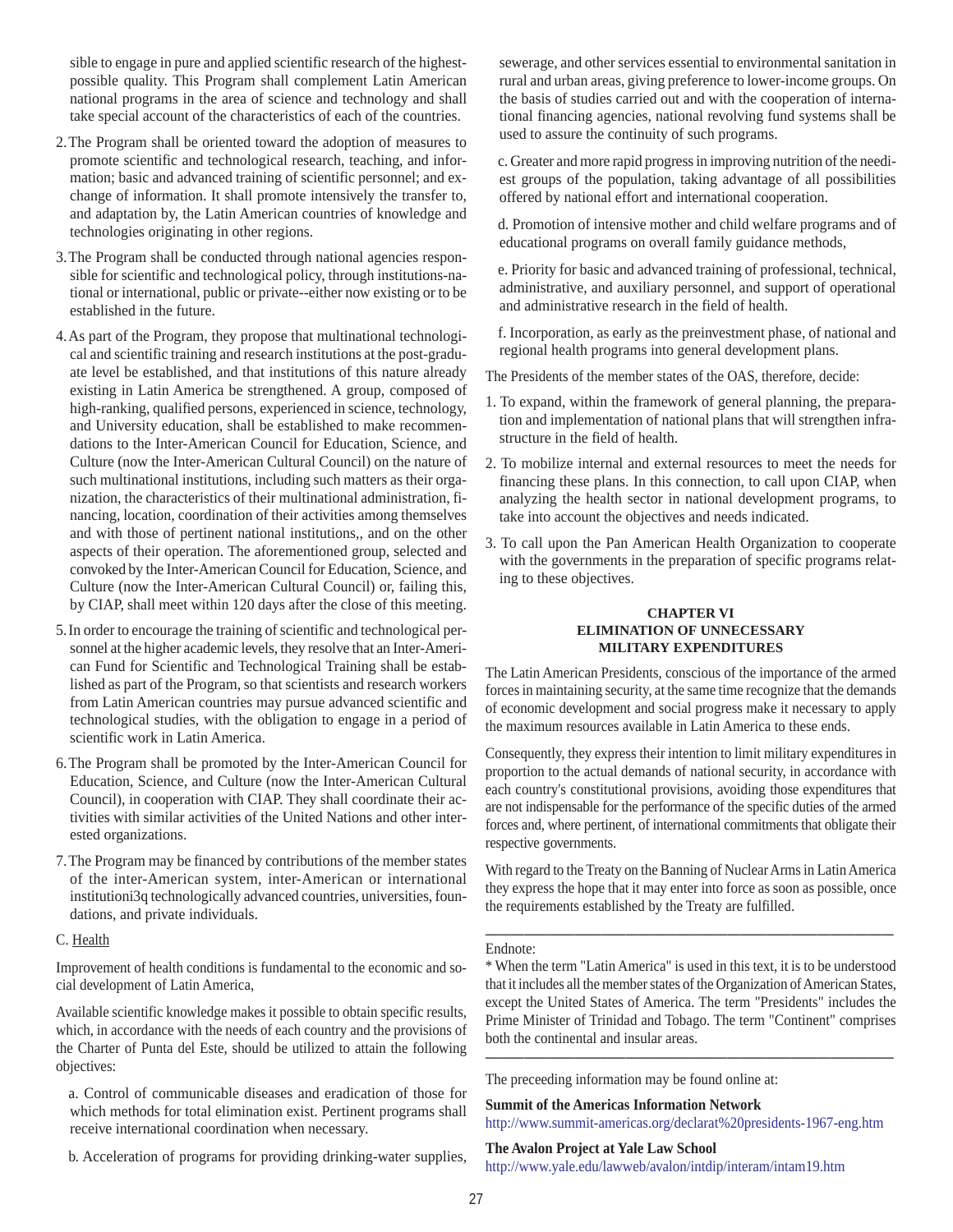sible to engage in pure and applied scientific research of the highest-possible quality. This Program shall complement Latin American national programs in the area of science and technology and shall take special account of the characteristics of each of the countries.

2. The Program shall be oriented toward the adoption of measures to promote scientific and technological research, teaching, and information; basic and advanced training of scientific personnel; and exchange of information. It shall promote intensively the transfer to, and adaptation by, the Latin American countries of knowledge and technologies originating in other regions.

3. The Program shall be conducted through national agencies responsible for scientific and technological policy, through institutions-national or international, public or private--either now existing or to be established in the future.

4. As part of the Program, they propose that multinational technological and scientific training and research institutions at the post-graduate level be established, and that institutions of this nature already existing in Latin America be strengthened. A group, composed of high-ranking, qualified persons, experienced in science, technology, and University education, shall be established to make recommendations to the Inter-American Council for Education, Science, and Culture (now the Inter-American Cultural Council) on the nature of such multinational institutions, including such matters as their organization, the characteristics of their multinational administration, financing, location, coordination of their activities among themselves and with those of pertinent national institutions,, and on the other aspects of their operation. The aforementioned group, selected and convoked by the Inter-American Council for Education, Science, and Culture (now the Inter-American Cultural Council) or, failing this, by CIAP, shall meet within 120 days after the close of this meeting.

5. In order to encourage the training of scientific and technological personnel at the higher academic levels, they resolve that an Inter-American Fund for Scientific and Technological Training shall be established as part of the Program, so that scientists and research workers from Latin American countries may pursue advanced scientific and technological studies, with the obligation to engage in a period of scientific work in Latin America.

6. The Program shall be promoted by the Inter-American Council for Education, Science, and Culture (now the Inter-American Cultural Council), in cooperation with CIAP. They shall coordinate their activities with similar activities of the United Nations and other interested organizations.

7. The Program may be financed by contributions of the member states of the inter-American system, inter-American or international institutioni3q technologically advanced countries, universities, foundations, and private individuals.

C. Health

Improvement of health conditions is fundamental to the economic and social development of Latin America,

Available scientific knowledge makes it possible to obtain specific results, which, in accordance with the needs of each country and the provisions of the Charter of Punta del Este, should be utilized to attain the following objectives:

a. Control of communicable diseases and eradication of those for which methods for total elimination exist. Pertinent programs shall receive international coordination when necessary.

b. Acceleration of programs for providing drinking-water supplies, sewerage, and other services essential to environmental sanitation in rural and urban areas, giving preference to lower-income groups. On the basis of studies carried out and with the cooperation of international financing agencies, national revolving fund systems shall be used to assure the continuity of such programs.

c. Greater and more rapid progress in improving nutrition of the neediest groups of the population, taking advantage of all possibilities offered by national effort and international cooperation.

d. Promotion of intensive mother and child welfare programs and of educational programs on overall family guidance methods,

e. Priority for basic and advanced training of professional, technical, administrative, and auxiliary personnel, and support of operational and administrative research in the field of health.

f. Incorporation, as early as the preinvestment phase, of national and regional health programs into general development plans.

The Presidents of the member states of the OAS, therefore, decide:

1. To expand, within the framework of general planning, the preparation and implementation of national plans that will strengthen infrastructure in the field of health.

2. To mobilize internal and external resources to meet the needs for financing these plans. In this connection, to call upon CIAP, when analyzing the health sector in national development programs, to take into account the objectives and needs indicated.

3. To call upon the Pan American Health Organization to cooperate with the governments in the preparation of specific programs relating to these objectives.

## CHAPTER VI
## ELIMINATION OF UNNECESSARY MILITARY EXPENDITURES

The Latin American Presidents, conscious of the importance of the armed forces in maintaining security, at the same time recognize that the demands of economic development and social progress make it necessary to apply the maximum resources available in Latin America to these ends.

Consequently, they express their intention to limit military expenditures in proportion to the actual demands of national security, in accordance with each country's constitutional provisions, avoiding those expenditures that are not indispensable for the performance of the specific duties of the armed forces and, where pertinent, of international commitments that obligate their respective governments.

With regard to the Treaty on the Banning of Nuclear Arms in Latin America they express the hope that it may enter into force as soon as possible, once the requirements established by the Treaty are fulfilled.

---

Endnote:

* When the term "Latin America" is used in this text, it is to be understood that it includes all the member states of the Organization of American States, except the United States of America. The term "Presidents" includes the Prime Minister of Trinidad and Tobago. The term "Continent" comprises both the continental and insular areas.

---

The preceeding information may be found online at:

**Summit of the Americas Information Network**
http://www.summit-americas.org/declarat%20presidents-1967-eng.htm

**The Avalon Project at Yale Law School**
http://www.yale.edu/lawweb/avalon/intdip/interam/intam19.htm